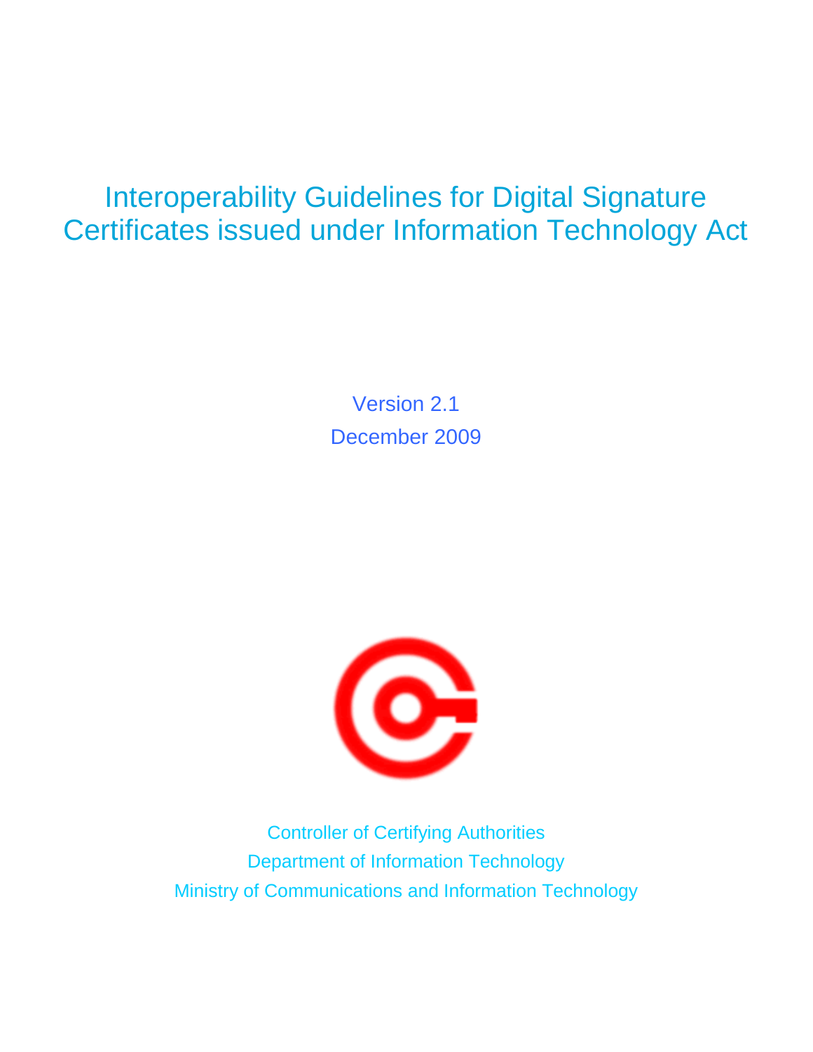# Interoperability Guidelines for Digital Signature Certificates issued under Information Technology Act

Version 2.1

December 2009

Controller of Certifying Authorities

Department of Information Technology

Ministry of Communications and Information Technology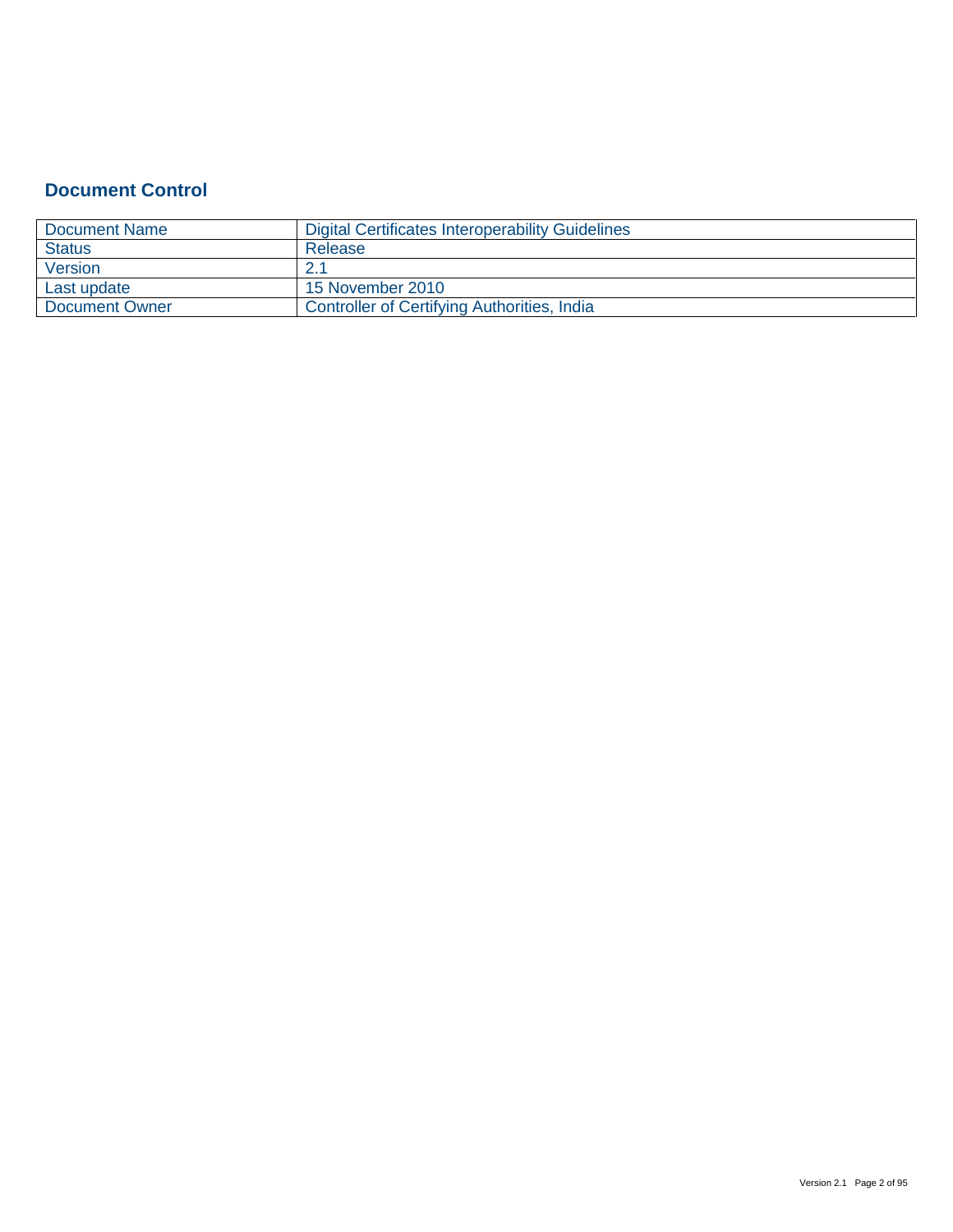## Document Control

| Document Name | Digital Certificates Interoperability Guidelines |
|---|---|
| Status | Release |
| Version | 2.1 |
| Last update | 15 November 2010 |
| Document Owner | Controller of Certifying Authorities, India |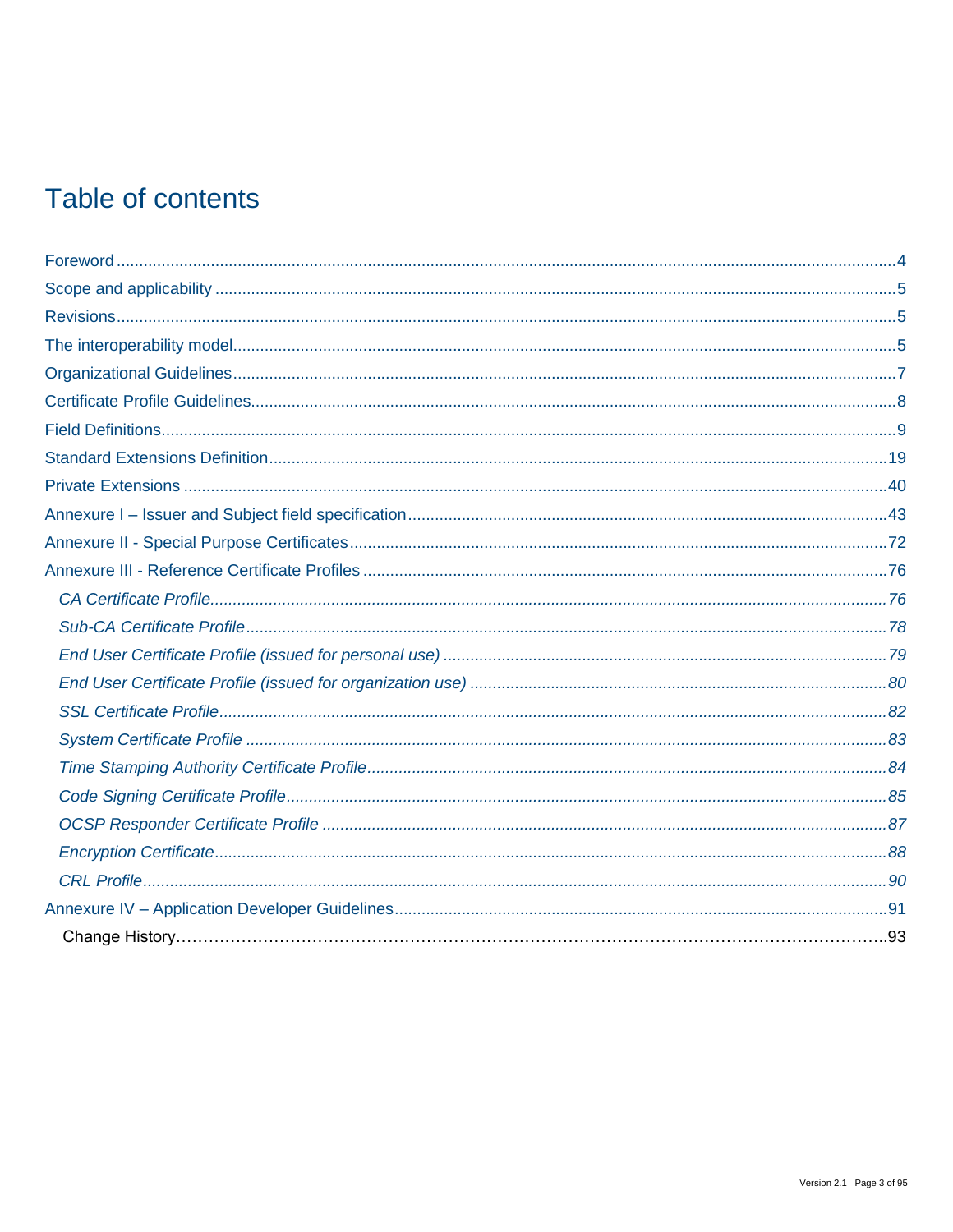# Table of contents

Foreword ........................................................................................................................................................4
Scope and applicability ..................................................................................................................................5
Revisions.........................................................................................................................................................5
The interoperability model..............................................................................................................................5
Organizational Guidelines..............................................................................................................................7
Certificate Profile Guidelines..........................................................................................................................8
Field Definitions..............................................................................................................................................9
Standard Extensions Definition.....................................................................................................................19
Private Extensions ........................................................................................................................................40
Annexure I – Issuer and Subject field specification.......................................................................................43
Annexure II - Special Purpose Certificates....................................................................................................72
Annexure III - Reference Certificate Profiles .................................................................................................76

- *CA Certificate Profile..................................................................................................................................76*
- *Sub-CA Certificate Profile...........................................................................................................................78*
- *End User Certificate Profile (issued for personal use) ...............................................................................79*
- *End User Certificate Profile (issued for organization use) .........................................................................80*
- *SSL Certificate Profile................................................................................................................................82*
- *System Certificate Profile ..........................................................................................................................83*
- *Time Stamping Authority Certificate Profile................................................................................................84*
- *Code Signing Certificate Profile..................................................................................................................85*
- *OCSP Responder Certificate Profile ..........................................................................................................87*
- *Encryption Certificate.................................................................................................................................88*
- *CRL Profile.................................................................................................................................................90*

Annexure IV – Application Developer Guidelines..........................................................................................91
Change History……………………………………………………………………………………………………….93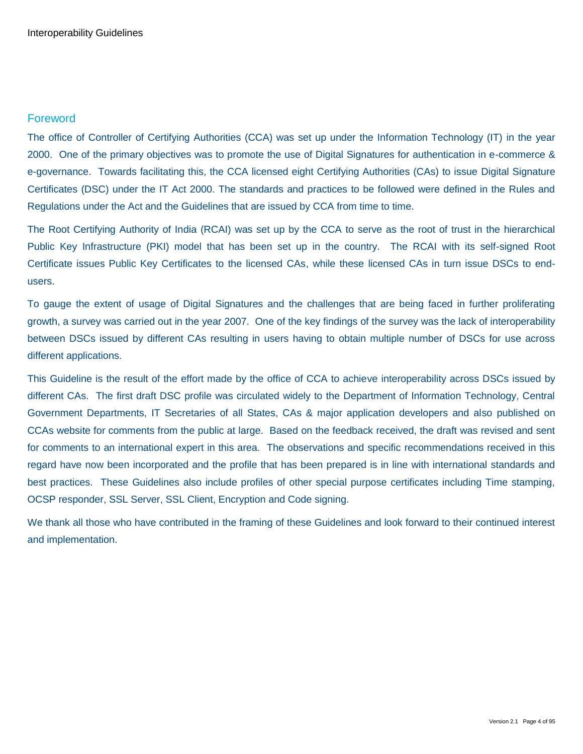## Foreword

The office of Controller of Certifying Authorities (CCA) was set up under the Information Technology (IT) in the year 2000. One of the primary objectives was to promote the use of Digital Signatures for authentication in e-commerce & e-governance. Towards facilitating this, the CCA licensed eight Certifying Authorities (CAs) to issue Digital Signature Certificates (DSC) under the IT Act 2000. The standards and practices to be followed were defined in the Rules and Regulations under the Act and the Guidelines that are issued by CCA from time to time.

The Root Certifying Authority of India (RCAI) was set up by the CCA to serve as the root of trust in the hierarchical Public Key Infrastructure (PKI) model that has been set up in the country. The RCAI with its self-signed Root Certificate issues Public Key Certificates to the licensed CAs, while these licensed CAs in turn issue DSCs to end-users.

To gauge the extent of usage of Digital Signatures and the challenges that are being faced in further proliferating growth, a survey was carried out in the year 2007. One of the key findings of the survey was the lack of interoperability between DSCs issued by different CAs resulting in users having to obtain multiple number of DSCs for use across different applications.

This Guideline is the result of the effort made by the office of CCA to achieve interoperability across DSCs issued by different CAs. The first draft DSC profile was circulated widely to the Department of Information Technology, Central Government Departments, IT Secretaries of all States, CAs & major application developers and also published on CCAs website for comments from the public at large. Based on the feedback received, the draft was revised and sent for comments to an international expert in this area. The observations and specific recommendations received in this regard have now been incorporated and the profile that has been prepared is in line with international standards and best practices. These Guidelines also include profiles of other special purpose certificates including Time stamping, OCSP responder, SSL Server, SSL Client, Encryption and Code signing.

We thank all those who have contributed in the framing of these Guidelines and look forward to their continued interest and implementation.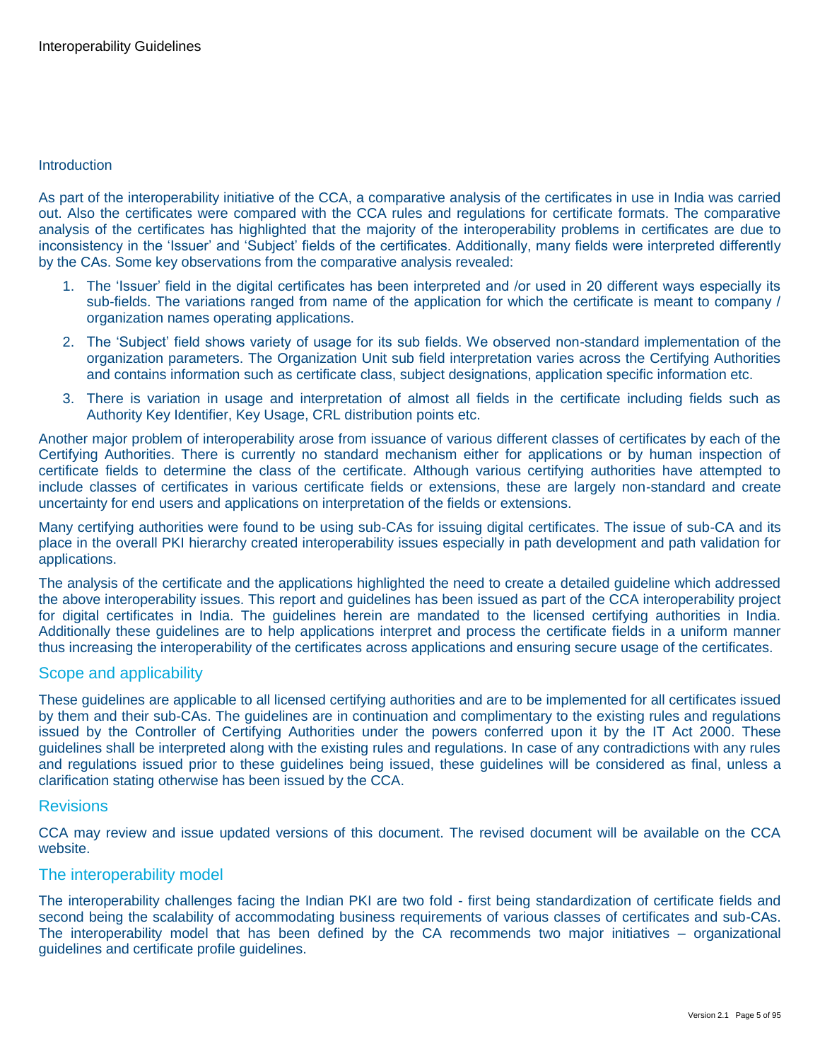Introduction

As part of the interoperability initiative of the CCA, a comparative analysis of the certificates in use in India was carried out. Also the certificates were compared with the CCA rules and regulations for certificate formats. The comparative analysis of the certificates has highlighted that the majority of the interoperability problems in certificates are due to inconsistency in the 'Issuer' and 'Subject' fields of the certificates. Additionally, many fields were interpreted differently by the CAs. Some key observations from the comparative analysis revealed:

1. The 'Issuer' field in the digital certificates has been interpreted and /or used in 20 different ways especially its sub-fields. The variations ranged from name of the application for which the certificate is meant to company / organization names operating applications.
2. The 'Subject' field shows variety of usage for its sub fields. We observed non-standard implementation of the organization parameters. The Organization Unit sub field interpretation varies across the Certifying Authorities and contains information such as certificate class, subject designations, application specific information etc.
3. There is variation in usage and interpretation of almost all fields in the certificate including fields such as Authority Key Identifier, Key Usage, CRL distribution points etc.

Another major problem of interoperability arose from issuance of various different classes of certificates by each of the Certifying Authorities. There is currently no standard mechanism either for applications or by human inspection of certificate fields to determine the class of the certificate. Although various certifying authorities have attempted to include classes of certificates in various certificate fields or extensions, these are largely non-standard and create uncertainty for end users and applications on interpretation of the fields or extensions.

Many certifying authorities were found to be using sub-CAs for issuing digital certificates. The issue of sub-CA and its place in the overall PKI hierarchy created interoperability issues especially in path development and path validation for applications.

The analysis of the certificate and the applications highlighted the need to create a detailed guideline which addressed the above interoperability issues. This report and guidelines has been issued as part of the CCA interoperability project for digital certificates in India. The guidelines herein are mandated to the licensed certifying authorities in India. Additionally these guidelines are to help applications interpret and process the certificate fields in a uniform manner thus increasing the interoperability of the certificates across applications and ensuring secure usage of the certificates.

## Scope and applicability

These guidelines are applicable to all licensed certifying authorities and are to be implemented for all certificates issued by them and their sub-CAs. The guidelines are in continuation and complimentary to the existing rules and regulations issued by the Controller of Certifying Authorities under the powers conferred upon it by the IT Act 2000. These guidelines shall be interpreted along with the existing rules and regulations. In case of any contradictions with any rules and regulations issued prior to these guidelines being issued, these guidelines will be considered as final, unless a clarification stating otherwise has been issued by the CCA.

## Revisions

CCA may review and issue updated versions of this document. The revised document will be available on the CCA website.

## The interoperability model

The interoperability challenges facing the Indian PKI are two fold - first being standardization of certificate fields and second being the scalability of accommodating business requirements of various classes of certificates and sub-CAs. The interoperability model that has been defined by the CA recommends two major initiatives – organizational guidelines and certificate profile guidelines.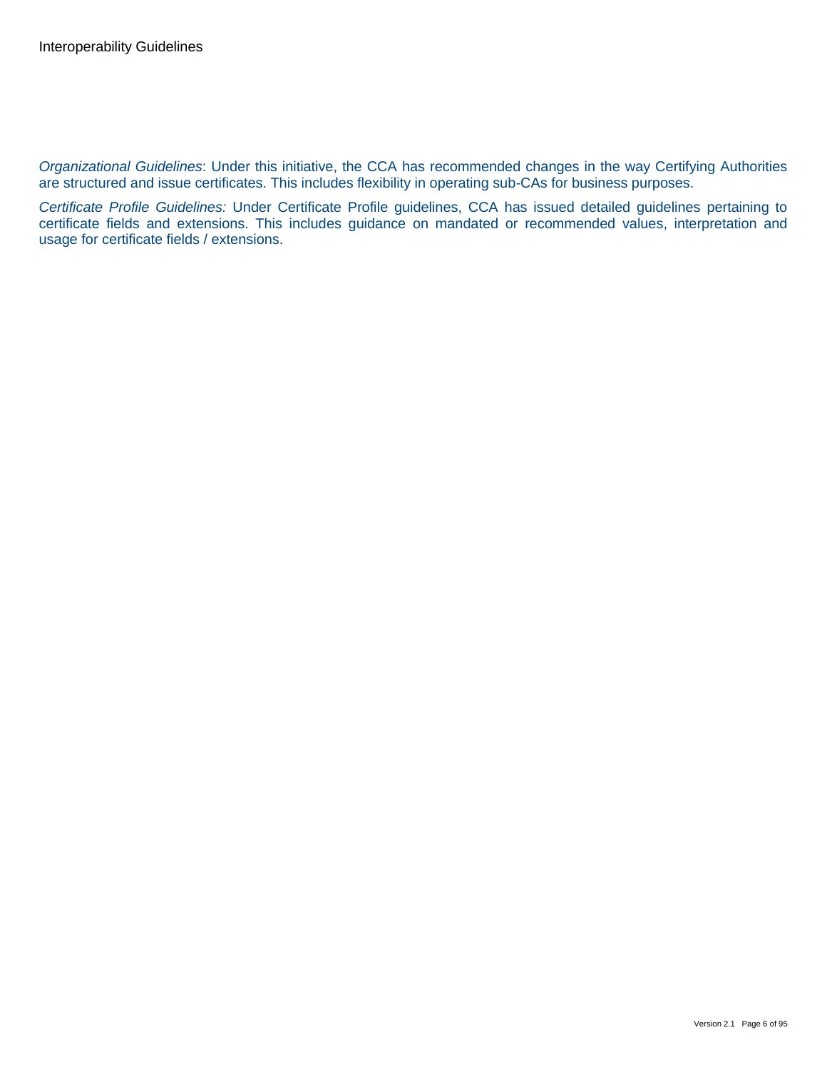*Organizational Guidelines*: Under this initiative, the CCA has recommended changes in the way Certifying Authorities are structured and issue certificates. This includes flexibility in operating sub-CAs for business purposes.

*Certificate Profile Guidelines:* Under Certificate Profile guidelines, CCA has issued detailed guidelines pertaining to certificate fields and extensions. This includes guidance on mandated or recommended values, interpretation and usage for certificate fields / extensions.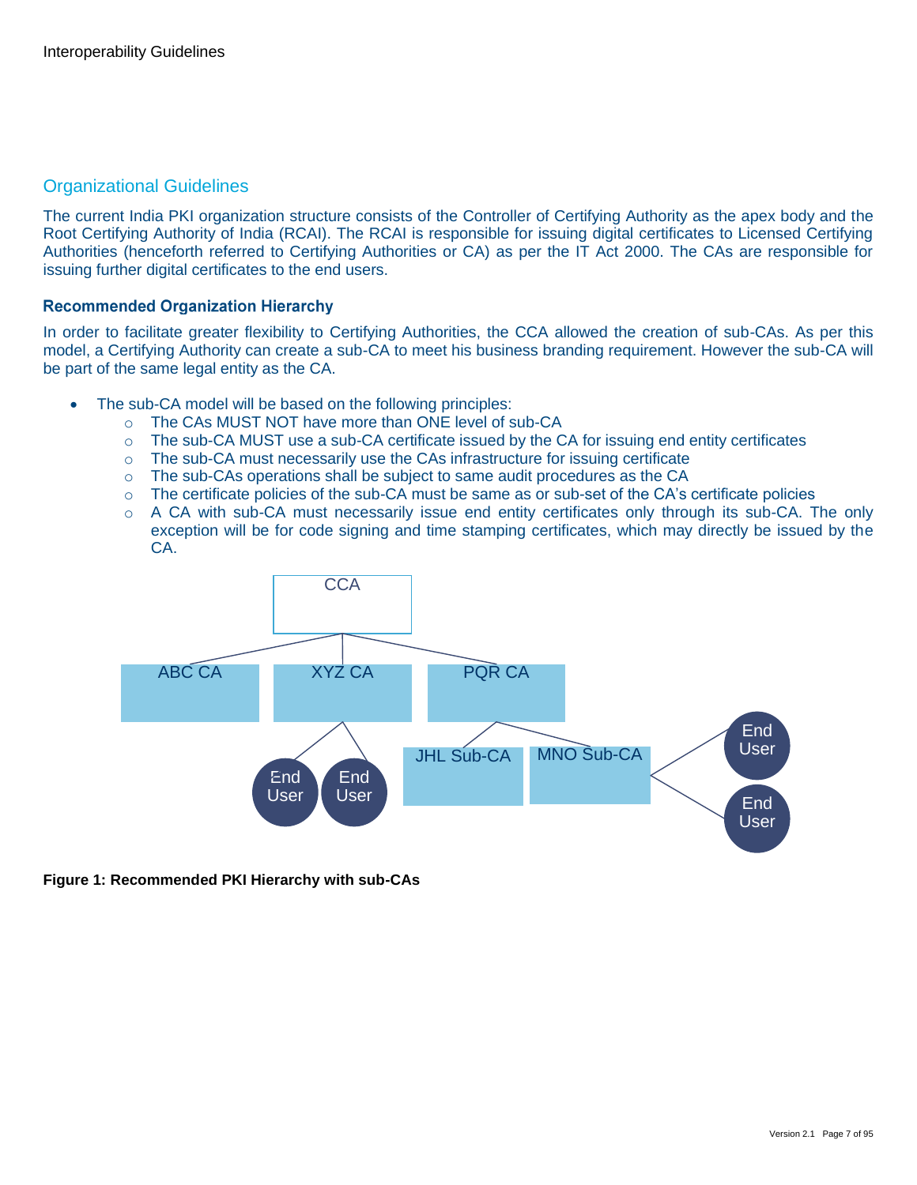## Organizational Guidelines

The current India PKI organization structure consists of the Controller of Certifying Authority as the apex body and the Root Certifying Authority of India (RCAI). The RCAI is responsible for issuing digital certificates to Licensed Certifying Authorities (henceforth referred to as Certifying Authorities or CA) as per the IT Act 2000. The CAs are responsible for issuing further digital certificates to the end users.

### Recommended Organization Hierarchy

In order to facilitate greater flexibility to Certifying Authorities, the CCA allowed the creation of sub-CAs. As per this model, a Certifying Authority can create a sub-CA to meet his business branding requirement. However the sub-CA will be part of the same legal entity as the CA.

- The sub-CA model will be based on the following principles:
  - The CAs MUST NOT have more than ONE level of sub-CA
  - The sub-CA MUST use a sub-CA certificate issued by the CA for issuing end entity certificates
  - The sub-CA must necessarily use the CAs infrastructure for issuing certificate
  - The sub-CAs operations shall be subject to same audit procedures as the CA
  - The certificate policies of the sub-CA must be same as or sub-set of the CA's certificate policies
  - A CA with sub-CA must necessarily issue end entity certificates only through its sub-CA. The only exception will be for code signing and time stamping certificates, which may directly be issued by the CA.

CCA
ABC CA | XYZ CA | PQR CA
End User | End User | JHL Sub-CA | MNO Sub-CA | End User | End User

**Figure 1: Recommended PKI Hierarchy with sub-CAs**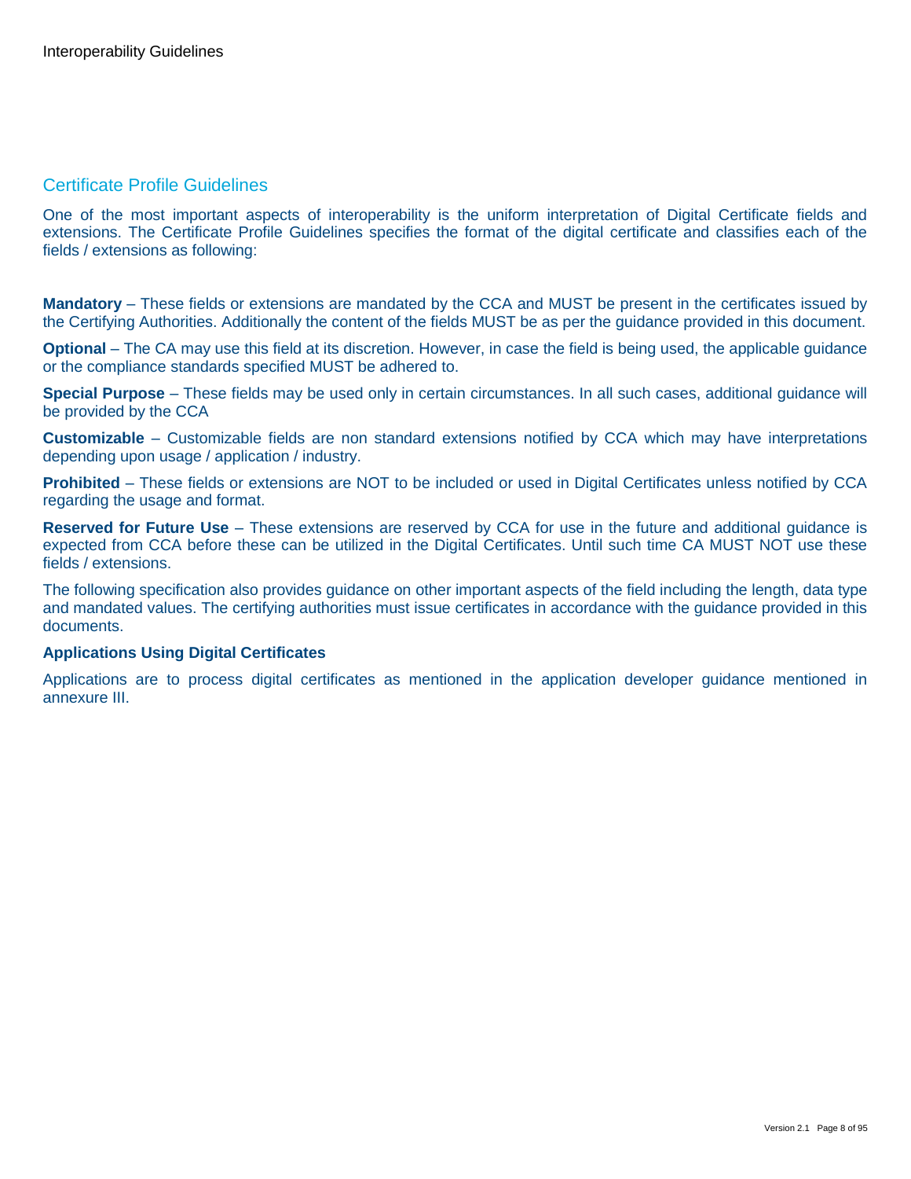## Certificate Profile Guidelines

One of the most important aspects of interoperability is the uniform interpretation of Digital Certificate fields and extensions. The Certificate Profile Guidelines specifies the format of the digital certificate and classifies each of the fields / extensions as following:

**Mandatory** – These fields or extensions are mandated by the CCA and MUST be present in the certificates issued by the Certifying Authorities. Additionally the content of the fields MUST be as per the guidance provided in this document.

**Optional** – The CA may use this field at its discretion. However, in case the field is being used, the applicable guidance or the compliance standards specified MUST be adhered to.

**Special Purpose** – These fields may be used only in certain circumstances. In all such cases, additional guidance will be provided by the CCA

**Customizable** – Customizable fields are non standard extensions notified by CCA which may have interpretations depending upon usage / application / industry.

**Prohibited** – These fields or extensions are NOT to be included or used in Digital Certificates unless notified by CCA regarding the usage and format.

**Reserved for Future Use** – These extensions are reserved by CCA for use in the future and additional guidance is expected from CCA before these can be utilized in the Digital Certificates. Until such time CA MUST NOT use these fields / extensions.

The following specification also provides guidance on other important aspects of the field including the length, data type and mandated values. The certifying authorities must issue certificates in accordance with the guidance provided in this documents.

**Applications Using Digital Certificates**

Applications are to process digital certificates as mentioned in the application developer guidance mentioned in annexure III.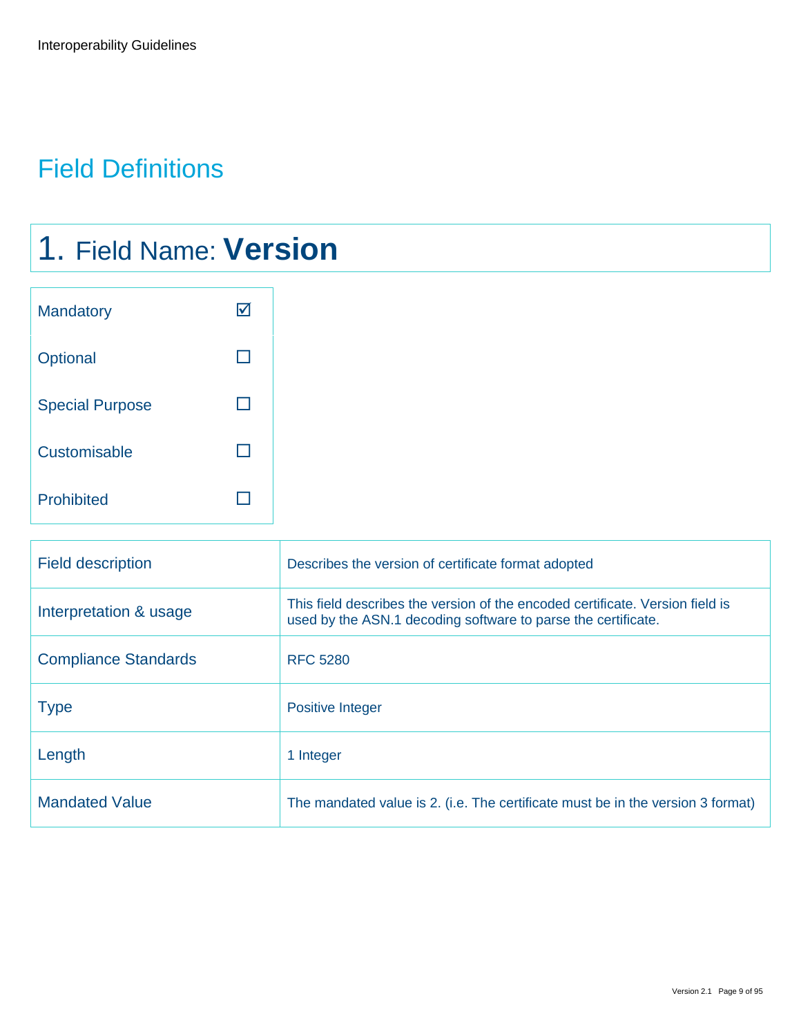# Field Definitions

## 1. Field Name: **Version**

| | |
|---|---|
| Mandatory | ☑ |
| Optional | ☐ |
| Special Purpose | ☐ |
| Customisable | ☐ |
| Prohibited | ☐ |

| | |
|---|---|
| Field description | Describes the version of certificate format adopted |
| Interpretation & usage | This field describes the version of the encoded certificate. Version field is used by the ASN.1 decoding software to parse the certificate. |
| Compliance Standards | RFC 5280 |
| Type | Positive Integer |
| Length | 1 Integer |
| Mandated Value | The mandated value is 2. (i.e. The certificate must be in the version 3 format) |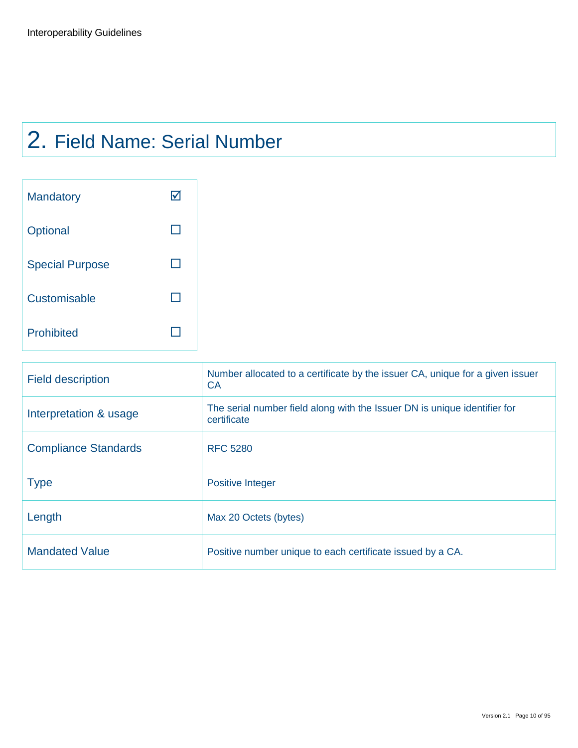# 2. Field Name: Serial Number

| | |
|---|---|
| Mandatory | ☑ |
| Optional | ☐ |
| Special Purpose | ☐ |
| Customisable | ☐ |
| Prohibited | ☐ |

| | |
|---|---|
| Field description | Number allocated to a certificate by the issuer CA, unique for a given issuer CA |
| Interpretation & usage | The serial number field along with the Issuer DN is unique identifier for certificate |
| Compliance Standards | RFC 5280 |
| Type | Positive Integer |
| Length | Max 20 Octets (bytes) |
| Mandated Value | Positive number unique to each certificate issued by a CA. |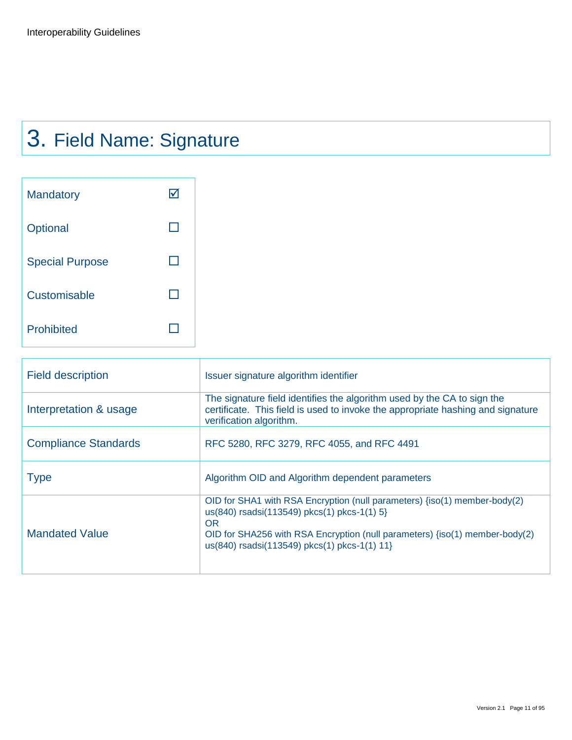# 3. Field Name: Signature

| | |
|---|---|
| Mandatory | ☑ |
| Optional | ☐ |
| Special Purpose | ☐ |
| Customisable | ☐ |
| Prohibited | ☐ |

| | |
|---|---|
| Field description | Issuer signature algorithm identifier |
| Interpretation & usage | The signature field identifies the algorithm used by the CA to sign the certificate. This field is used to invoke the appropriate hashing and signature verification algorithm. |
| Compliance Standards | RFC 5280, RFC 3279, RFC 4055, and RFC 4491 |
| Type | Algorithm OID and Algorithm dependent parameters |
| Mandated Value | OID for SHA1 with RSA Encryption (null parameters) {iso(1) member-body(2) us(840) rsadsi(113549) pkcs(1) pkcs-1(1) 5}<br>OR<br>OID for SHA256 with RSA Encryption (null parameters) {iso(1) member-body(2) us(840) rsadsi(113549) pkcs(1) pkcs-1(1) 11} |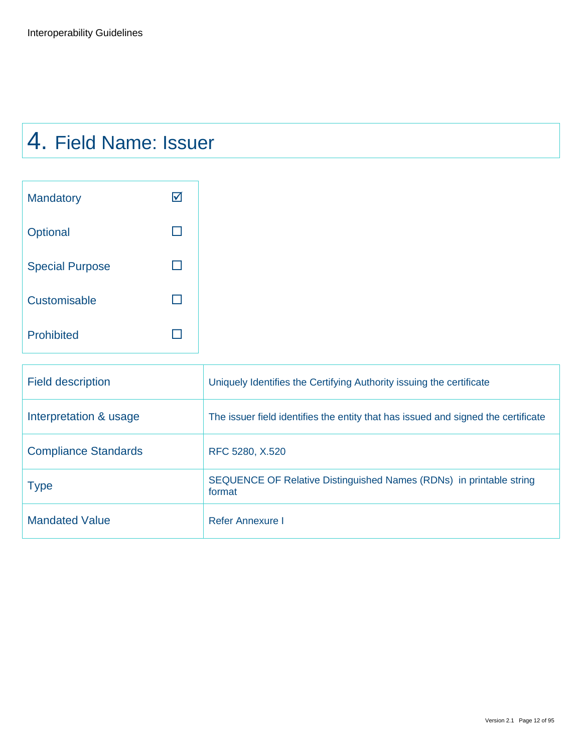# 4. Field Name: Issuer

| | |
|---|---|
| Mandatory | ☑ |
| Optional | ☐ |
| Special Purpose | ☐ |
| Customisable | ☐ |
| Prohibited | ☐ |

| | |
|---|---|
| Field description | Uniquely Identifies the Certifying Authority issuing the certificate |
| Interpretation & usage | The issuer field identifies the entity that has issued and signed the certificate |
| Compliance Standards | RFC 5280, X.520 |
| Type | SEQUENCE OF Relative Distinguished Names (RDNs) in printable string format |
| Mandated Value | Refer Annexure I |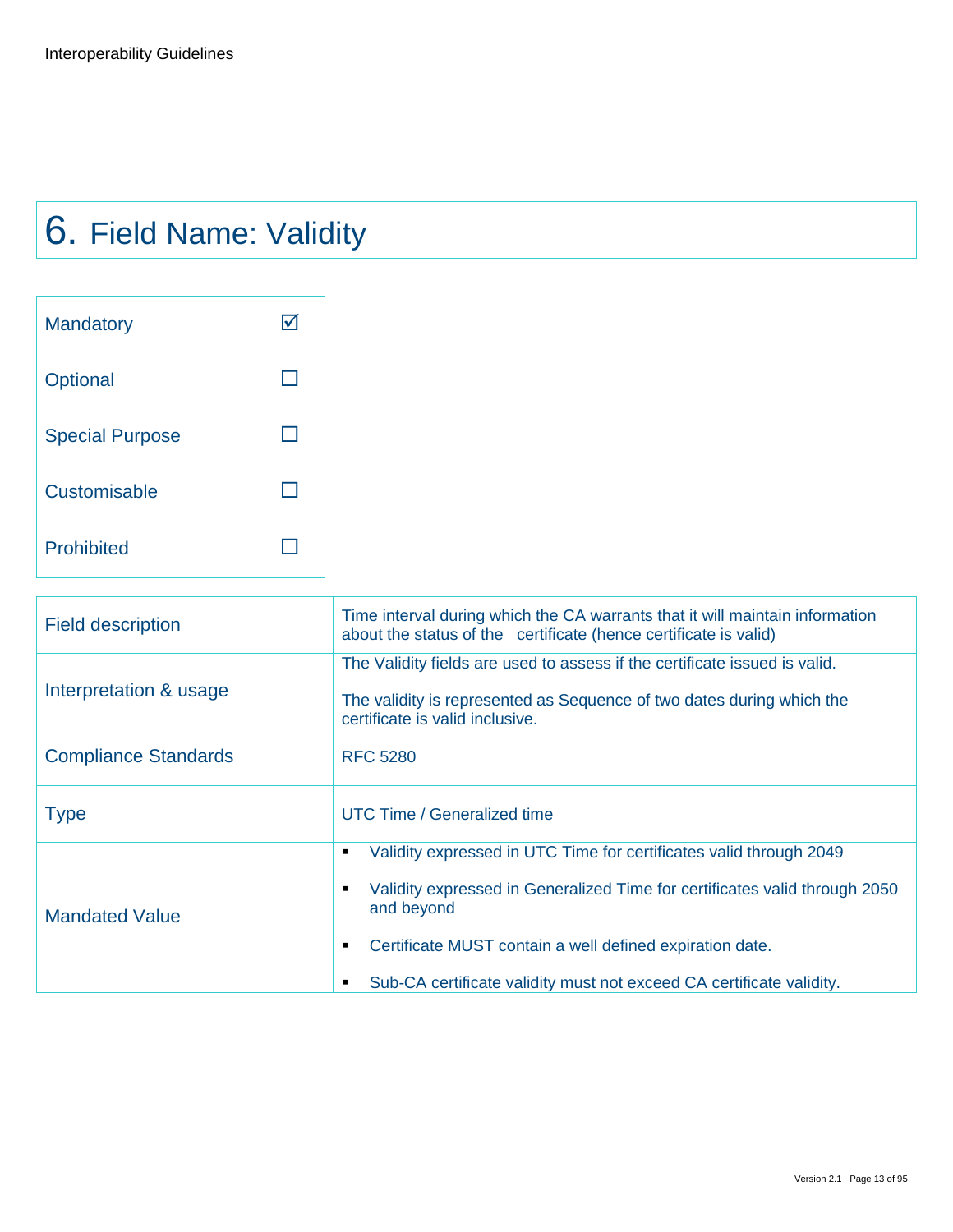# 6. Field Name: Validity

| | |
|---|---|
| Mandatory | ☑ |
| Optional | ☐ |
| Special Purpose | ☐ |
| Customisable | ☐ |
| Prohibited | ☐ |

| | |
|---|---|
| Field description | Time interval during which the CA warrants that it will maintain information about the status of the certificate (hence certificate is valid) |
| Interpretation & usage | The Validity fields are used to assess if the certificate issued is valid.<br><br>The validity is represented as Sequence of two dates during which the certificate is valid inclusive. |
| Compliance Standards | RFC 5280 |
| Type | UTC Time / Generalized time |
| Mandated Value | ▪ Validity expressed in UTC Time for certificates valid through 2049<br><br>▪ Validity expressed in Generalized Time for certificates valid through 2050 and beyond<br><br>▪ Certificate MUST contain a well defined expiration date.<br><br>▪ Sub-CA certificate validity must not exceed CA certificate validity. |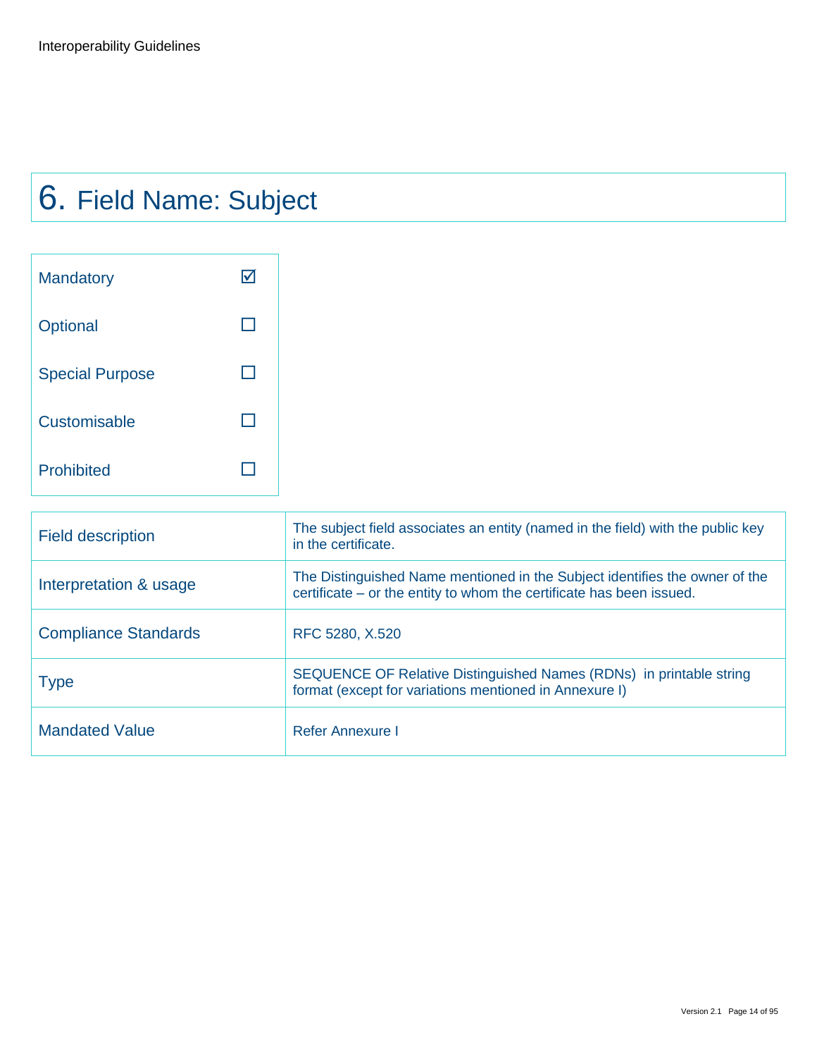# 6. Field Name: Subject

| | |
|---|---|
| Mandatory | ☑ |
| Optional | ☐ |
| Special Purpose | ☐ |
| Customisable | ☐ |
| Prohibited | ☐ |

| | |
|---|---|
| Field description | The subject field associates an entity (named in the field) with the public key in the certificate. |
| Interpretation & usage | The Distinguished Name mentioned in the Subject identifies the owner of the certificate – or the entity to whom the certificate has been issued. |
| Compliance Standards | RFC 5280, X.520 |
| Type | SEQUENCE OF Relative Distinguished Names (RDNs) in printable string format (except for variations mentioned in Annexure I) |
| Mandated Value | Refer Annexure I |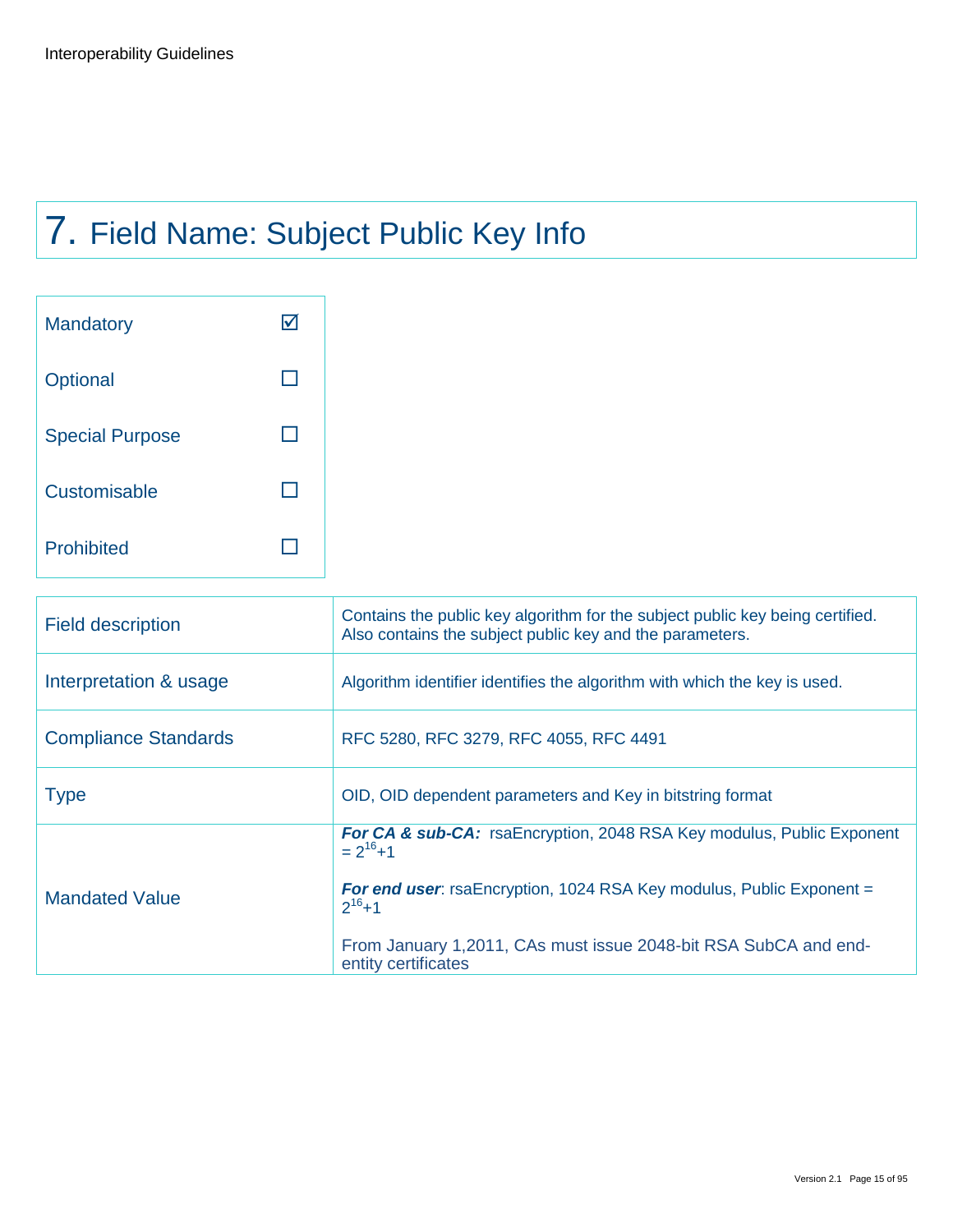# 7. Field Name: Subject Public Key Info

| | |
|---|---|
| Mandatory | ☑ |
| Optional | ☐ |
| Special Purpose | ☐ |
| Customisable | ☐ |
| Prohibited | ☐ |

| | |
|---|---|
| Field description | Contains the public key algorithm for the subject public key being certified. Also contains the subject public key and the parameters. |
| Interpretation & usage | Algorithm identifier identifies the algorithm with which the key is used. |
| Compliance Standards | RFC 5280, RFC 3279, RFC 4055, RFC 4491 |
| Type | OID, OID dependent parameters and Key in bitstring format |
| Mandated Value | ***For CA & sub-CA:*** rsaEncryption, 2048 RSA Key modulus, Public Exponent = $2^{16}+1$<br><br>***For end user***: rsaEncryption, 1024 RSA Key modulus, Public Exponent = $2^{16}+1$<br><br>From January 1,2011, CAs must issue 2048-bit RSA SubCA and end-entity certificates |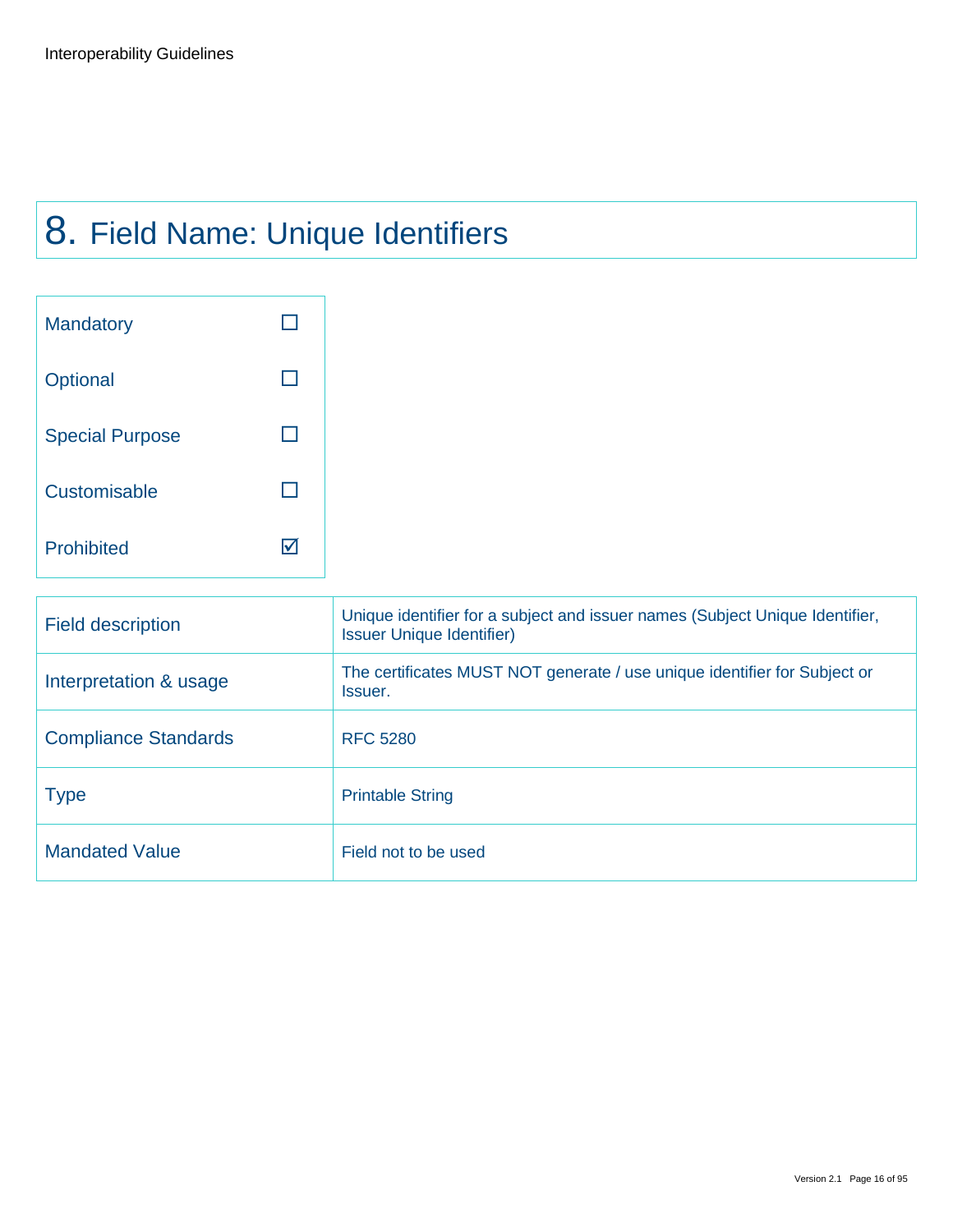# 8. Field Name: Unique Identifiers

| | |
|---|---|
| Mandatory | ☐ |
| Optional | ☐ |
| Special Purpose | ☐ |
| Customisable | ☐ |
| Prohibited | ☑ |

| | |
|---|---|
| Field description | Unique identifier for a subject and issuer names (Subject Unique Identifier, Issuer Unique Identifier) |
| Interpretation & usage | The certificates MUST NOT generate / use unique identifier for Subject or Issuer. |
| Compliance Standards | RFC 5280 |
| Type | Printable String |
| Mandated Value | Field not to be used |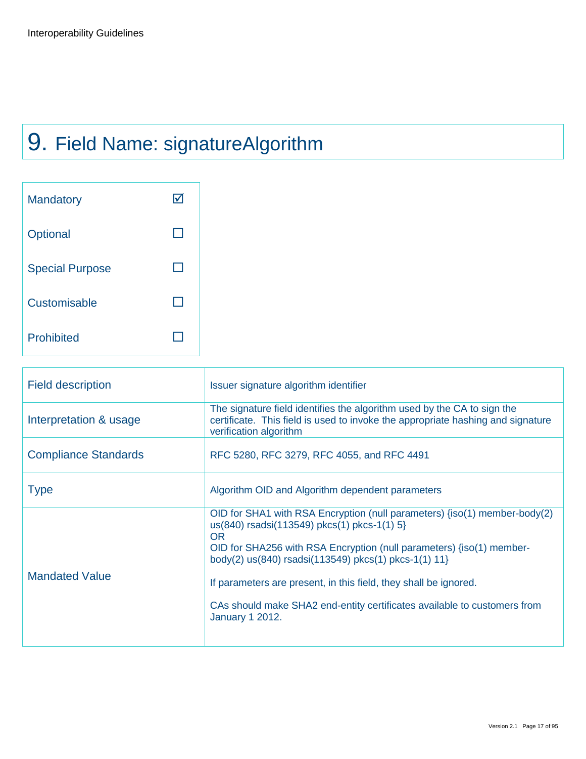# 9. Field Name: signatureAlgorithm

| | |
|---|---|
| Mandatory | ☑ |
| Optional | ☐ |
| Special Purpose | ☐ |
| Customisable | ☐ |
| Prohibited | ☐ |

| | |
|---|---|
| Field description | Issuer signature algorithm identifier |
| Interpretation & usage | The signature field identifies the algorithm used by the CA to sign the certificate. This field is used to invoke the appropriate hashing and signature verification algorithm |
| Compliance Standards | RFC 5280, RFC 3279, RFC 4055, and RFC 4491 |
| Type | Algorithm OID and Algorithm dependent parameters |
| Mandated Value | OID for SHA1 with RSA Encryption (null parameters) {iso(1) member-body(2) us(840) rsadsi(113549) pkcs(1) pkcs-1(1) 5}<br>OR<br>OID for SHA256 with RSA Encryption (null parameters) {iso(1) member-body(2) us(840) rsadsi(113549) pkcs(1) pkcs-1(1) 11}<br><br>If parameters are present, in this field, they shall be ignored.<br><br>CAs should make SHA2 end-entity certificates available to customers from January 1 2012. |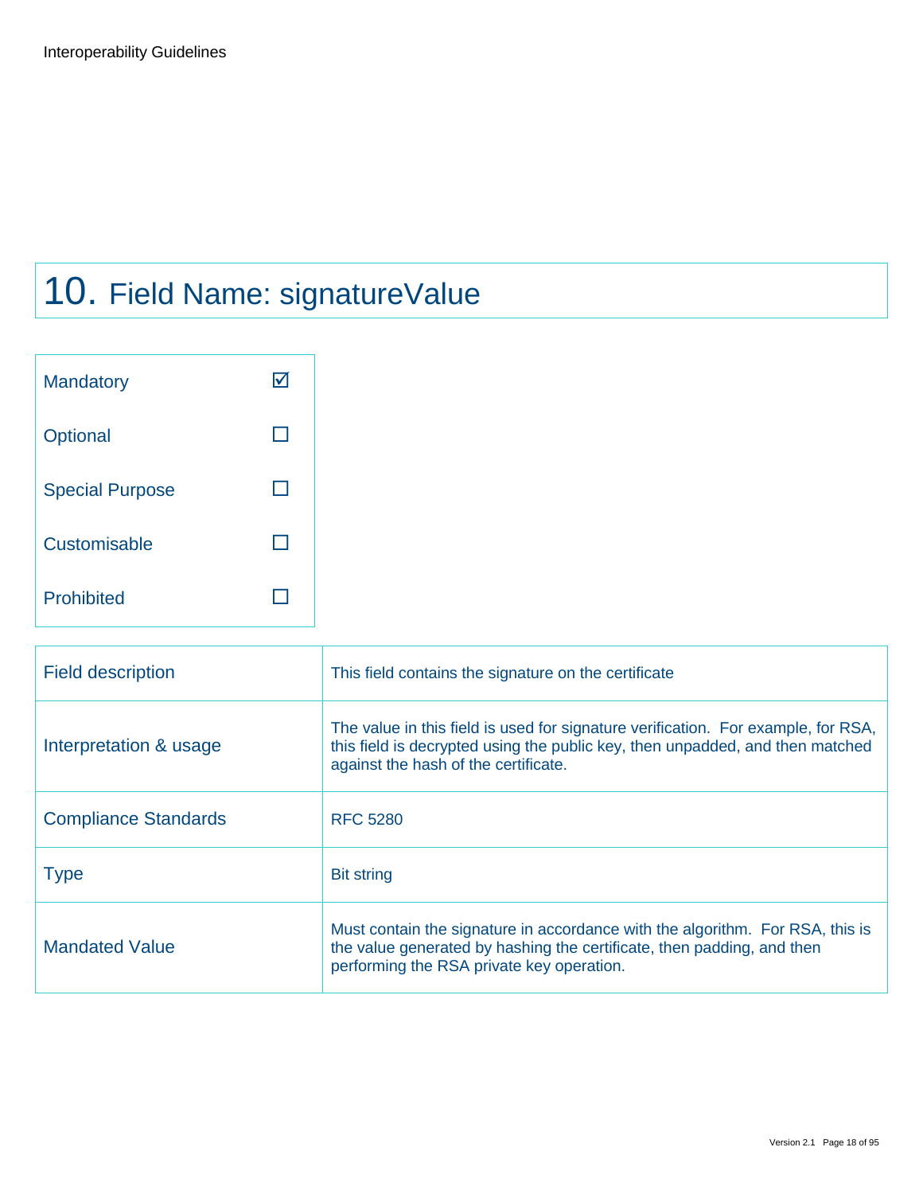# 10. Field Name: signatureValue

| | |
|---|---|
| Mandatory | ☑ |
| Optional | ☐ |
| Special Purpose | ☐ |
| Customisable | ☐ |
| Prohibited | ☐ |

| | |
|---|---|
| Field description | This field contains the signature on the certificate |
| Interpretation & usage | The value in this field is used for signature verification. For example, for RSA, this field is decrypted using the public key, then unpadded, and then matched against the hash of the certificate. |
| Compliance Standards | RFC 5280 |
| Type | Bit string |
| Mandated Value | Must contain the signature in accordance with the algorithm. For RSA, this is the value generated by hashing the certificate, then padding, and then performing the RSA private key operation. |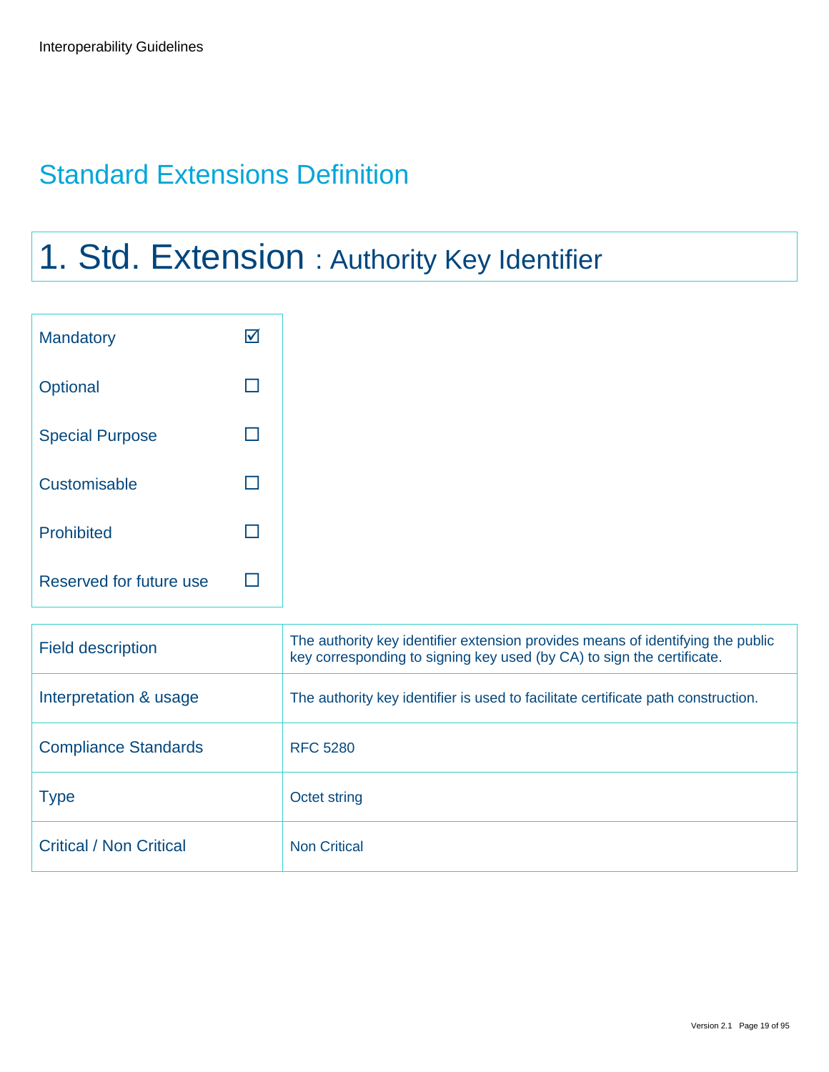## Standard Extensions Definition

# 1. Std. Extension : Authority Key Identifier

| | |
|---|---|
| Mandatory | ☑ |
| Optional | ☐ |
| Special Purpose | ☐ |
| Customisable | ☐ |
| Prohibited | ☐ |
| Reserved for future use | ☐ |

| | |
|---|---|
| Field description | The authority key identifier extension provides means of identifying the public key corresponding to signing key used (by CA) to sign the certificate. |
| Interpretation & usage | The authority key identifier is used to facilitate certificate path construction. |
| Compliance Standards | RFC 5280 |
| Type | Octet string |
| Critical / Non Critical | Non Critical |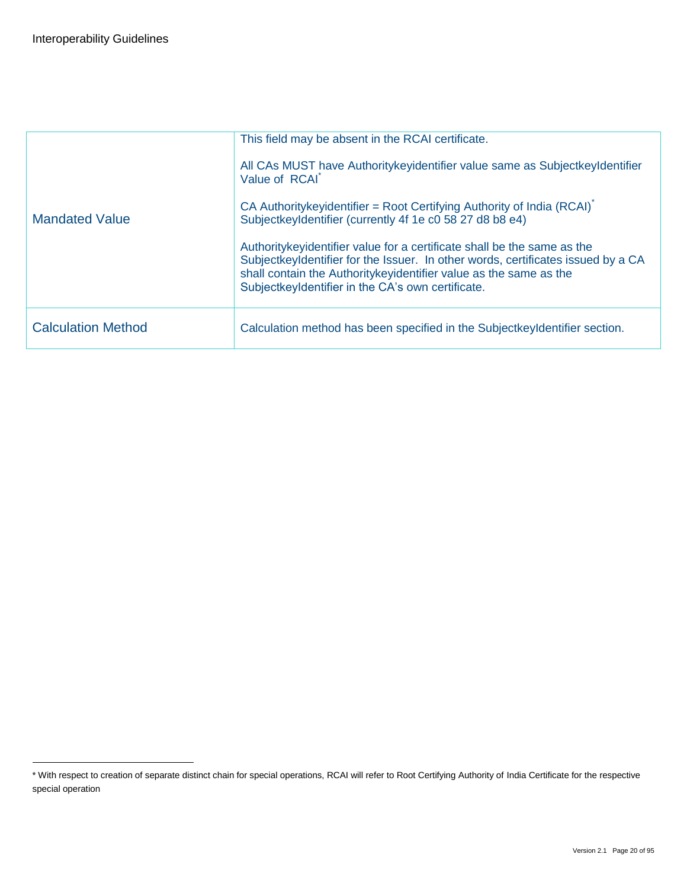| | |
|---|---|
| Mandated Value | This field may be absent in the RCAI certificate.<br><br>All CAs MUST have Authoritykeyidentifier value same as SubjectkeyIdentifier Value of RCAI* <br><br>CA Authoritykeyidentifier = Root Certifying Authority of India (RCAI)* SubjectkeyIdentifier (currently 4f 1e c0 58 27 d8 b8 e4)<br><br>Authoritykeyidentifier value for a certificate shall be the same as the SubjectkeyIdentifier for the Issuer. In other words, certificates issued by a CA shall contain the Authoritykeyidentifier value as the same as the SubjectkeyIdentifier in the CA's own certificate. |
| Calculation Method | Calculation method has been specified in the SubjectkeyIdentifier section. |

* With respect to creation of separate distinct chain for special operations, RCAI will refer to Root Certifying Authority of India Certificate for the respective special operation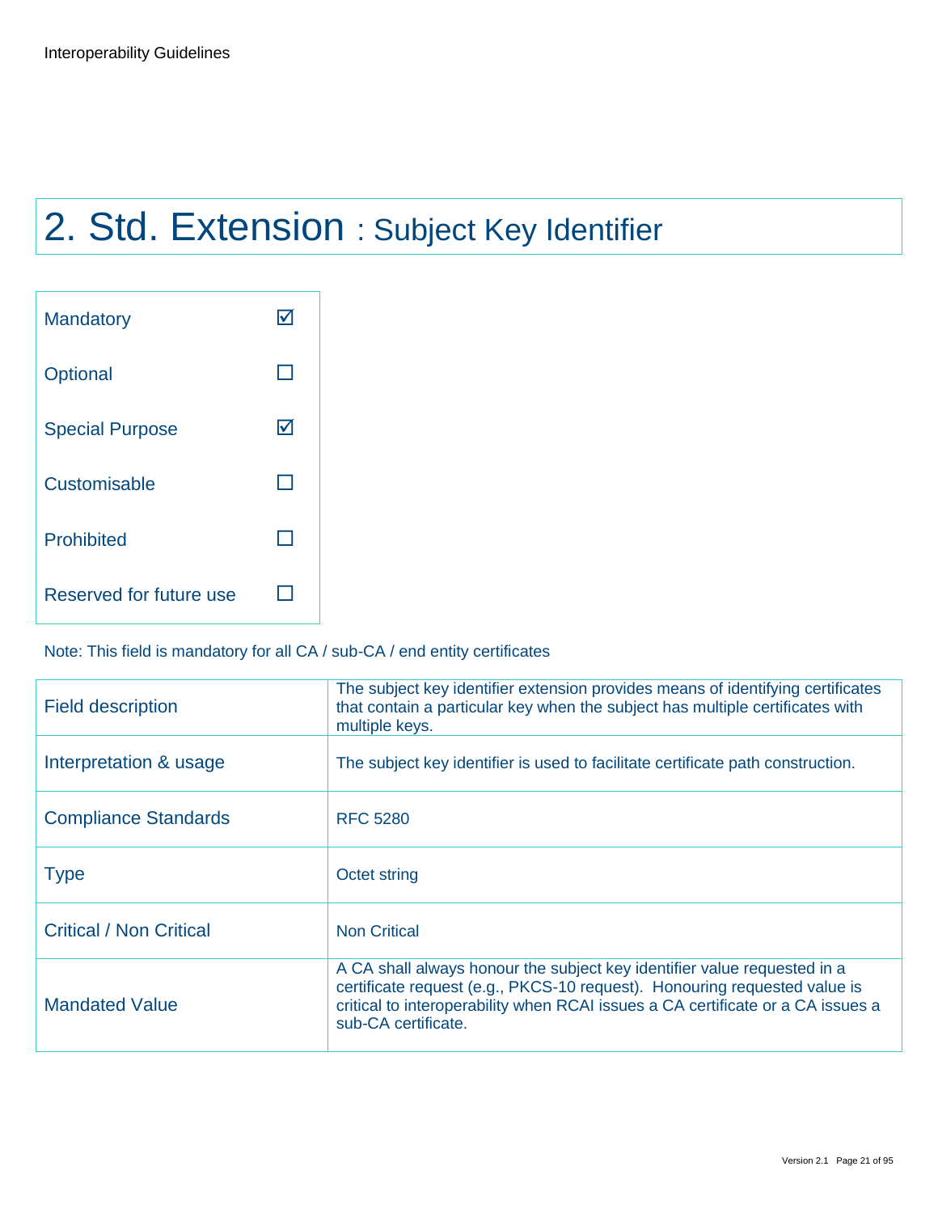# 2. Std. Extension : Subject Key Identifier

| | |
|---|---|
| Mandatory | ☑ |
| Optional | ☐ |
| Special Purpose | ☑ |
| Customisable | ☐ |
| Prohibited | ☐ |
| Reserved for future use | ☐ |

Note: This field is mandatory for all CA / sub-CA / end entity certificates

| | |
|---|---|
| Field description | The subject key identifier extension provides means of identifying certificates that contain a particular key when the subject has multiple certificates with multiple keys. |
| Interpretation & usage | The subject key identifier is used to facilitate certificate path construction. |
| Compliance Standards | RFC 5280 |
| Type | Octet string |
| Critical / Non Critical | Non Critical |
| Mandated Value | A CA shall always honour the subject key identifier value requested in a certificate request (e.g., PKCS-10 request). Honouring requested value is critical to interoperability when RCAI issues a CA certificate or a CA issues a sub-CA certificate. |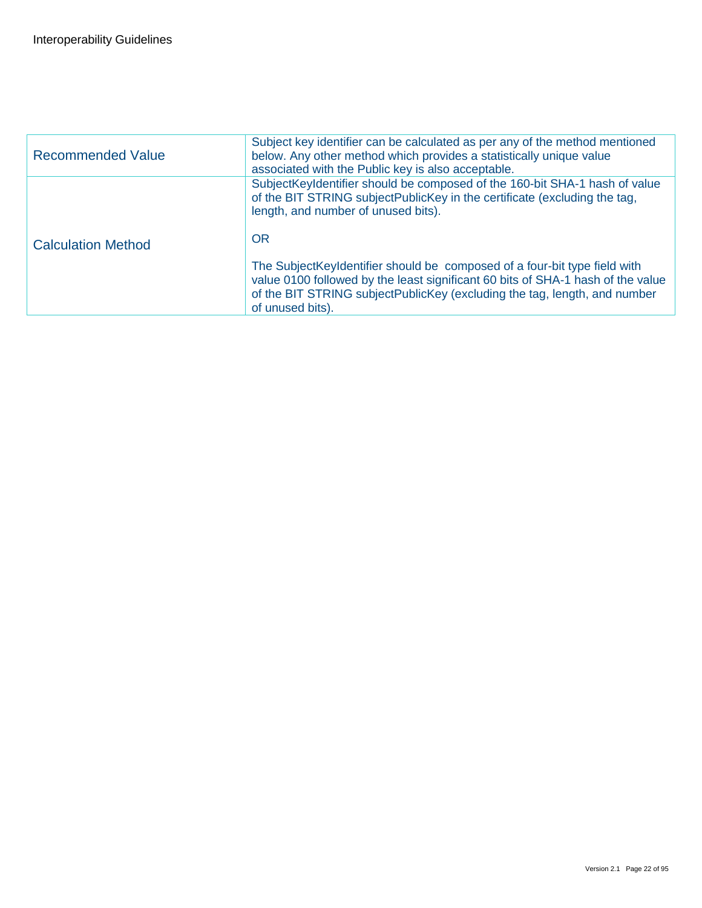| | |
|---|---|
| Recommended Value | Subject key identifier can be calculated as per any of the method mentioned below. Any other method which provides a statistically unique value associated with the Public key is also acceptable. |
| Calculation Method | SubjectKeyIdentifier should be composed of the 160-bit SHA-1 hash of value of the BIT STRING subjectPublicKey in the certificate (excluding the tag, length, and number of unused bits).<br><br>OR<br><br>The SubjectKeyIdentifier should be composed of a four-bit type field with value 0100 followed by the least significant 60 bits of SHA-1 hash of the value of the BIT STRING subjectPublicKey (excluding the tag, length, and number of unused bits). |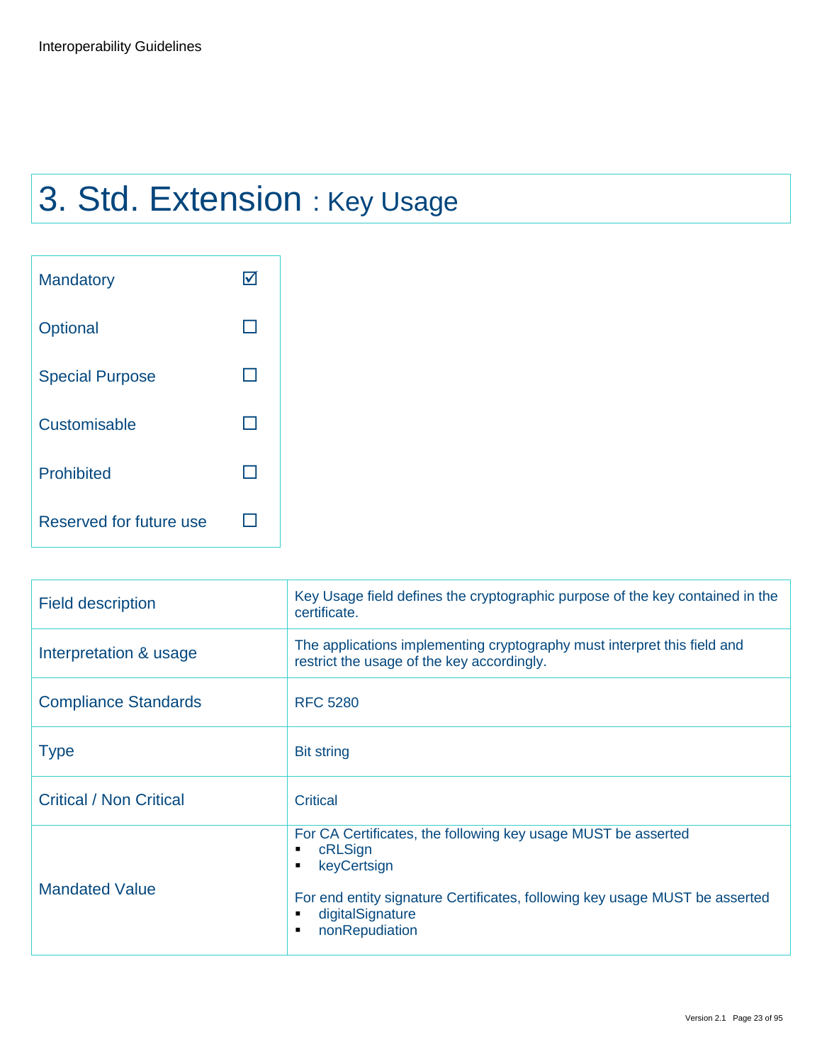# 3. Std. Extension : Key Usage

| | |
|---|---|
| Mandatory | ☑ |
| Optional | ☐ |
| Special Purpose | ☐ |
| Customisable | ☐ |
| Prohibited | ☐ |
| Reserved for future use | ☐ |

| | |
|---|---|
| Field description | Key Usage field defines the cryptographic purpose of the key contained in the certificate. |
| Interpretation & usage | The applications implementing cryptography must interpret this field and restrict the usage of the key accordingly. |
| Compliance Standards | RFC 5280 |
| Type | Bit string |
| Critical / Non Critical | Critical |
| Mandated Value | For CA Certificates, the following key usage MUST be asserted<br>▪ cRLSign<br>▪ keyCertsign<br><br>For end entity signature Certificates, following key usage MUST be asserted<br>▪ digitalSignature<br>▪ nonRepudiation |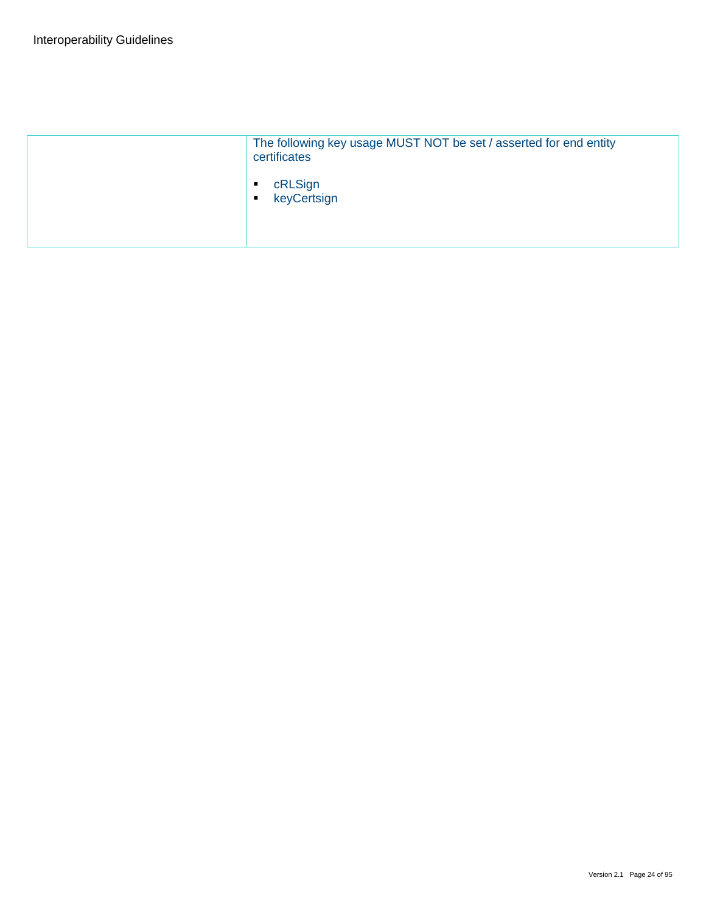|  |  |
| --- | --- |
|  | The following key usage MUST NOT be set / asserted for end entity certificates<br><br>▪ cRLSign<br>▪ keyCertsign |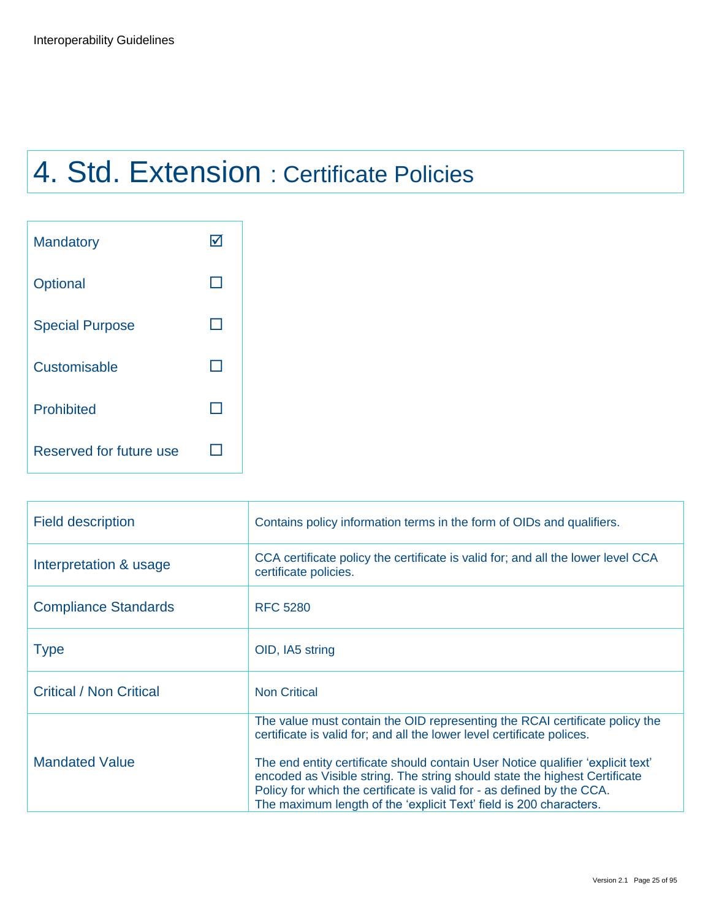# 4. Std. Extension : Certificate Policies

| | |
|---|---|
| Mandatory | ☑ |
| Optional | ☐ |
| Special Purpose | ☐ |
| Customisable | ☐ |
| Prohibited | ☐ |
| Reserved for future use | ☐ |

| | |
|---|---|
| Field description | Contains policy information terms in the form of OIDs and qualifiers. |
| Interpretation & usage | CCA certificate policy the certificate is valid for; and all the lower level CCA certificate policies. |
| Compliance Standards | RFC 5280 |
| Type | OID, IA5 string |
| Critical / Non Critical | Non Critical |
| Mandated Value | The value must contain the OID representing the RCAI certificate policy the certificate is valid for; and all the lower level certificate polices.<br><br>The end entity certificate should contain User Notice qualifier 'explicit text' encoded as Visible string. The string should state the highest Certificate Policy for which the certificate is valid for - as defined by the CCA.<br>The maximum length of the 'explicit Text' field is 200 characters. |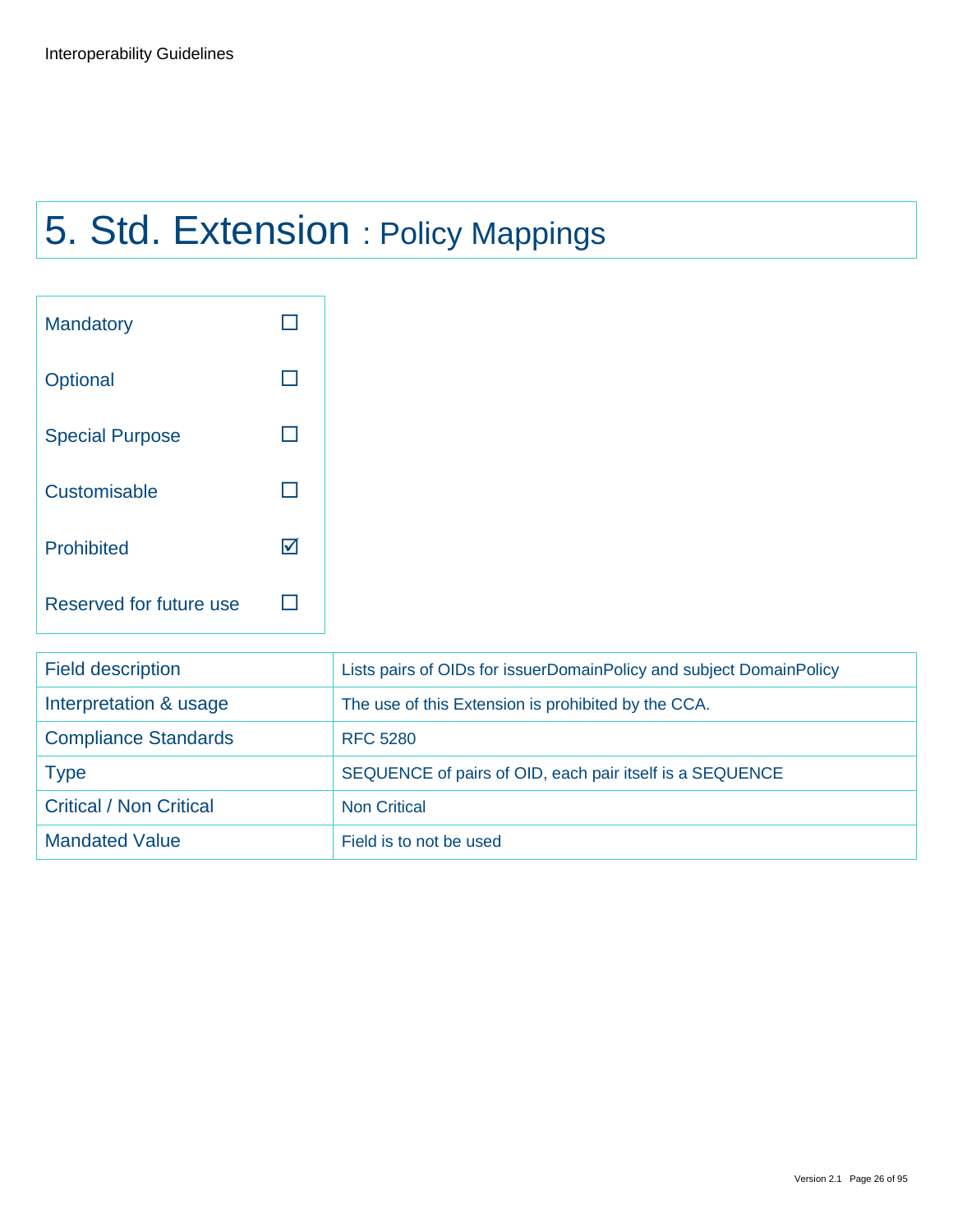# 5. Std. Extension : Policy Mappings

| | |
|---|---|
| Mandatory | ☐ |
| Optional | ☐ |
| Special Purpose | ☐ |
| Customisable | ☐ |
| Prohibited | ☑ |
| Reserved for future use | ☐ |

| | |
|---|---|
| Field description | Lists pairs of OIDs for issuerDomainPolicy and subject DomainPolicy |
| Interpretation & usage | The use of this Extension is prohibited by the CCA. |
| Compliance Standards | RFC 5280 |
| Type | SEQUENCE of pairs of OID, each pair itself is a SEQUENCE |
| Critical / Non Critical | Non Critical |
| Mandated Value | Field is to not be used |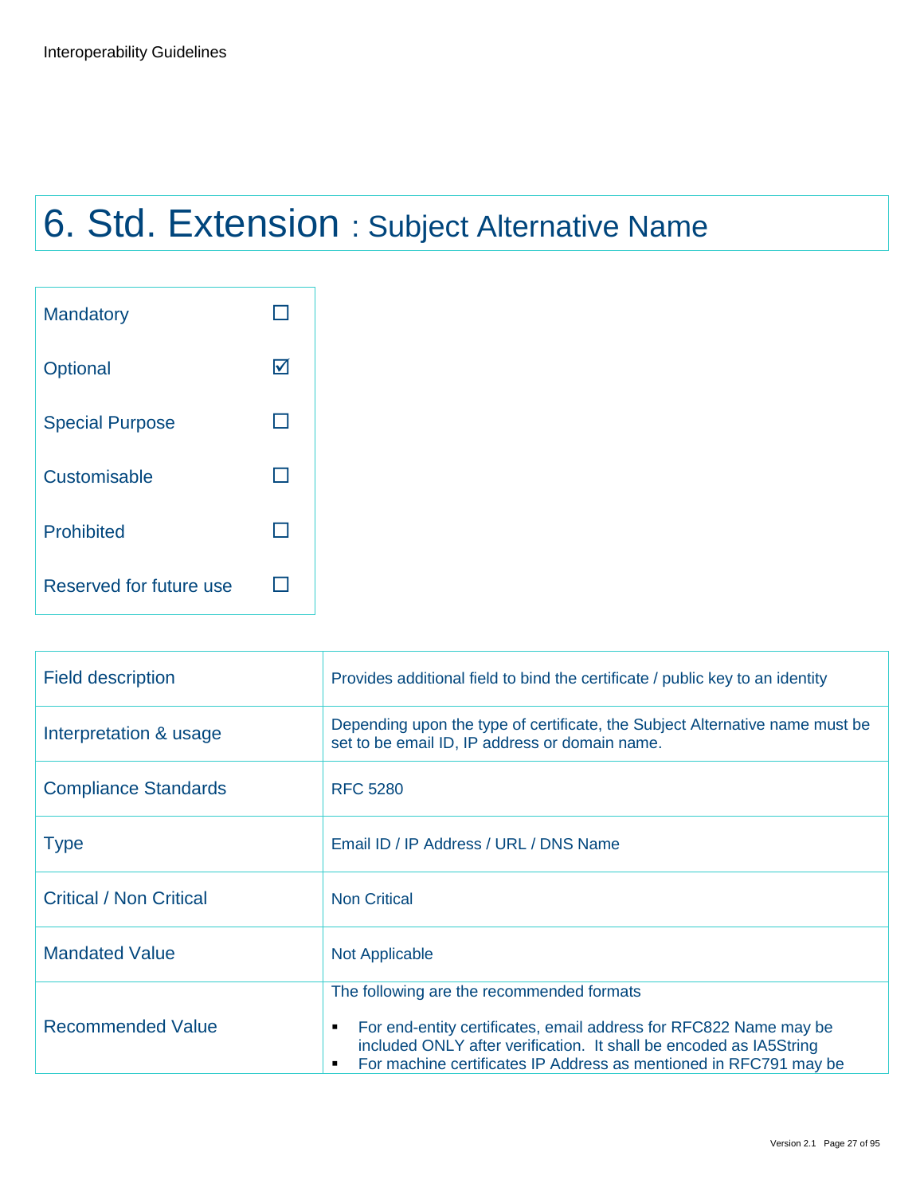# 6. Std. Extension : Subject Alternative Name

| | |
|---|---|
| Mandatory | ☐ |
| Optional | ☑ |
| Special Purpose | ☐ |
| Customisable | ☐ |
| Prohibited | ☐ |
| Reserved for future use | ☐ |

| | |
|---|---|
| Field description | Provides additional field to bind the certificate / public key to an identity |
| Interpretation & usage | Depending upon the type of certificate, the Subject Alternative name must be set to be email ID, IP address or domain name. |
| Compliance Standards | RFC 5280 |
| Type | Email ID / IP Address / URL / DNS Name |
| Critical / Non Critical | Non Critical |
| Mandated Value | Not Applicable |
| Recommended Value | The following are the recommended formats <br> ▪ For end-entity certificates, email address for RFC822 Name may be included ONLY after verification. It shall be encoded as IA5String <br> ▪ For machine certificates IP Address as mentioned in RFC791 may be |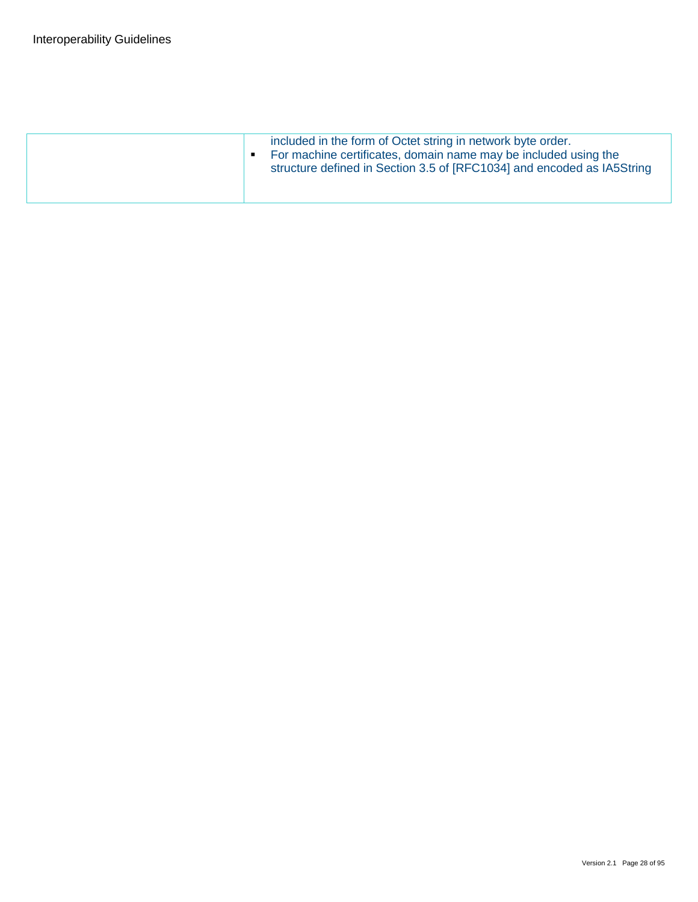| | |
|---|---|
| | included in the form of Octet string in network byte order.<br>▪ For machine certificates, domain name may be included using the structure defined in Section 3.5 of [RFC1034] and encoded as IA5String |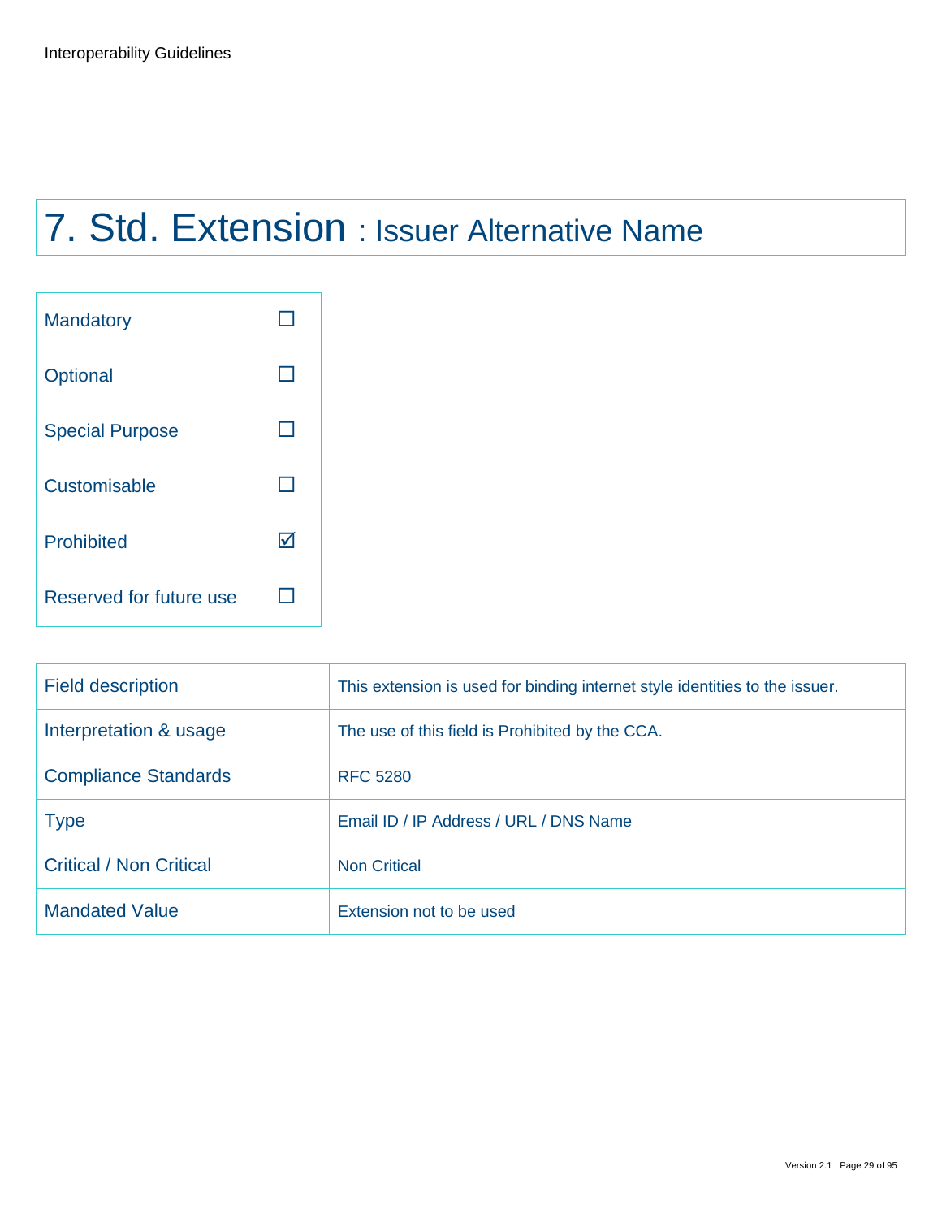# 7. Std. Extension : Issuer Alternative Name

| | |
|---|---|
| Mandatory | ☐ |
| Optional | ☐ |
| Special Purpose | ☐ |
| Customisable | ☐ |
| Prohibited | ☑ |
| Reserved for future use | ☐ |

| | |
|---|---|
| Field description | This extension is used for binding internet style identities to the issuer. |
| Interpretation & usage | The use of this field is Prohibited by the CCA. |
| Compliance Standards | RFC 5280 |
| Type | Email ID / IP Address / URL / DNS Name |
| Critical / Non Critical | Non Critical |
| Mandated Value | Extension not to be used |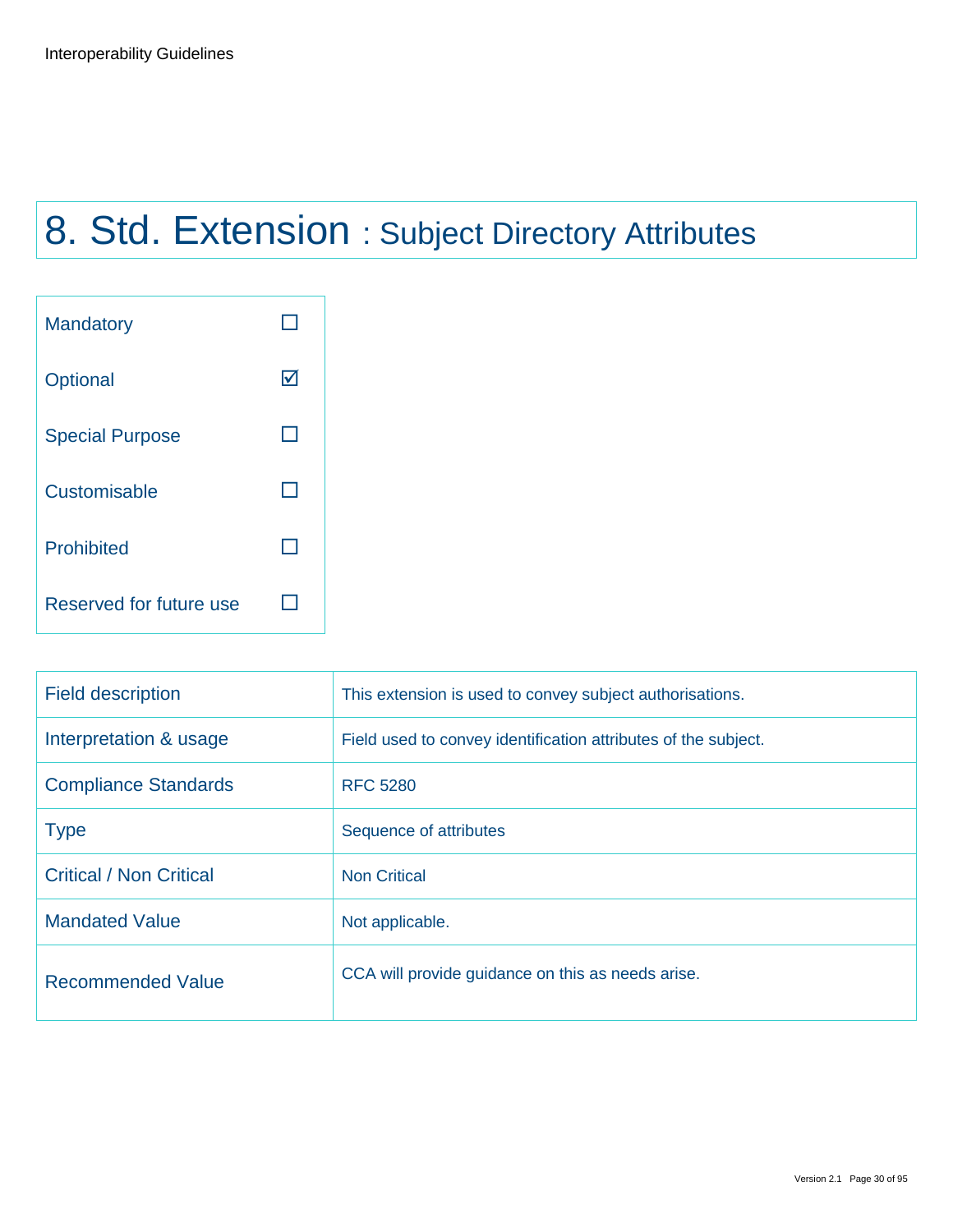# 8. Std. Extension : Subject Directory Attributes

| | |
|---|---|
| Mandatory | ☐ |
| Optional | ☑ |
| Special Purpose | ☐ |
| Customisable | ☐ |
| Prohibited | ☐ |
| Reserved for future use | ☐ |

| | |
|---|---|
| Field description | This extension is used to convey subject authorisations. |
| Interpretation & usage | Field used to convey identification attributes of the subject. |
| Compliance Standards | RFC 5280 |
| Type | Sequence of attributes |
| Critical / Non Critical | Non Critical |
| Mandated Value | Not applicable. |
| Recommended Value | CCA will provide guidance on this as needs arise. |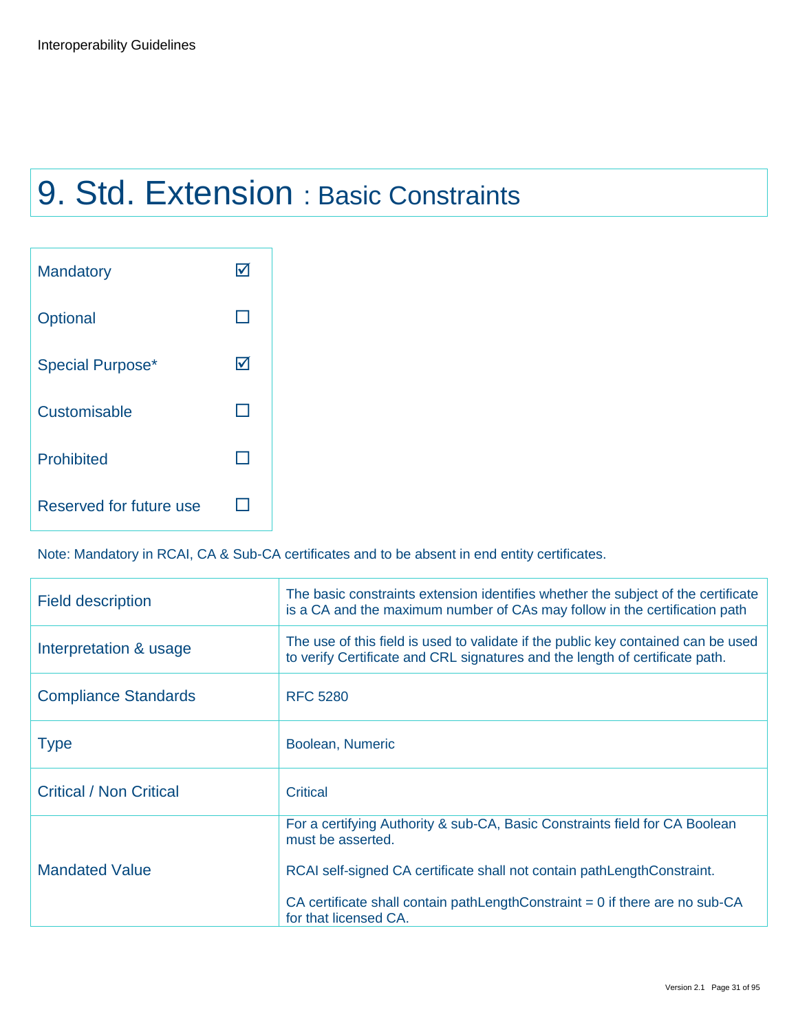# 9. Std. Extension : Basic Constraints

| | |
|---|---|
| Mandatory | ☑ |
| Optional | ☐ |
| Special Purpose* | ☑ |
| Customisable | ☐ |
| Prohibited | ☐ |
| Reserved for future use | ☐ |

Note: Mandatory in RCAI, CA & Sub-CA certificates and to be absent in end entity certificates.

| | |
|---|---|
| Field description | The basic constraints extension identifies whether the subject of the certificate is a CA and the maximum number of CAs may follow in the certification path |
| Interpretation & usage | The use of this field is used to validate if the public key contained can be used to verify Certificate and CRL signatures and the length of certificate path. |
| Compliance Standards | RFC 5280 |
| Type | Boolean, Numeric |
| Critical / Non Critical | Critical |
| Mandated Value | For a certifying Authority & sub-CA, Basic Constraints field for CA Boolean must be asserted.<br><br>RCAI self-signed CA certificate shall not contain pathLengthConstraint.<br><br>CA certificate shall contain pathLengthConstraint = 0 if there are no sub-CA for that licensed CA. |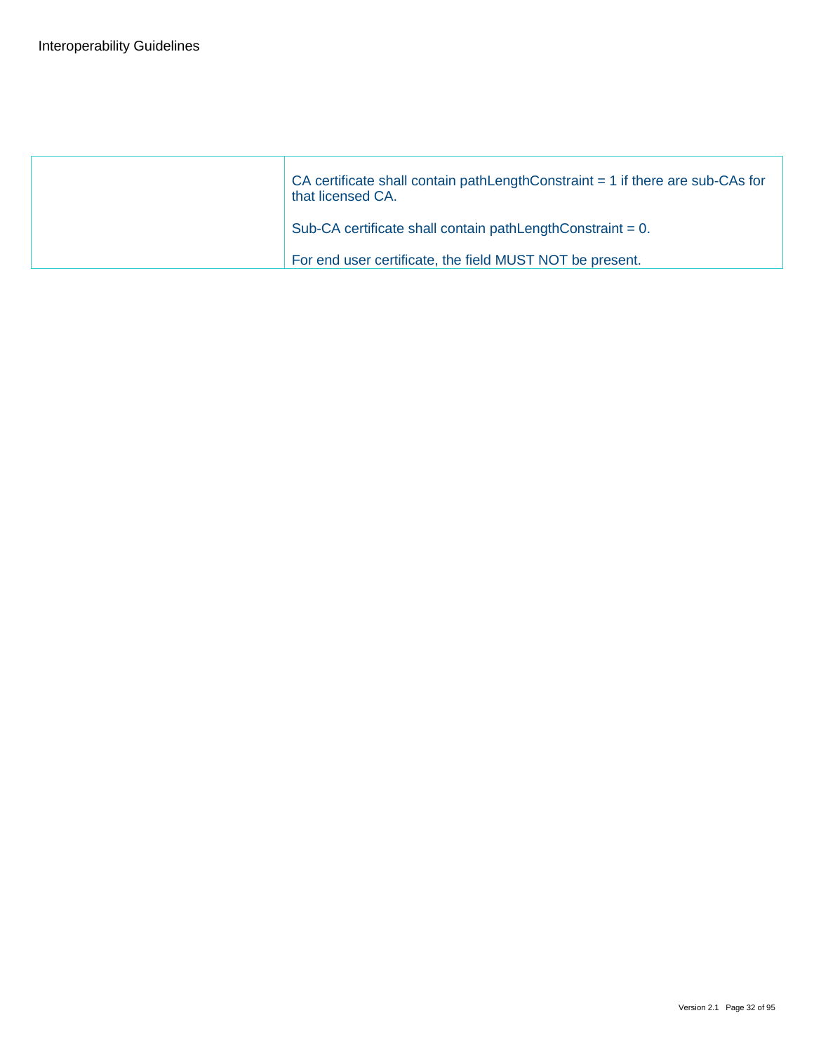| | |
|---|---|
| | CA certificate shall contain pathLengthConstraint = 1 if there are sub-CAs for that licensed CA.<br><br>Sub-CA certificate shall contain pathLengthConstraint = 0.<br><br>For end user certificate, the field MUST NOT be present. |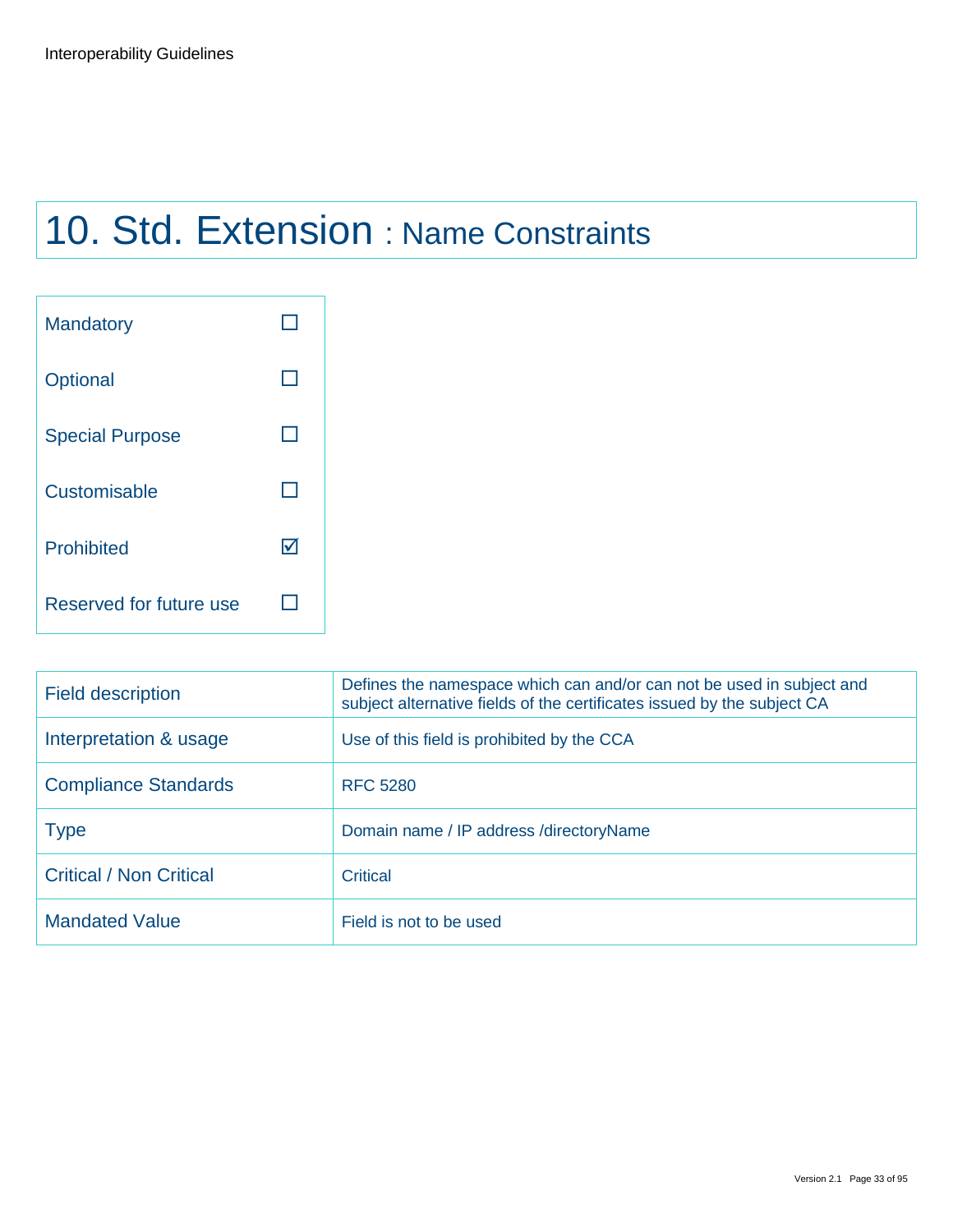# 10. Std. Extension : Name Constraints

| | |
|---|---|
| Mandatory | ☐ |
| Optional | ☐ |
| Special Purpose | ☐ |
| Customisable | ☐ |
| Prohibited | ☑ |
| Reserved for future use | ☐ |

| | |
|---|---|
| Field description | Defines the namespace which can and/or can not be used in subject and subject alternative fields of the certificates issued by the subject CA |
| Interpretation & usage | Use of this field is prohibited by the CCA |
| Compliance Standards | RFC 5280 |
| Type | Domain name / IP address /directoryName |
| Critical / Non Critical | Critical |
| Mandated Value | Field is not to be used |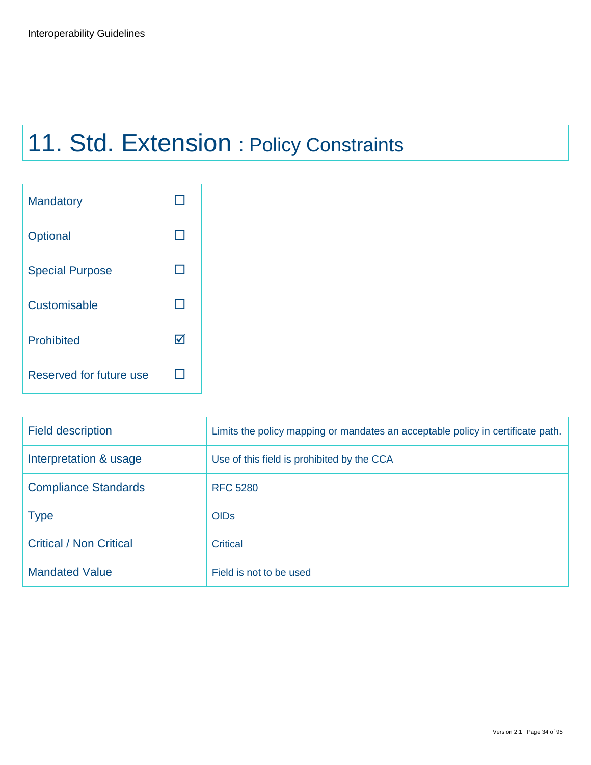# 11. Std. Extension : Policy Constraints

| | |
|---|---|
| Mandatory | ☐ |
| Optional | ☐ |
| Special Purpose | ☐ |
| Customisable | ☐ |
| Prohibited | ☑ |
| Reserved for future use | ☐ |

| | |
|---|---|
| Field description | Limits the policy mapping or mandates an acceptable policy in certificate path. |
| Interpretation & usage | Use of this field is prohibited by the CCA |
| Compliance Standards | RFC 5280 |
| Type | OIDs |
| Critical / Non Critical | Critical |
| Mandated Value | Field is not to be used |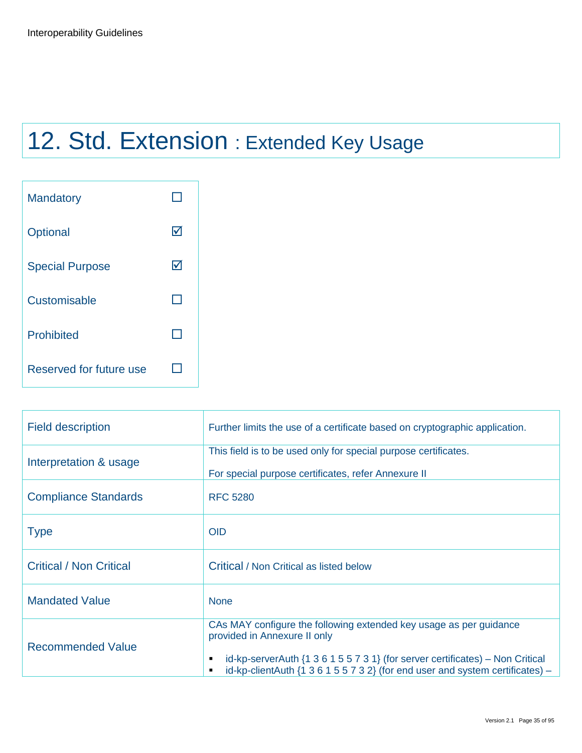# 12. Std. Extension : Extended Key Usage

| | |
|---|---|
| Mandatory | ☐ |
| Optional | ☑ |
| Special Purpose | ☑ |
| Customisable | ☐ |
| Prohibited | ☐ |
| Reserved for future use | ☐ |

| | |
|---|---|
| Field description | Further limits the use of a certificate based on cryptographic application. |
| Interpretation & usage | This field is to be used only for special purpose certificates.<br><br>For special purpose certificates, refer Annexure II |
| Compliance Standards | RFC 5280 |
| Type | OID |
| Critical / Non Critical | Critical / Non Critical as listed below |
| Mandated Value | None |
| Recommended Value | CAs MAY configure the following extended key usage as per guidance provided in Annexure II only<br><br>▪ id-kp-serverAuth {1 3 6 1 5 5 7 3 1} (for server certificates) – Non Critical<br>▪ id-kp-clientAuth {1 3 6 1 5 5 7 3 2} (for end user and system certificates) – |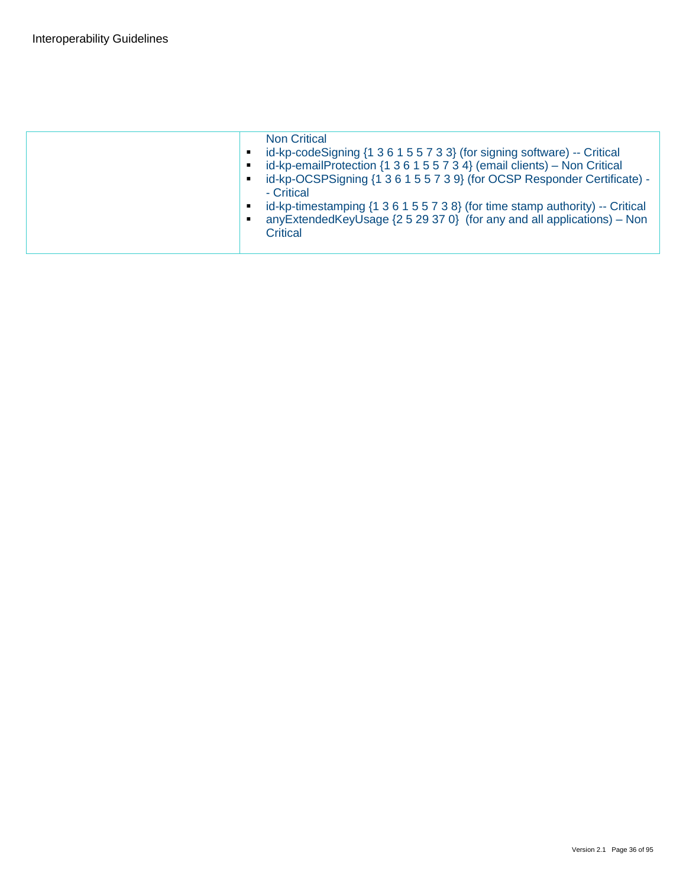| | |
|---|---|
| | Non Critical<br>▪ id-kp-codeSigning {1 3 6 1 5 5 7 3 3} (for signing software) -- Critical<br>▪ id-kp-emailProtection {1 3 6 1 5 5 7 3 4} (email clients) – Non Critical<br>▪ id-kp-OCSPSigning {1 3 6 1 5 5 7 3 9} (for OCSP Responder Certificate) -- Critical<br>▪ id-kp-timestamping {1 3 6 1 5 5 7 3 8} (for time stamp authority) -- Critical<br>▪ anyExtendedKeyUsage {2 5 29 37 0} (for any and all applications) – Non Critical |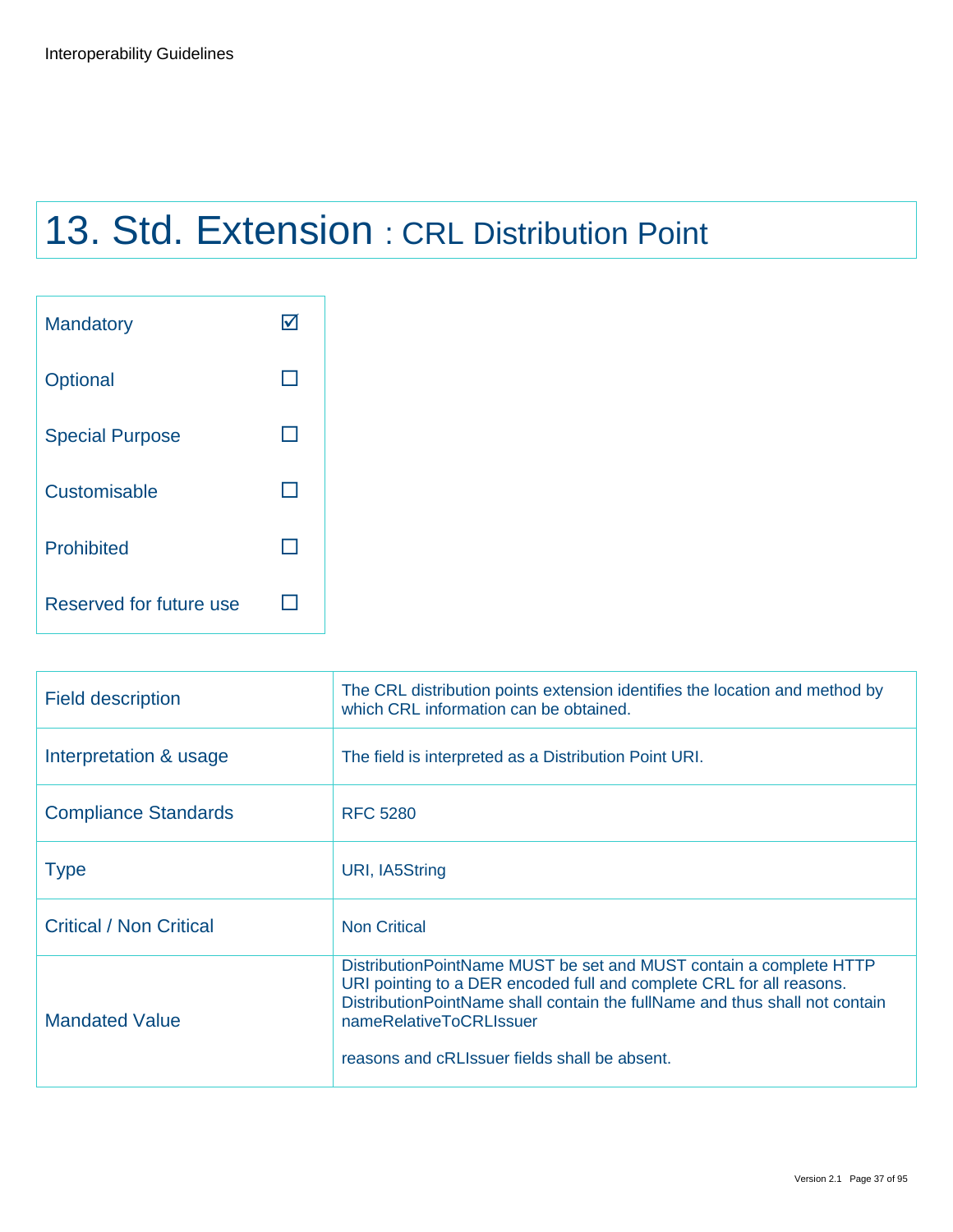# 13. Std. Extension : CRL Distribution Point

| | |
|---|---|
| Mandatory | ☑ |
| Optional | ☐ |
| Special Purpose | ☐ |
| Customisable | ☐ |
| Prohibited | ☐ |
| Reserved for future use | ☐ |

| | |
|---|---|
| Field description | The CRL distribution points extension identifies the location and method by which CRL information can be obtained. |
| Interpretation & usage | The field is interpreted as a Distribution Point URI. |
| Compliance Standards | RFC 5280 |
| Type | URI, IA5String |
| Critical / Non Critical | Non Critical |
| Mandated Value | DistributionPointName MUST be set and MUST contain a complete HTTP URI pointing to a DER encoded full and complete CRL for all reasons. DistributionPointName shall contain the fullName and thus shall not contain nameRelativeToCRLIssuer<br><br>reasons and cRLIssuer fields shall be absent. |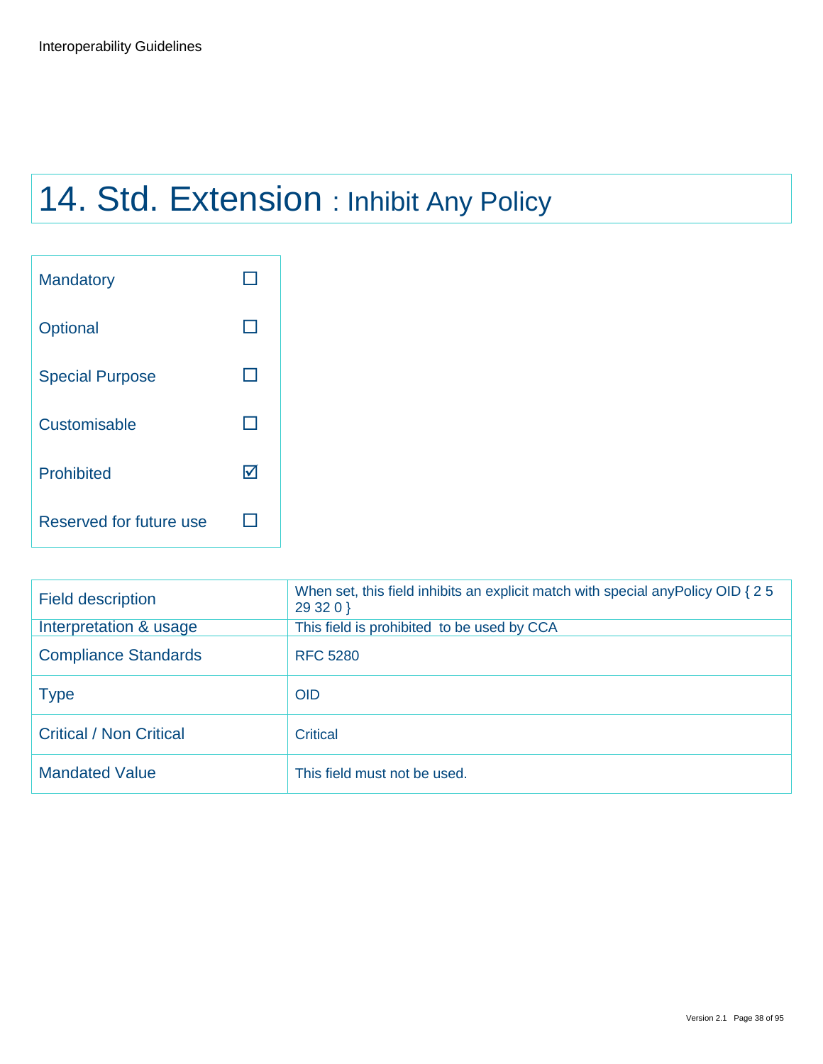# 14. Std. Extension : Inhibit Any Policy

| | |
|---|---|
| Mandatory | ☐ |
| Optional | ☐ |
| Special Purpose | ☐ |
| Customisable | ☐ |
| Prohibited | ☑ |
| Reserved for future use | ☐ |

| | |
|---|---|
| Field description | When set, this field inhibits an explicit match with special anyPolicy OID { 2 5 29 32 0 } |
| Interpretation & usage | This field is prohibited to be used by CCA |
| Compliance Standards | RFC 5280 |
| Type | OID |
| Critical / Non Critical | Critical |
| Mandated Value | This field must not be used. |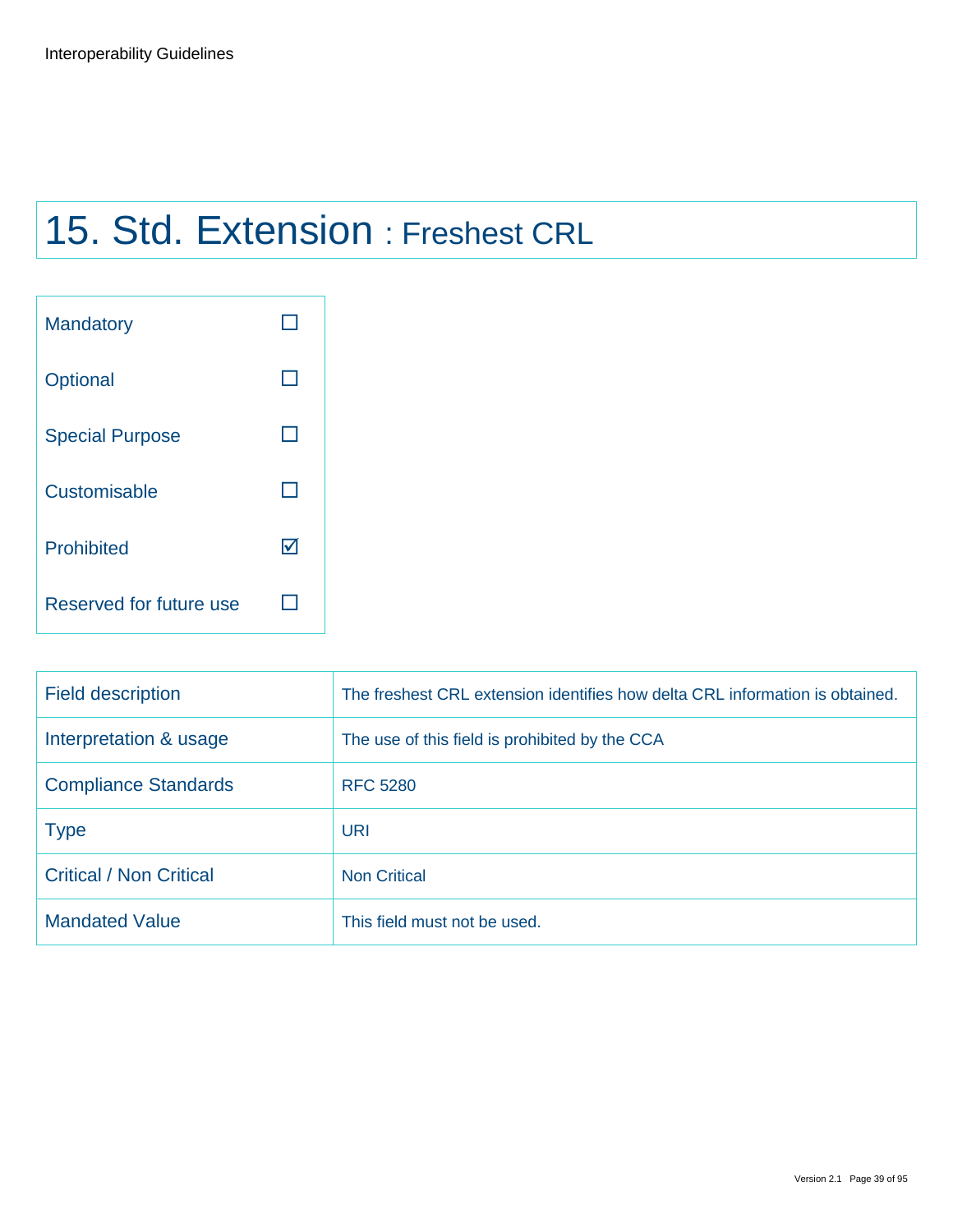# 15. Std. Extension : Freshest CRL

| | |
|---|---|
| Mandatory | ☐ |
| Optional | ☐ |
| Special Purpose | ☐ |
| Customisable | ☐ |
| Prohibited | ☑ |
| Reserved for future use | ☐ |

| | |
|---|---|
| Field description | The freshest CRL extension identifies how delta CRL information is obtained. |
| Interpretation & usage | The use of this field is prohibited by the CCA |
| Compliance Standards | RFC 5280 |
| Type | URI |
| Critical / Non Critical | Non Critical |
| Mandated Value | This field must not be used. |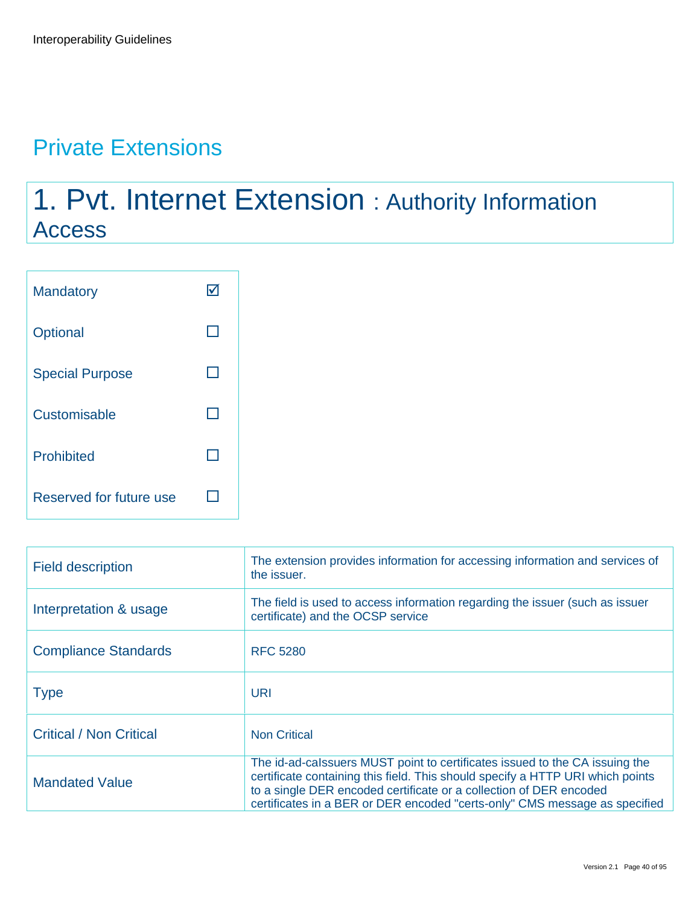## Private Extensions

# 1. Pvt. Internet Extension : Authority Information Access

| | |
|---|---|
| Mandatory | ☑ |
| Optional | ☐ |
| Special Purpose | ☐ |
| Customisable | ☐ |
| Prohibited | ☐ |
| Reserved for future use | ☐ |

| | |
|---|---|
| Field description | The extension provides information for accessing information and services of the issuer. |
| Interpretation & usage | The field is used to access information regarding the issuer (such as issuer certificate) and the OCSP service |
| Compliance Standards | RFC 5280 |
| Type | URI |
| Critical / Non Critical | Non Critical |
| Mandated Value | The id-ad-caIssuers MUST point to certificates issued to the CA issuing the certificate containing this field. This should specify a HTTP URI which points to a single DER encoded certificate or a collection of DER encoded certificates in a BER or DER encoded "certs-only" CMS message as specified |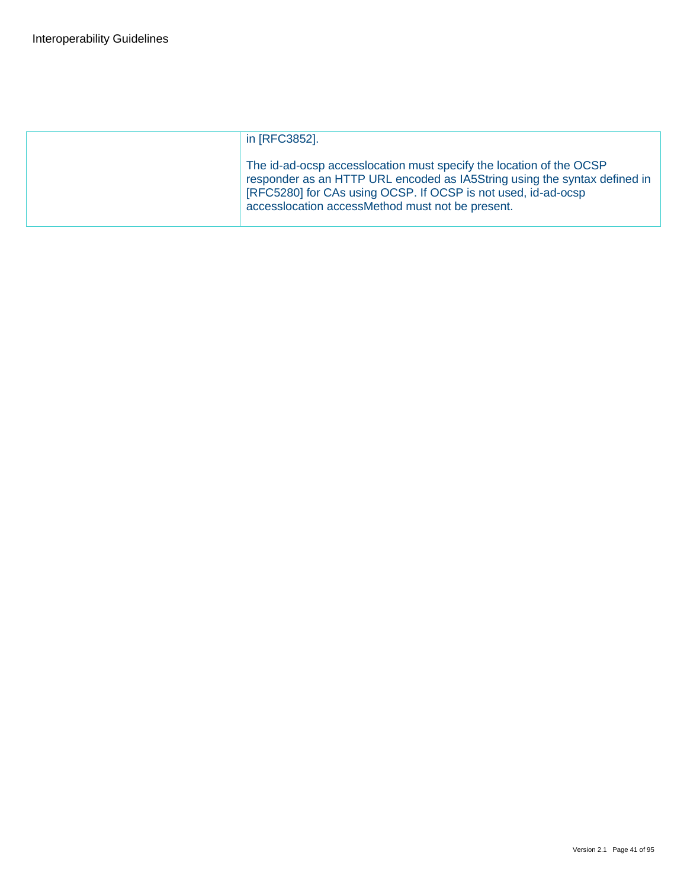| | |
|---|---|
| | in [RFC3852].<br><br>The id-ad-ocsp accesslocation must specify the location of the OCSP responder as an HTTP URL encoded as IA5String using the syntax defined in [RFC5280] for CAs using OCSP. If OCSP is not used, id-ad-ocsp accesslocation accessMethod must not be present. |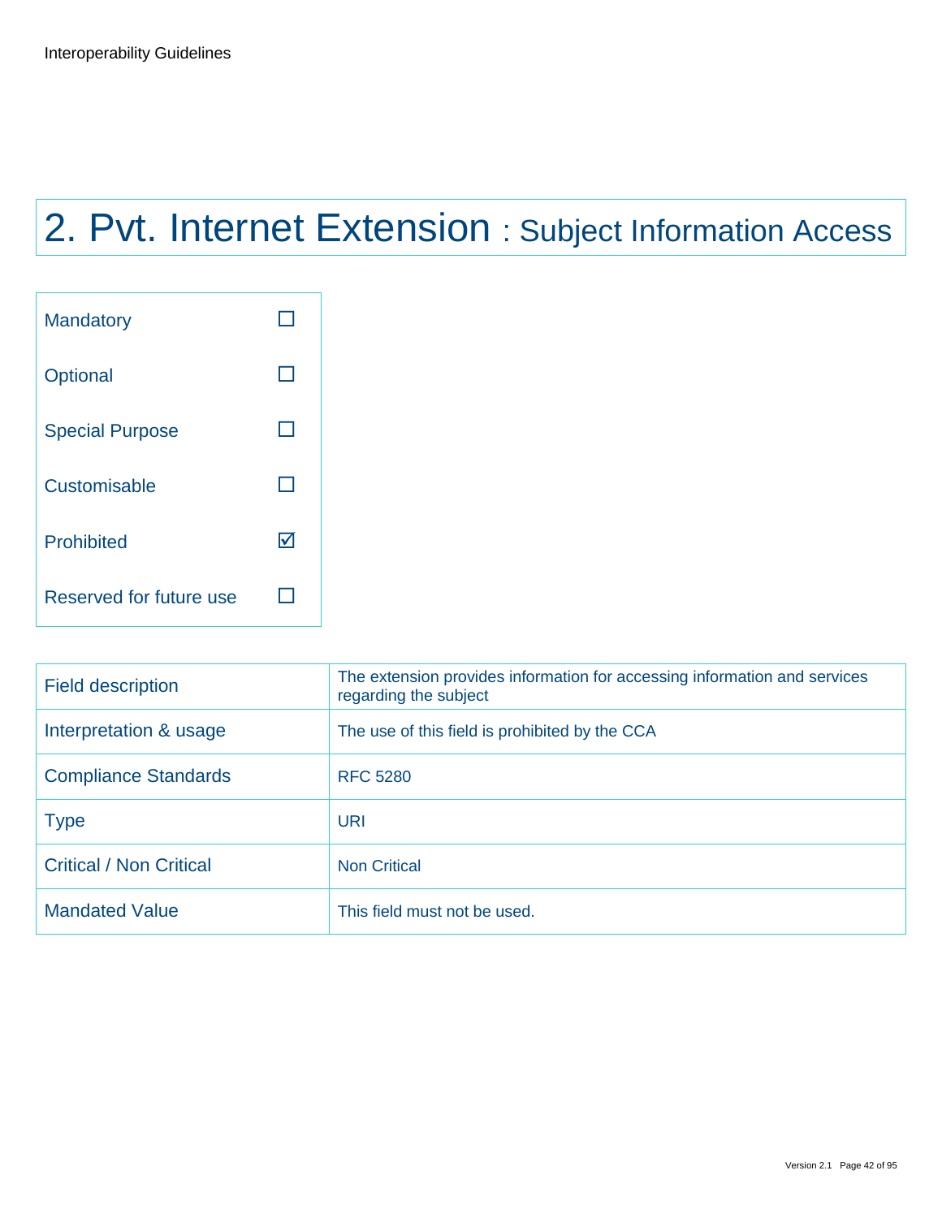# 2. Pvt. Internet Extension : Subject Information Access

| | |
|---|---|
| Mandatory | ☐ |
| Optional | ☐ |
| Special Purpose | ☐ |
| Customisable | ☐ |
| Prohibited | ☑ |
| Reserved for future use | ☐ |

| | |
|---|---|
| Field description | The extension provides information for accessing information and services regarding the subject |
| Interpretation & usage | The use of this field is prohibited by the CCA |
| Compliance Standards | RFC 5280 |
| Type | URI |
| Critical / Non Critical | Non Critical |
| Mandated Value | This field must not be used. |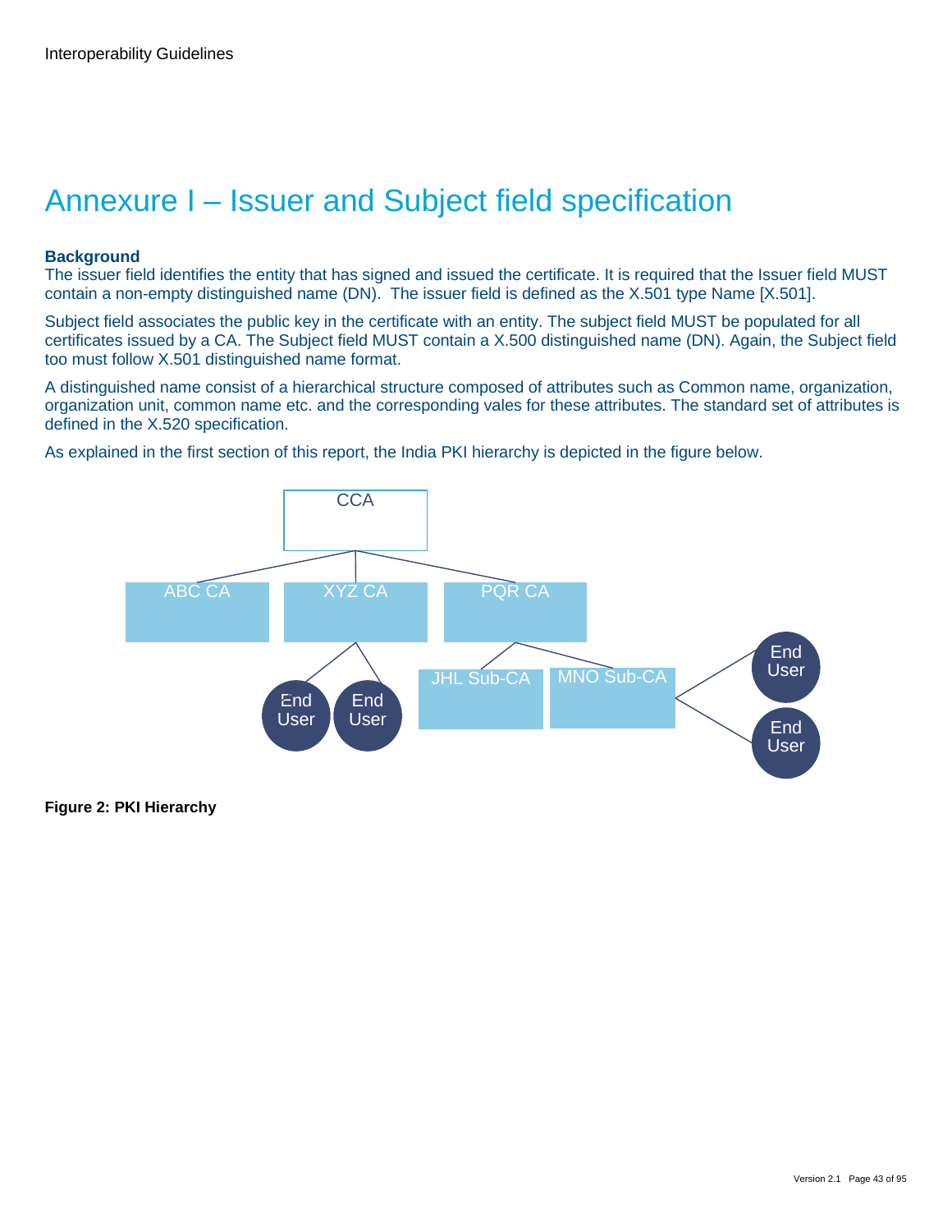# Annexure I – Issuer and Subject field specification

**Background**

The issuer field identifies the entity that has signed and issued the certificate. It is required that the Issuer field MUST contain a non-empty distinguished name (DN). The issuer field is defined as the X.501 type Name [X.501].

Subject field associates the public key in the certificate with an entity. The subject field MUST be populated for all certificates issued by a CA. The Subject field MUST contain a X.500 distinguished name (DN). Again, the Subject field too must follow X.501 distinguished name format.

A distinguished name consist of a hierarchical structure composed of attributes such as Common name, organization, organization unit, common name etc. and the corresponding vales for these attributes. The standard set of attributes is defined in the X.520 specification.

As explained in the first section of this report, the India PKI hierarchy is depicted in the figure below.

**Figure 2: PKI Hierarchy**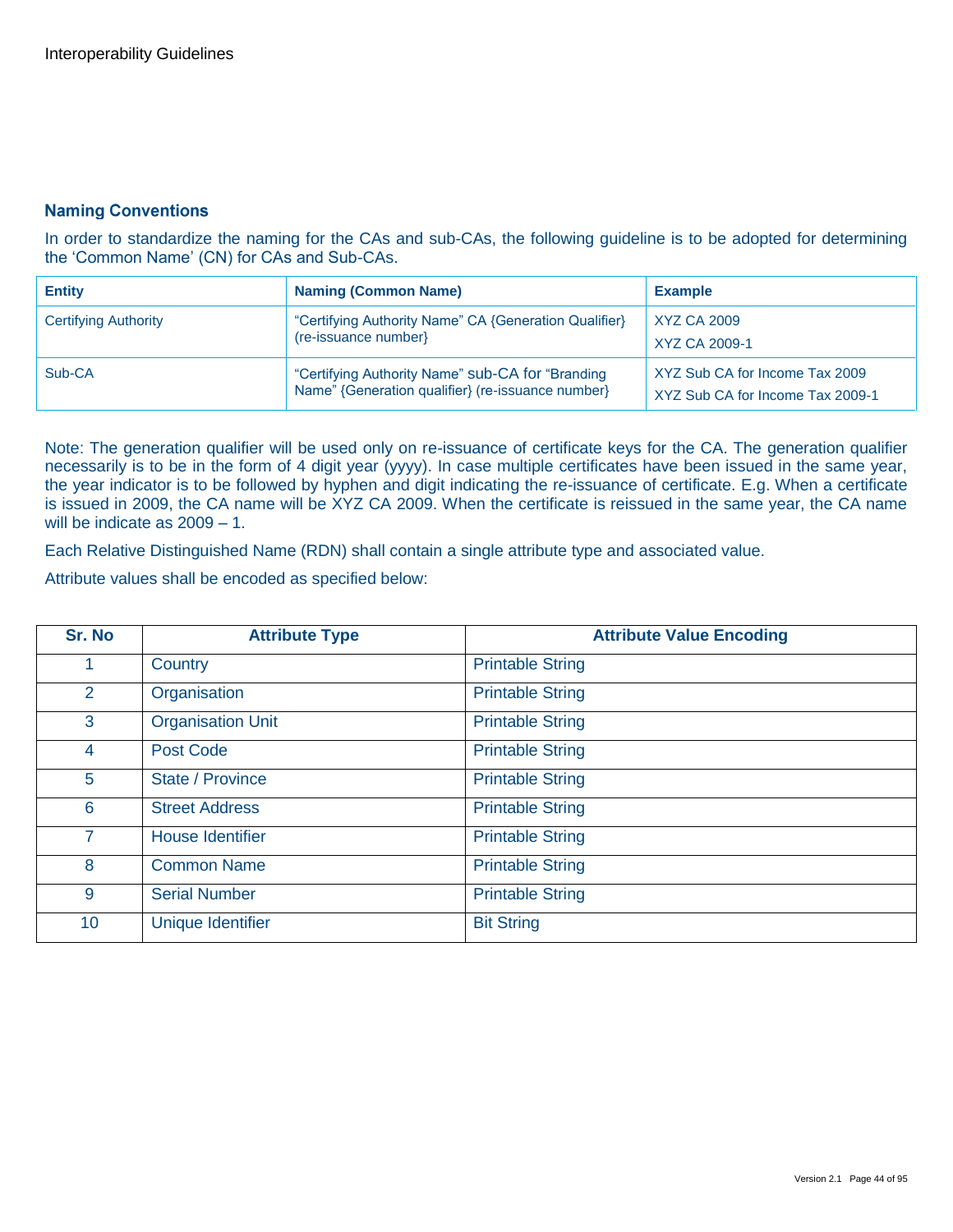## Naming Conventions

In order to standardize the naming for the CAs and sub-CAs, the following guideline is to be adopted for determining the 'Common Name' (CN) for CAs and Sub-CAs.

| Entity | Naming (Common Name) | Example |
|---|---|---|
| Certifying Authority | "Certifying Authority Name" CA {Generation Qualifier} (re-issuance number} | XYZ CA 2009<br>XYZ CA 2009-1 |
| Sub-CA | "Certifying Authority Name" sub-CA for "Branding Name" {Generation qualifier} (re-issuance number} | XYZ Sub CA for Income Tax 2009<br>XYZ Sub CA for Income Tax 2009-1 |

Note: The generation qualifier will be used only on re-issuance of certificate keys for the CA. The generation qualifier necessarily is to be in the form of 4 digit year (yyyy). In case multiple certificates have been issued in the same year, the year indicator is to be followed by hyphen and digit indicating the re-issuance of certificate. E.g. When a certificate is issued in 2009, the CA name will be XYZ CA 2009. When the certificate is reissued in the same year, the CA name will be indicate as 2009 – 1.

Each Relative Distinguished Name (RDN) shall contain a single attribute type and associated value.

Attribute values shall be encoded as specified below:

| Sr. No | Attribute Type | Attribute Value Encoding |
|---|---|---|
| 1 | Country | Printable String |
| 2 | Organisation | Printable String |
| 3 | Organisation Unit | Printable String |
| 4 | Post Code | Printable String |
| 5 | State / Province | Printable String |
| 6 | Street Address | Printable String |
| 7 | House Identifier | Printable String |
| 8 | Common Name | Printable String |
| 9 | Serial Number | Printable String |
| 10 | Unique Identifier | Bit String |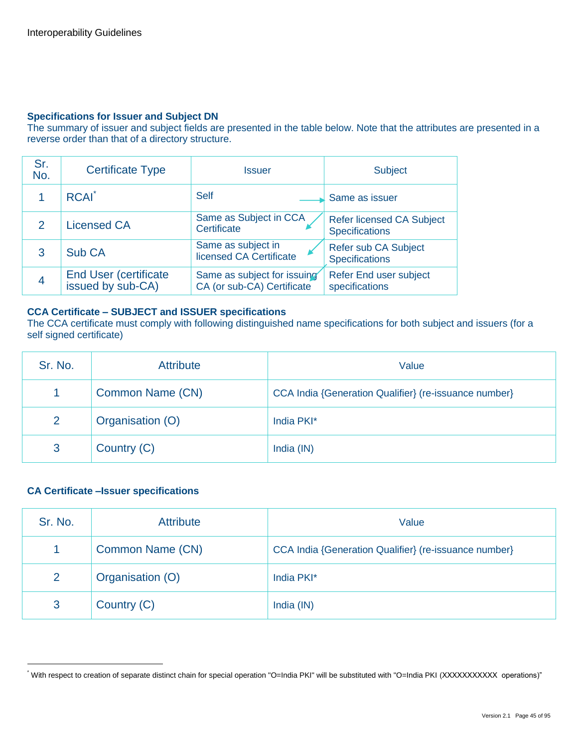### Specifications for Issuer and Subject DN

The summary of issuer and subject fields are presented in the table below. Note that the attributes are presented in a reverse order than that of a directory structure.

| Sr. No. | Certificate Type | Issuer | Subject |
|---|---|---|---|
| 1 | RCAI* | Self | Same as issuer |
| 2 | Licensed CA | Same as Subject in CCA Certificate | Refer licensed CA Subject Specifications |
| 3 | Sub CA | Same as subject in licensed CA Certificate | Refer sub CA Subject Specifications |
| 4 | End User (certificate issued by sub-CA) | Same as subject for issuing CA (or sub-CA) Certificate | Refer End user subject specifications |

### CCA Certificate – SUBJECT and ISSUER specifications

The CCA certificate must comply with following distinguished name specifications for both subject and issuers (for a self signed certificate)

| Sr. No. | Attribute | Value |
|---|---|---|
| 1 | Common Name (CN) | CCA India {Generation Qualifier} (re-issuance number} |
| 2 | Organisation (O) | India PKI* |
| 3 | Country (C) | India (IN) |

### CA Certificate –Issuer specifications

| Sr. No. | Attribute | Value |
|---|---|---|
| 1 | Common Name (CN) | CCA India {Generation Qualifier} (re-issuance number} |
| 2 | Organisation (O) | India PKI* |
| 3 | Country (C) | India (IN) |

* With respect to creation of separate distinct chain for special operation "O=India PKI" will be substituted with "O=India PKI (XXXXXXXXXXX operations)"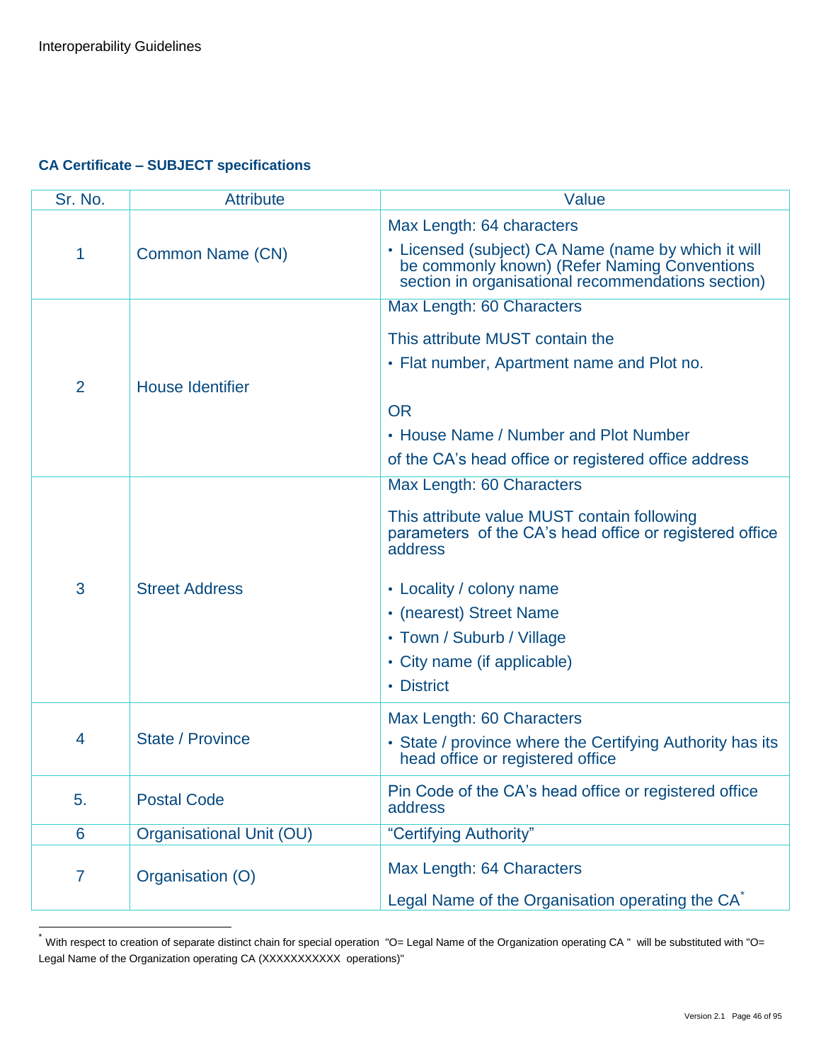### CA Certificate – SUBJECT specifications

| Sr. No. | Attribute | Value |
|---|---|---|
| 1 | Common Name (CN) | Max Length: 64 characters<br>• Licensed (subject) CA Name (name by which it will be commonly known) (Refer Naming Conventions section in organisational recommendations section) |
| 2 | House Identifier | Max Length: 60 Characters<br>This attribute MUST contain the<br>• Flat number, Apartment name and Plot no.<br>OR<br>• House Name / Number and Plot Number<br>of the CA's head office or registered office address |
| 3 | Street Address | Max Length: 60 Characters<br>This attribute value MUST contain following parameters of the CA's head office or registered office address<br>• Locality / colony name<br>• (nearest) Street Name<br>• Town / Suburb / Village<br>• City name (if applicable)<br>• District |
| 4 | State / Province | Max Length: 60 Characters<br>• State / province where the Certifying Authority has its head office or registered office |
| 5. | Postal Code | Pin Code of the CA's head office or registered office address |
| 6 | Organisational Unit (OU) | "Certifying Authority" |
| 7 | Organisation (O) | Max Length: 64 Characters<br>Legal Name of the Organisation operating the CA* |

* With respect to creation of separate distinct chain for special operation "O= Legal Name of the Organization operating CA " will be substituted with "O= Legal Name of the Organization operating CA (XXXXXXXXXXX operations)"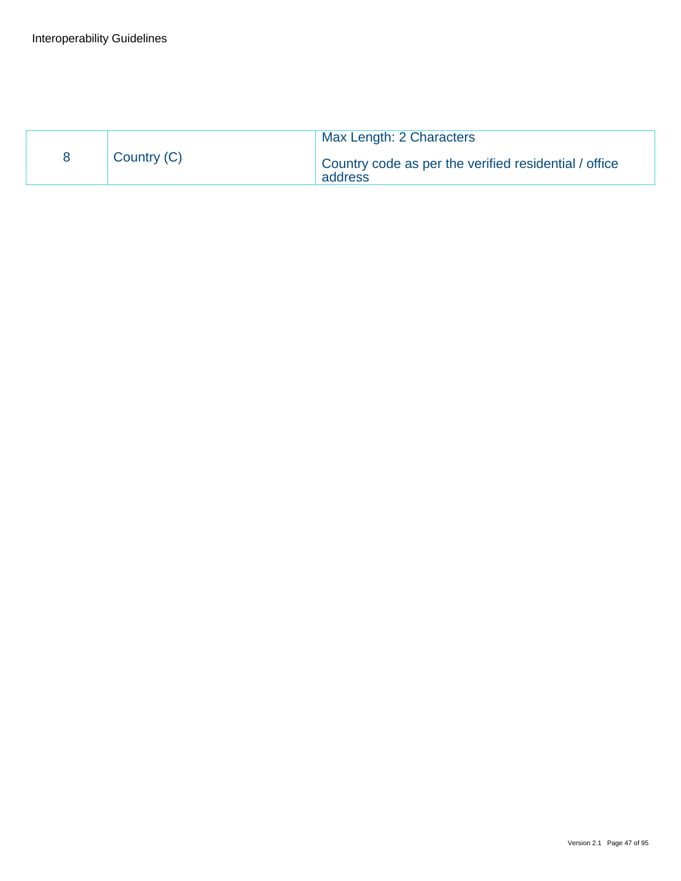| | | |
|---|---|---|
| 8 | Country (C) | Max Length: 2 Characters<br><br>Country code as per the verified residential / office address |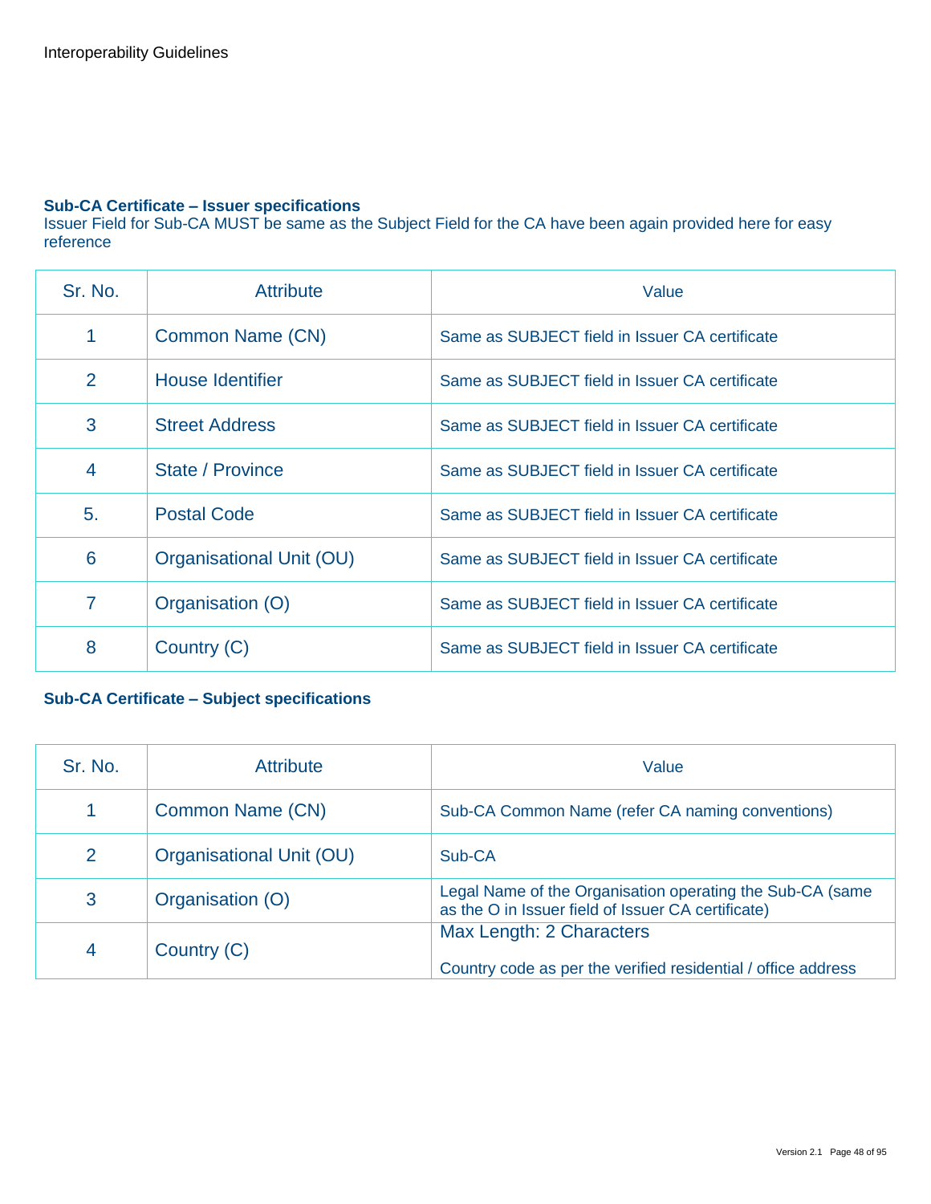**Sub-CA Certificate – Issuer specifications**

Issuer Field for Sub-CA MUST be same as the Subject Field for the CA have been again provided here for easy reference

| Sr. No. | Attribute | Value |
|---|---|---|
| 1 | Common Name (CN) | Same as SUBJECT field in Issuer CA certificate |
| 2 | House Identifier | Same as SUBJECT field in Issuer CA certificate |
| 3 | Street Address | Same as SUBJECT field in Issuer CA certificate |
| 4 | State / Province | Same as SUBJECT field in Issuer CA certificate |
| 5. | Postal Code | Same as SUBJECT field in Issuer CA certificate |
| 6 | Organisational Unit (OU) | Same as SUBJECT field in Issuer CA certificate |
| 7 | Organisation (O) | Same as SUBJECT field in Issuer CA certificate |
| 8 | Country (C) | Same as SUBJECT field in Issuer CA certificate |

**Sub-CA Certificate – Subject specifications**

| Sr. No. | Attribute | Value |
|---|---|---|
| 1 | Common Name (CN) | Sub-CA Common Name (refer CA naming conventions) |
| 2 | Organisational Unit (OU) | Sub-CA |
| 3 | Organisation (O) | Legal Name of the Organisation operating the Sub-CA (same as the O in Issuer field of Issuer CA certificate) |
| 4 | Country (C) | Max Length: 2 Characters<br><br>Country code as per the verified residential / office address |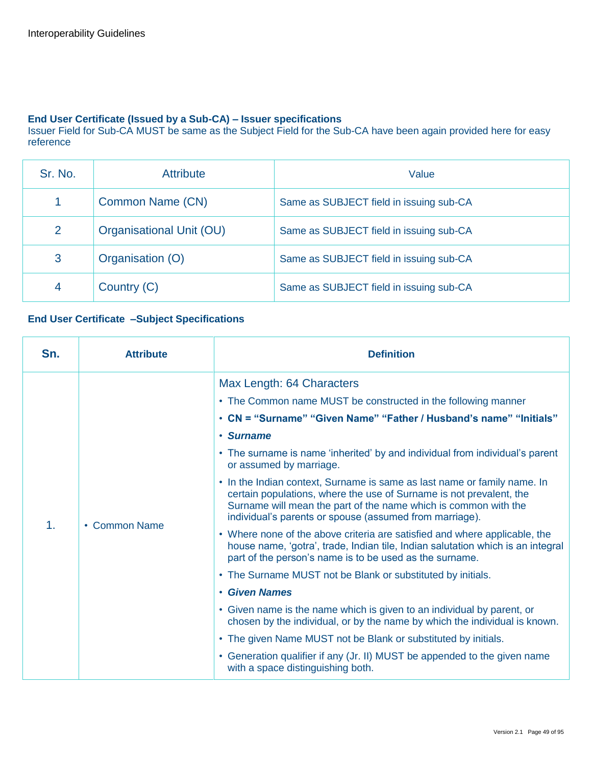**End User Certificate (Issued by a Sub-CA) – Issuer specifications**

Issuer Field for Sub-CA MUST be same as the Subject Field for the Sub-CA have been again provided here for easy reference

| Sr. No. | Attribute | Value |
|---|---|---|
| 1 | Common Name (CN) | Same as SUBJECT field in issuing sub-CA |
| 2 | Organisational Unit (OU) | Same as SUBJECT field in issuing sub-CA |
| 3 | Organisation (O) | Same as SUBJECT field in issuing sub-CA |
| 4 | Country (C) | Same as SUBJECT field in issuing sub-CA |

**End User Certificate –Subject Specifications**

| Sn. | Attribute | Definition |
|---|---|---|
| 1. | • Common Name | Max Length: 64 Characters<br>• The Common name MUST be constructed in the following manner<br>• **CN = "Surname" "Given Name" "Father / Husband's name" "Initials"**<br>• ***Surname***<br>• The surname is name 'inherited' by and individual from individual's parent or assumed by marriage.<br>• In the Indian context, Surname is same as last name or family name. In certain populations, where the use of Surname is not prevalent, the Surname will mean the part of the name which is common with the individual's parents or spouse (assumed from marriage).<br>• Where none of the above criteria are satisfied and where applicable, the house name, 'gotra', trade, Indian tile, Indian salutation which is an integral part of the person's name is to be used as the surname.<br>• The Surname MUST not be Blank or substituted by initials.<br>• ***Given Names***<br>• Given name is the name which is given to an individual by parent, or chosen by the individual, or by the name by which the individual is known.<br>• The given Name MUST not be Blank or substituted by initials.<br>• Generation qualifier if any (Jr. II) MUST be appended to the given name with a space distinguishing both. |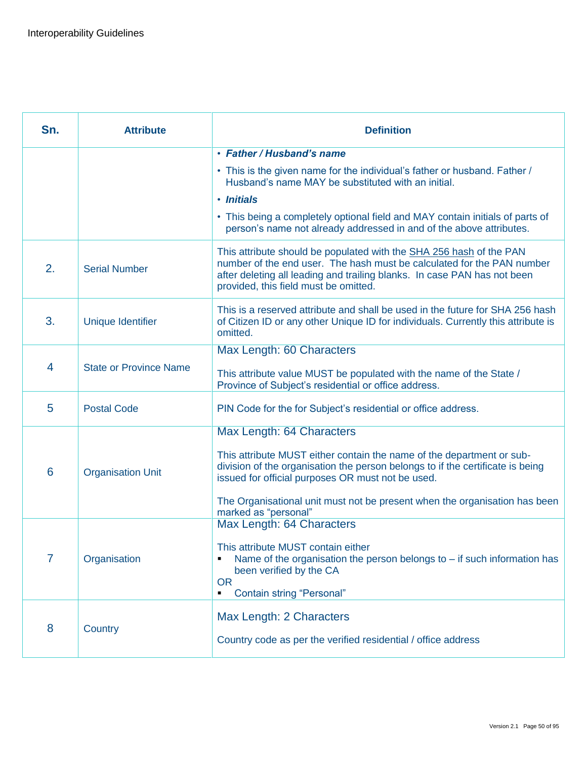| Sn. | Attribute | Definition |
|---|---|---|
| | | • ***Father / Husband's name***<br>• This is the given name for the individual's father or husband. Father / Husband's name MAY be substituted with an initial.<br>• ***Initials***<br>• This being a completely optional field and MAY contain initials of parts of person's name not already addressed in and of the above attributes. |
| 2. | Serial Number | This attribute should be populated with the SHA 256 hash of the PAN number of the end user. The hash must be calculated for the PAN number after deleting all leading and trailing blanks. In case PAN has not been provided, this field must be omitted. |
| 3. | Unique Identifier | This is a reserved attribute and shall be used in the future for SHA 256 hash of Citizen ID or any other Unique ID for individuals. Currently this attribute is omitted. |
| 4 | State or Province Name | Max Length: 60 Characters<br><br>This attribute value MUST be populated with the name of the State / Province of Subject's residential or office address. |
| 5 | Postal Code | PIN Code for the for Subject's residential or office address. |
| 6 | Organisation Unit | Max Length: 64 Characters<br><br>This attribute MUST either contain the name of the department or sub-division of the organisation the person belongs to if the certificate is being issued for official purposes OR must not be used.<br><br>The Organisational unit must not be present when the organisation has been marked as "personal" |
| 7 | Organisation | Max Length: 64 Characters<br><br>This attribute MUST contain either<br>▪ Name of the organisation the person belongs to – if such information has been verified by the CA<br>OR<br>▪ Contain string "Personal" |
| 8 | Country | Max Length: 2 Characters<br><br>Country code as per the verified residential / office address |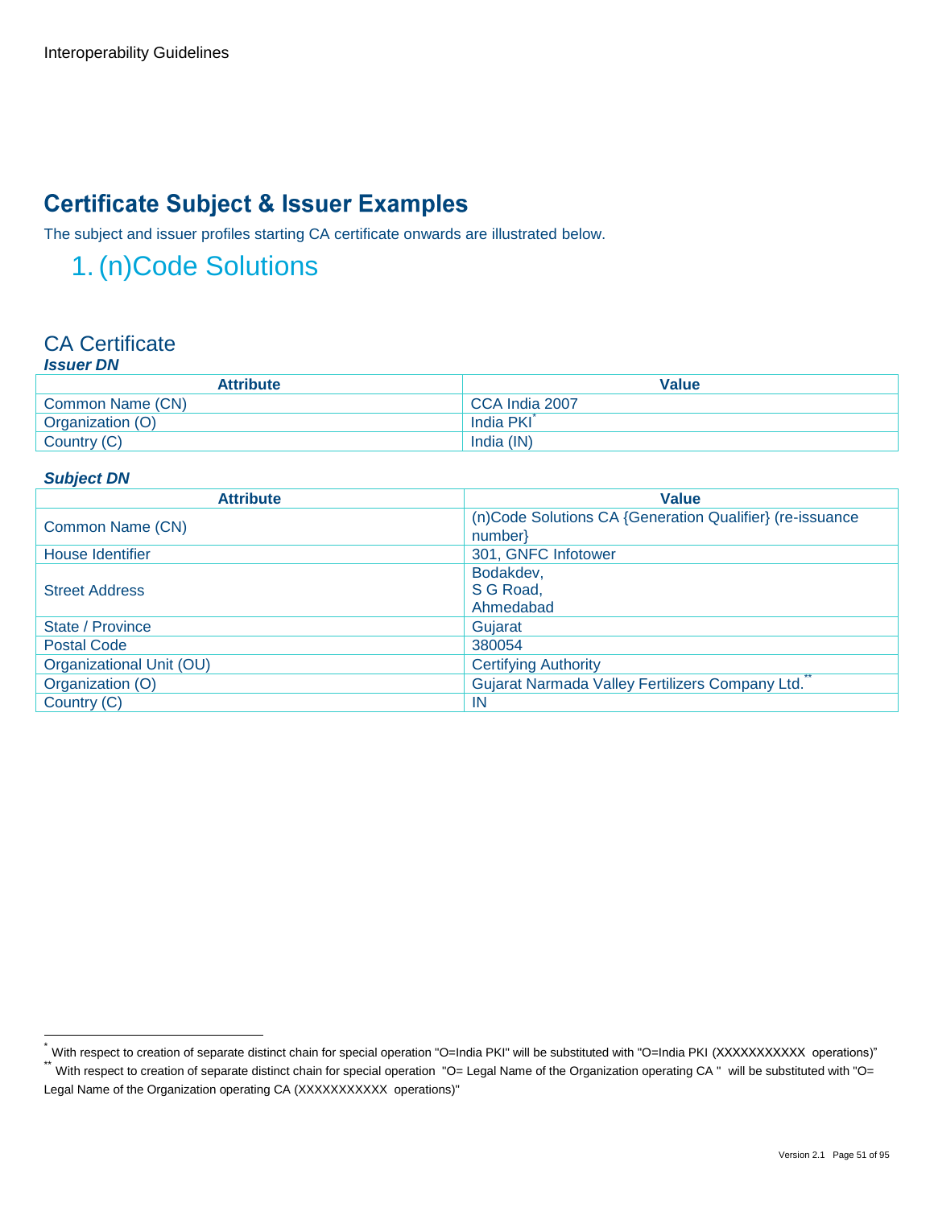# Certificate Subject & Issuer Examples

The subject and issuer profiles starting CA certificate onwards are illustrated below.

## 1. (n)Code Solutions

### CA Certificate

***Issuer DN***

| Attribute | Value |
|---|---|
| Common Name (CN) | CCA India 2007 |
| Organization (O) | India PKI[*] |
| Country (C) | India (IN) |

***Subject DN***

| Attribute | Value |
|---|---|
| Common Name (CN) | (n)Code Solutions CA {Generation Qualifier} (re-issuance number} |
| House Identifier | 301, GNFC Infotower |
| Street Address | Bodakdev,<br>S G Road,<br>Ahmedabad |
| State / Province | Gujarat |
| Postal Code | 380054 |
| Organizational Unit (OU) | Certifying Authority |
| Organization (O) | Gujarat Narmada Valley Fertilizers Company Ltd.[**] |
| Country (C) | IN |

---

[*] With respect to creation of separate distinct chain for special operation "O=India PKI" will be substituted with "O=India PKI (XXXXXXXXXXX operations)"

[**] With respect to creation of separate distinct chain for special operation "O= Legal Name of the Organization operating CA " will be substituted with "O= Legal Name of the Organization operating CA (XXXXXXXXXXX operations)"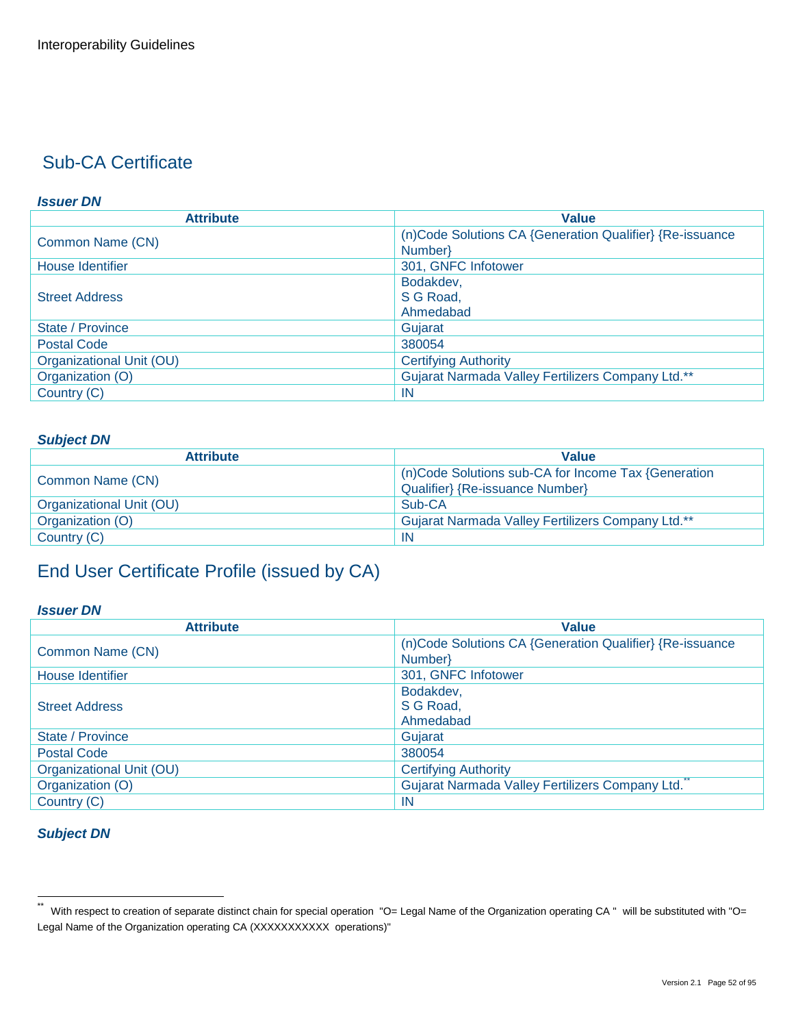## Sub-CA Certificate

***Issuer DN***

| Attribute | Value |
|---|---|
| Common Name (CN) | (n)Code Solutions CA {Generation Qualifier} {Re-issuance Number} |
| House Identifier | 301, GNFC Infotower |
| Street Address | Bodakdev,<br>S G Road,<br>Ahmedabad |
| State / Province | Gujarat |
| Postal Code | 380054 |
| Organizational Unit (OU) | Certifying Authority |
| Organization (O) | Gujarat Narmada Valley Fertilizers Company Ltd.** |
| Country (C) | IN |

***Subject DN***

| Attribute | Value |
|---|---|
| Common Name (CN) | (n)Code Solutions sub-CA for Income Tax {Generation Qualifier} {Re-issuance Number} |
| Organizational Unit (OU) | Sub-CA |
| Organization (O) | Gujarat Narmada Valley Fertilizers Company Ltd.** |
| Country (C) | IN |

## End User Certificate Profile (issued by CA)

***Issuer DN***

| Attribute | Value |
|---|---|
| Common Name (CN) | (n)Code Solutions CA {Generation Qualifier} {Re-issuance Number} |
| House Identifier | 301, GNFC Infotower |
| Street Address | Bodakdev,<br>S G Road,<br>Ahmedabad |
| State / Province | Gujarat |
| Postal Code | 380054 |
| Organizational Unit (OU) | Certifying Authority |
| Organization (O) | Gujarat Narmada Valley Fertilizers Company Ltd.** |
| Country (C) | IN |

***Subject DN***

** With respect to creation of separate distinct chain for special operation "O= Legal Name of the Organization operating CA " will be substituted with "O= Legal Name of the Organization operating CA (XXXXXXXXXXX operations)"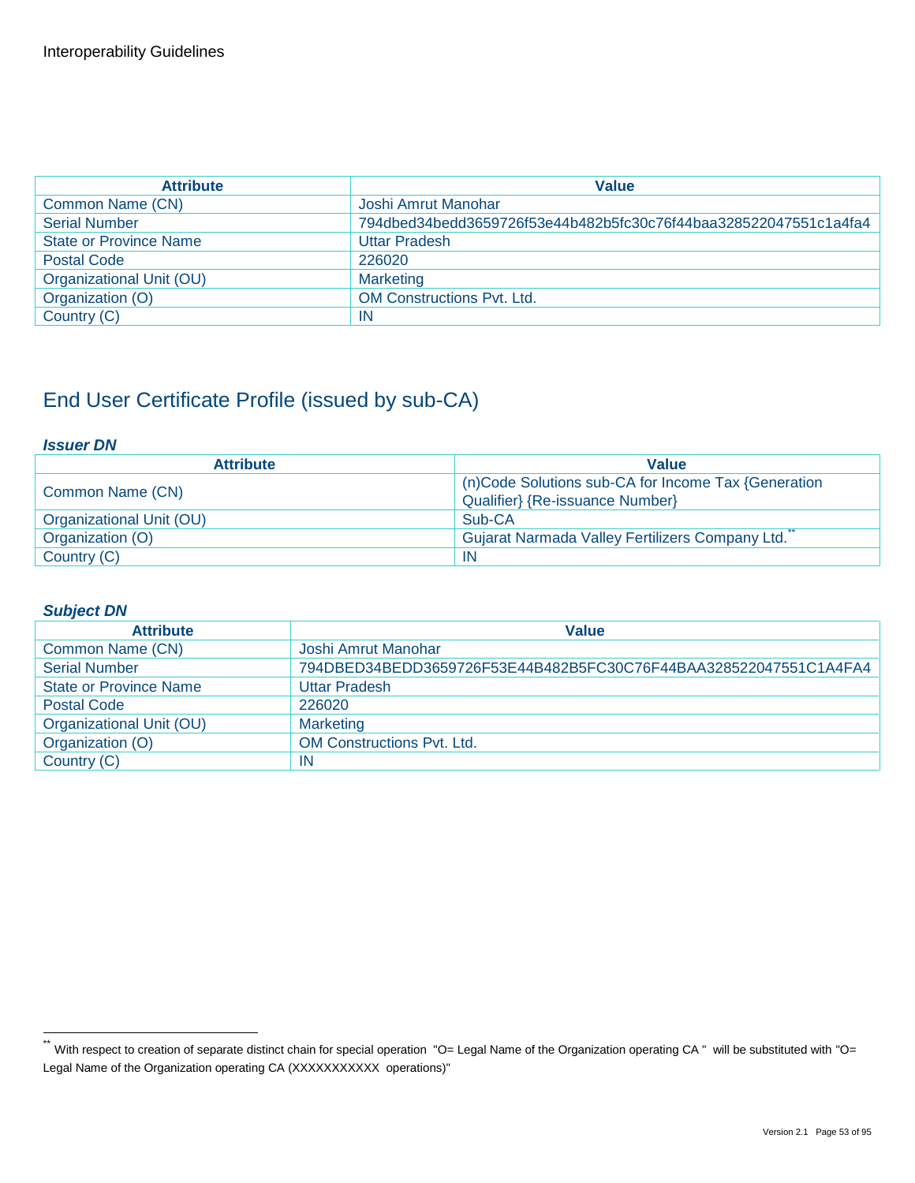| Attribute | Value |
|---|---|
| Common Name (CN) | Joshi Amrut Manohar |
| Serial Number | 794dbed34bedd3659726f53e44b482b5fc30c76f44baa328522047551c1a4fa4 |
| State or Province Name | Uttar Pradesh |
| Postal Code | 226020 |
| Organizational Unit (OU) | Marketing |
| Organization (O) | OM Constructions Pvt. Ltd. |
| Country (C) | IN |

## End User Certificate Profile (issued by sub-CA)

***Issuer DN***

| Attribute | Value |
|---|---|
| Common Name (CN) | (n)Code Solutions sub-CA for Income Tax {Generation Qualifier} {Re-issuance Number} |
| Organizational Unit (OU) | Sub-CA |
| Organization (O) | Gujarat Narmada Valley Fertilizers Company Ltd.[**] |
| Country (C) | IN |

***Subject DN***

| Attribute | Value |
|---|---|
| Common Name (CN) | Joshi Amrut Manohar |
| Serial Number | 794DBED34BEDD3659726F53E44B482B5FC30C76F44BAA328522047551C1A4FA4 |
| State or Province Name | Uttar Pradesh |
| Postal Code | 226020 |
| Organizational Unit (OU) | Marketing |
| Organization (O) | OM Constructions Pvt. Ltd. |
| Country (C) | IN |

[**] With respect to creation of separate distinct chain for special operation "O= Legal Name of the Organization operating CA " will be substituted with "O= Legal Name of the Organization operating CA (XXXXXXXXXXX operations)"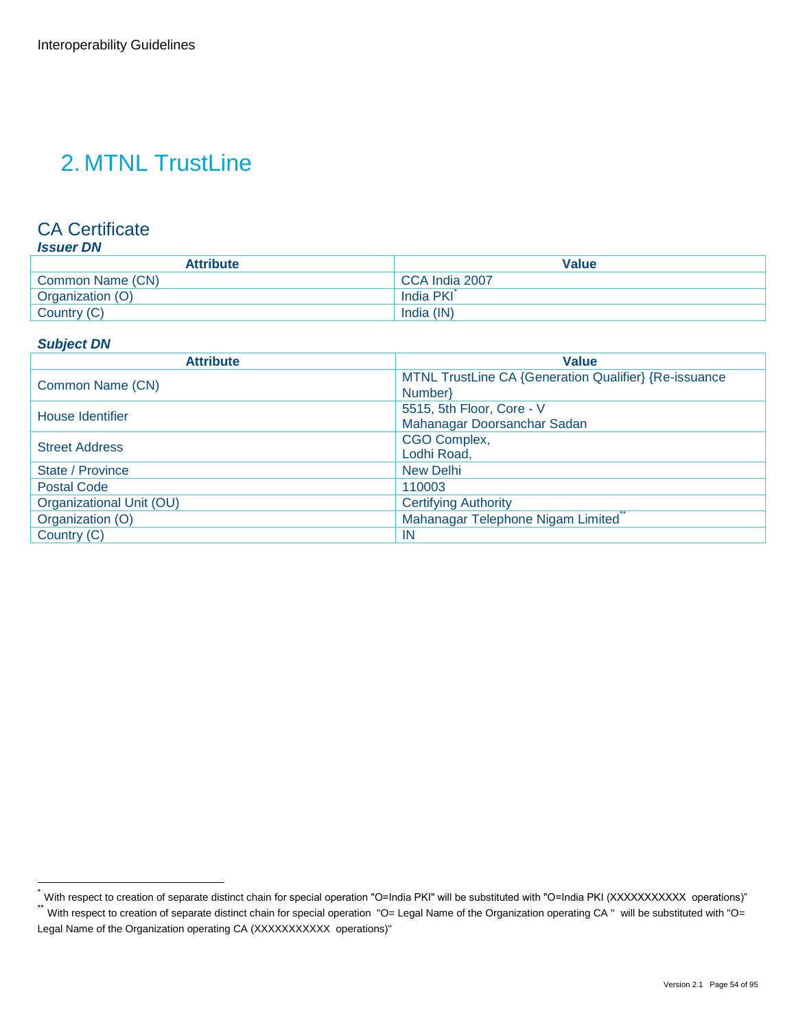# 2. MTNL TrustLine

## CA Certificate

***Issuer DN***

| Attribute | Value |
|---|---|
| Common Name (CN) | CCA India 2007 |
| Organization (O) | India PKI[*] |
| Country (C) | India (IN) |

***Subject DN***

| Attribute | Value |
|---|---|
| Common Name (CN) | MTNL TrustLine CA {Generation Qualifier} {Re-issuance Number} |
| House Identifier | 5515, 5th Floor, Core - V<br>Mahanagar Doorsanchar Sadan |
| Street Address | CGO Complex,<br>Lodhi Road, |
| State / Province | New Delhi |
| Postal Code | 110003 |
| Organizational Unit (OU) | Certifying Authority |
| Organization (O) | Mahanagar Telephone Nigam Limited[**] |
| Country (C) | IN |

---

[*] With respect to creation of separate distinct chain for special operation "O=India PKI" will be substituted with "O=India PKI (XXXXXXXXXXX operations)"

[**] With respect to creation of separate distinct chain for special operation "O= Legal Name of the Organization operating CA " will be substituted with "O= Legal Name of the Organization operating CA (XXXXXXXXXXX operations)"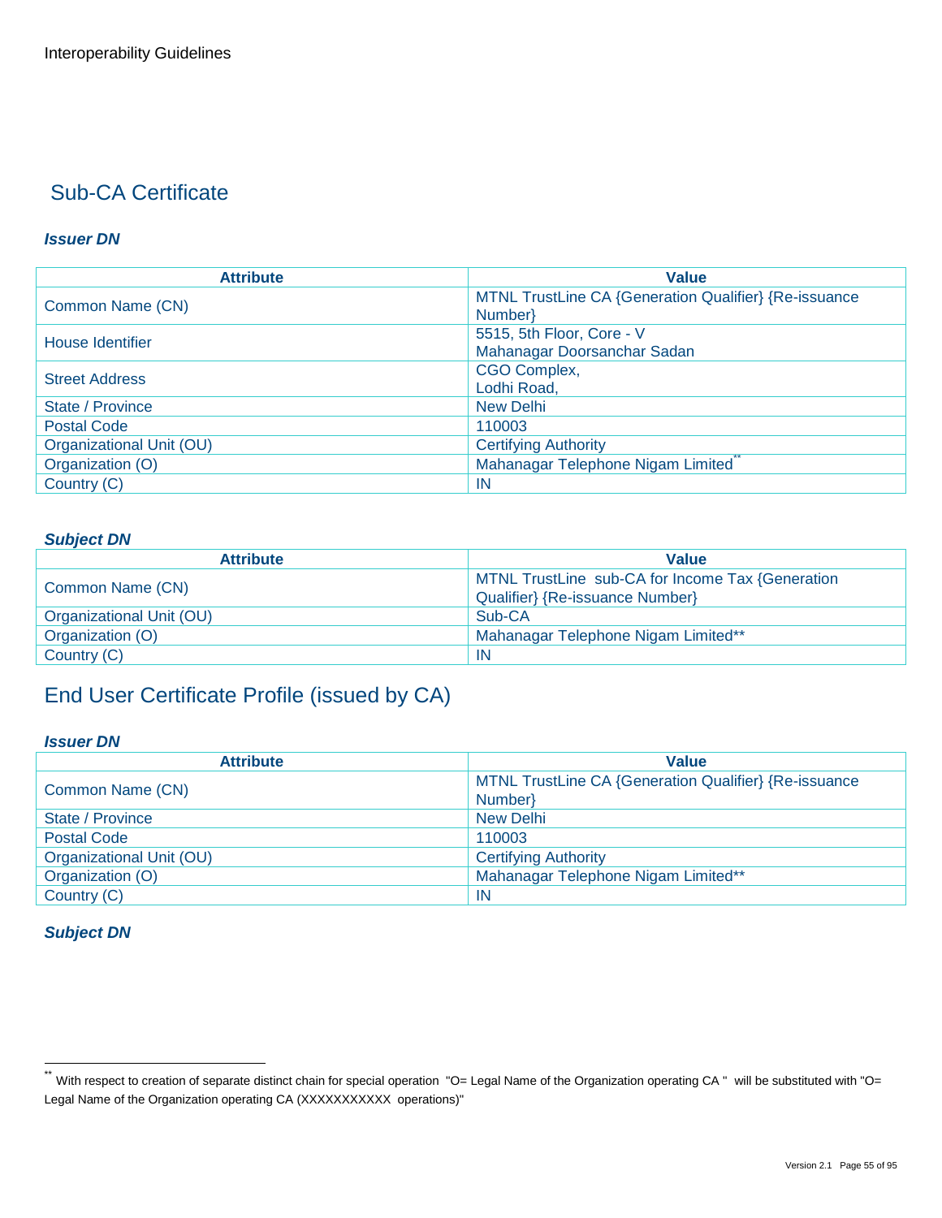## Sub-CA Certificate

***Issuer DN***

| Attribute | Value |
|---|---|
| Common Name (CN) | MTNL TrustLine CA {Generation Qualifier} {Re-issuance Number} |
| House Identifier | 5515, 5th Floor, Core - V Mahanagar Doorsanchar Sadan |
| Street Address | CGO Complex, Lodhi Road, |
| State / Province | New Delhi |
| Postal Code | 110003 |
| Organizational Unit (OU) | Certifying Authority |
| Organization (O) | Mahanagar Telephone Nigam Limited[**] |
| Country (C) | IN |

***Subject DN***

| Attribute | Value |
|---|---|
| Common Name (CN) | MTNL TrustLine sub-CA for Income Tax {Generation Qualifier} {Re-issuance Number} |
| Organizational Unit (OU) | Sub-CA |
| Organization (O) | Mahanagar Telephone Nigam Limited** |
| Country (C) | IN |

## End User Certificate Profile (issued by CA)

***Issuer DN***

| Attribute | Value |
|---|---|
| Common Name (CN) | MTNL TrustLine CA {Generation Qualifier} {Re-issuance Number} |
| State / Province | New Delhi |
| Postal Code | 110003 |
| Organizational Unit (OU) | Certifying Authority |
| Organization (O) | Mahanagar Telephone Nigam Limited** |
| Country (C) | IN |

***Subject DN***

---

[**] With respect to creation of separate distinct chain for special operation "O= Legal Name of the Organization operating CA " will be substituted with "O= Legal Name of the Organization operating CA (XXXXXXXXXXX operations)"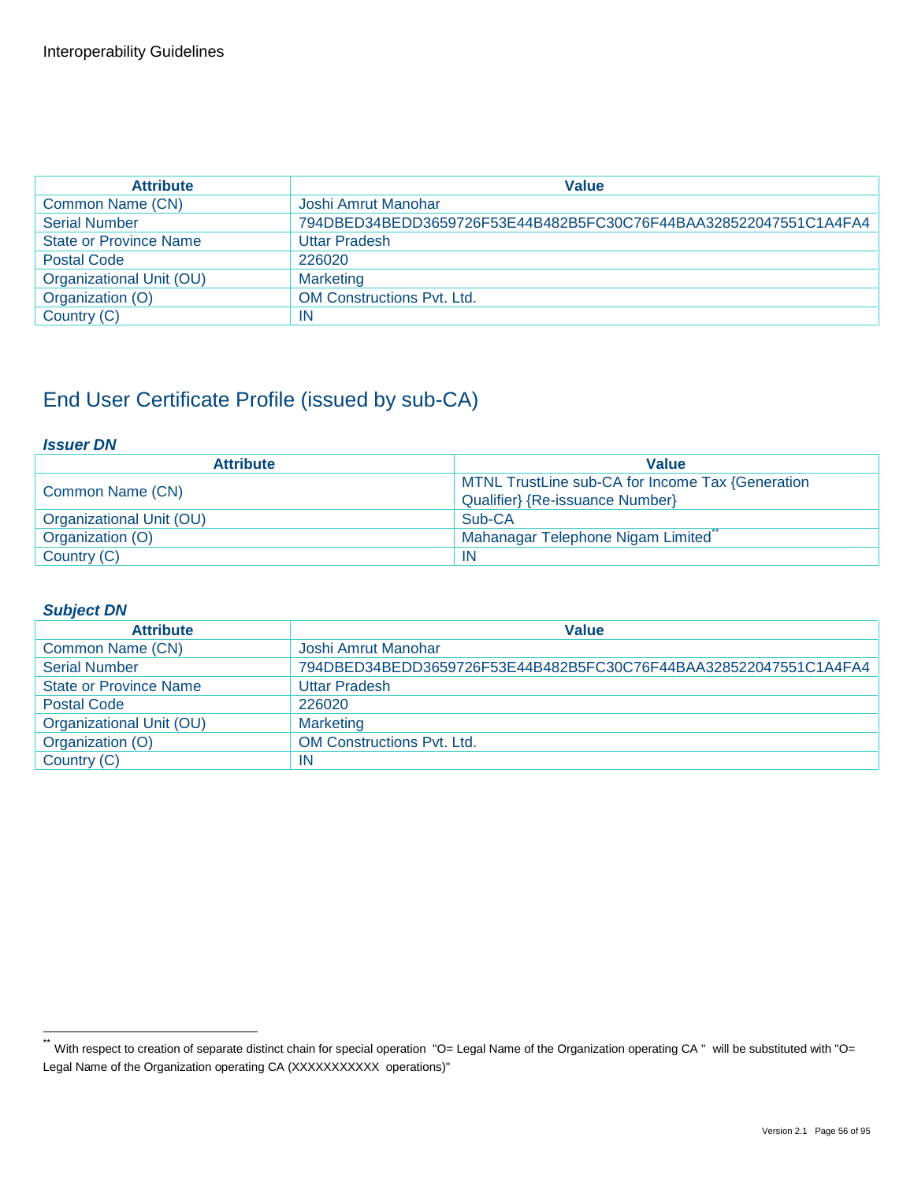| Attribute | Value |
| --- | --- |
| Common Name (CN) | Joshi Amrut Manohar |
| Serial Number | 794DBED34BEDD3659726F53E44B482B5FC30C76F44BAA328522047551C1A4FA4 |
| State or Province Name | Uttar Pradesh |
| Postal Code | 226020 |
| Organizational Unit (OU) | Marketing |
| Organization (O) | OM Constructions Pvt. Ltd. |
| Country (C) | IN |

## End User Certificate Profile (issued by sub-CA)

***Issuer DN***

| Attribute | Value |
| --- | --- |
| Common Name (CN) | MTNL TrustLine sub-CA for Income Tax {Generation Qualifier} {Re-issuance Number} |
| Organizational Unit (OU) | Sub-CA |
| Organization (O) | Mahanagar Telephone Nigam Limited[**] |
| Country (C) | IN |

***Subject DN***

| Attribute | Value |
| --- | --- |
| Common Name (CN) | Joshi Amrut Manohar |
| Serial Number | 794DBED34BEDD3659726F53E44B482B5FC30C76F44BAA328522047551C1A4FA4 |
| State or Province Name | Uttar Pradesh |
| Postal Code | 226020 |
| Organizational Unit (OU) | Marketing |
| Organization (O) | OM Constructions Pvt. Ltd. |
| Country (C) | IN |

[**] With respect to creation of separate distinct chain for special operation "O= Legal Name of the Organization operating CA " will be substituted with "O= Legal Name of the Organization operating CA (XXXXXXXXXXX operations)"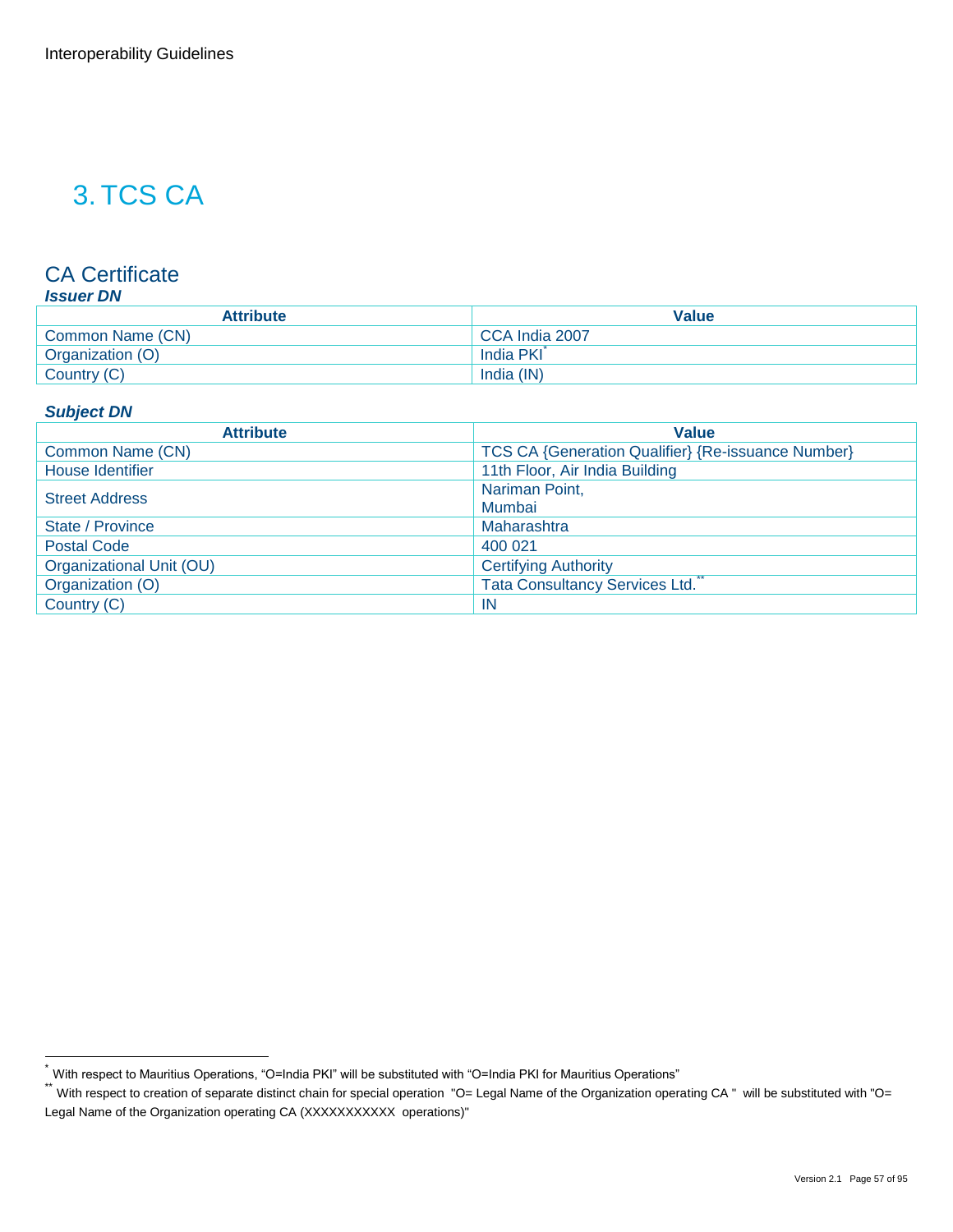# 3. TCS CA

## CA Certificate

### *Issuer DN*

| Attribute | Value |
|---|---|
| Common Name (CN) | CCA India 2007 |
| Organization (O) | India PKI* |
| Country (C) | India (IN) |

### *Subject DN*

| Attribute | Value |
|---|---|
| Common Name (CN) | TCS CA {Generation Qualifier} {Re-issuance Number} |
| House Identifier | 11th Floor, Air India Building |
| Street Address | Nariman Point,<br>Mumbai |
| State / Province | Maharashtra |
| Postal Code | 400 021 |
| Organizational Unit (OU) | Certifying Authority |
| Organization (O) | Tata Consultancy Services Ltd.** |
| Country (C) | IN |

---

* With respect to Mauritius Operations, "O=India PKI" will be substituted with "O=India PKI for Mauritius Operations"

** With respect to creation of separate distinct chain for special operation "O= Legal Name of the Organization operating CA " will be substituted with "O= Legal Name of the Organization operating CA (XXXXXXXXXXX operations)"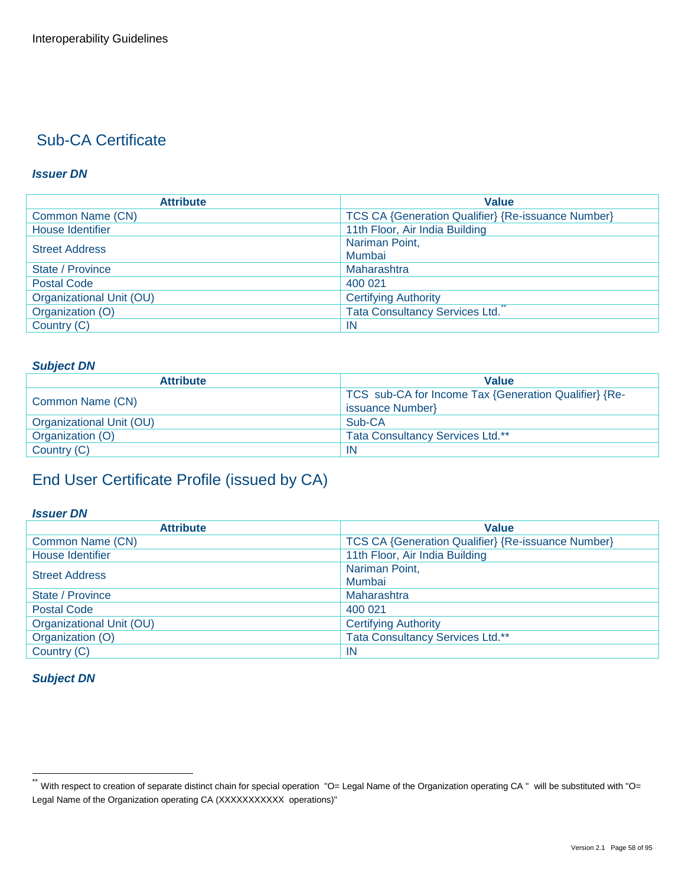## Sub-CA Certificate

***Issuer DN***

| Attribute | Value |
|---|---|
| Common Name (CN) | TCS CA {Generation Qualifier} {Re-issuance Number} |
| House Identifier | 11th Floor, Air India Building |
| Street Address | Nariman Point,<br>Mumbai |
| State / Province | Maharashtra |
| Postal Code | 400 021 |
| Organizational Unit (OU) | Certifying Authority |
| Organization (O) | Tata Consultancy Services Ltd.** |
| Country (C) | IN |

***Subject DN***

| Attribute | Value |
|---|---|
| Common Name (CN) | TCS sub-CA for Income Tax {Generation Qualifier} {Re-issuance Number} |
| Organizational Unit (OU) | Sub-CA |
| Organization (O) | Tata Consultancy Services Ltd.** |
| Country (C) | IN |

## End User Certificate Profile (issued by CA)

***Issuer DN***

| Attribute | Value |
|---|---|
| Common Name (CN) | TCS CA {Generation Qualifier} {Re-issuance Number} |
| House Identifier | 11th Floor, Air India Building |
| Street Address | Nariman Point,<br>Mumbai |
| State / Province | Maharashtra |
| Postal Code | 400 021 |
| Organizational Unit (OU) | Certifying Authority |
| Organization (O) | Tata Consultancy Services Ltd.** |
| Country (C) | IN |

***Subject DN***

** With respect to creation of separate distinct chain for special operation "O= Legal Name of the Organization operating CA " will be substituted with "O= Legal Name of the Organization operating CA (XXXXXXXXXXX operations)"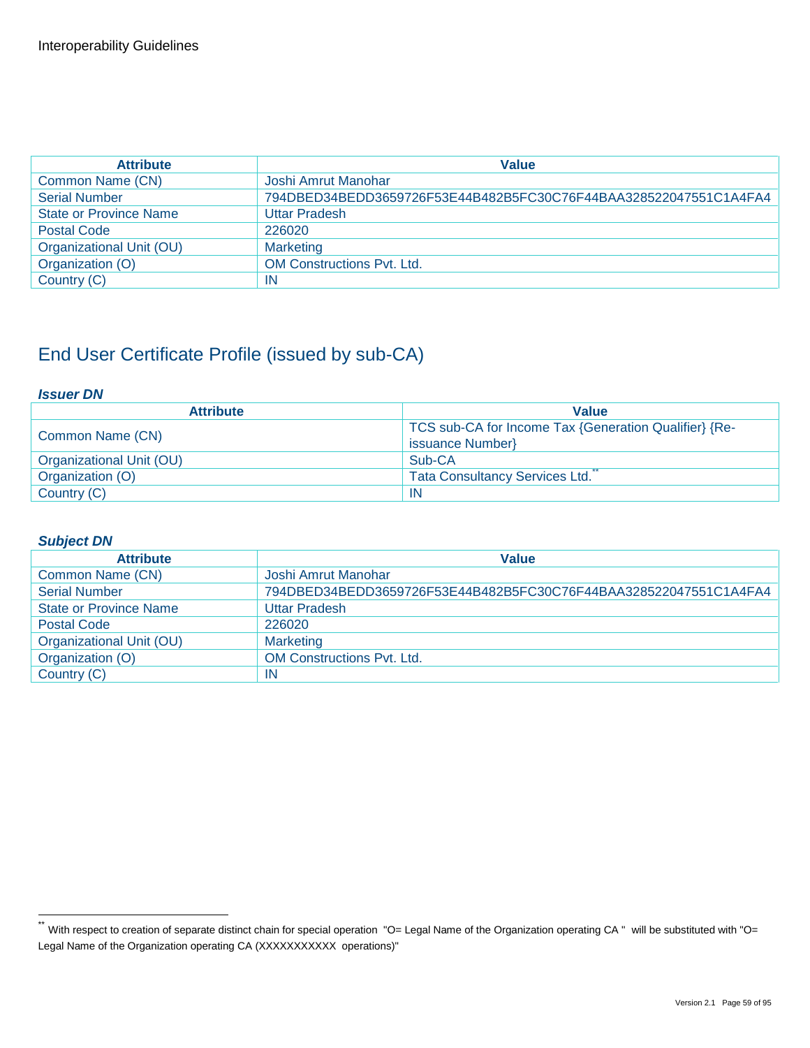| Attribute | Value |
|---|---|
| Common Name (CN) | Joshi Amrut Manohar |
| Serial Number | 794DBED34BEDD3659726F53E44B482B5FC30C76F44BAA328522047551C1A4FA4 |
| State or Province Name | Uttar Pradesh |
| Postal Code | 226020 |
| Organizational Unit (OU) | Marketing |
| Organization (O) | OM Constructions Pvt. Ltd. |
| Country (C) | IN |

## End User Certificate Profile (issued by sub-CA)

***Issuer DN***

| Attribute | Value |
|---|---|
| Common Name (CN) | TCS sub-CA for Income Tax {Generation Qualifier} {Re-issuance Number} |
| Organizational Unit (OU) | Sub-CA |
| Organization (O) | Tata Consultancy Services Ltd.** |
| Country (C) | IN |

***Subject DN***

| Attribute | Value |
|---|---|
| Common Name (CN) | Joshi Amrut Manohar |
| Serial Number | 794DBED34BEDD3659726F53E44B482B5FC30C76F44BAA328522047551C1A4FA4 |
| State or Province Name | Uttar Pradesh |
| Postal Code | 226020 |
| Organizational Unit (OU) | Marketing |
| Organization (O) | OM Constructions Pvt. Ltd. |
| Country (C) | IN |

** With respect to creation of separate distinct chain for special operation "O= Legal Name of the Organization operating CA " will be substituted with "O= Legal Name of the Organization operating CA (XXXXXXXXXXX operations)"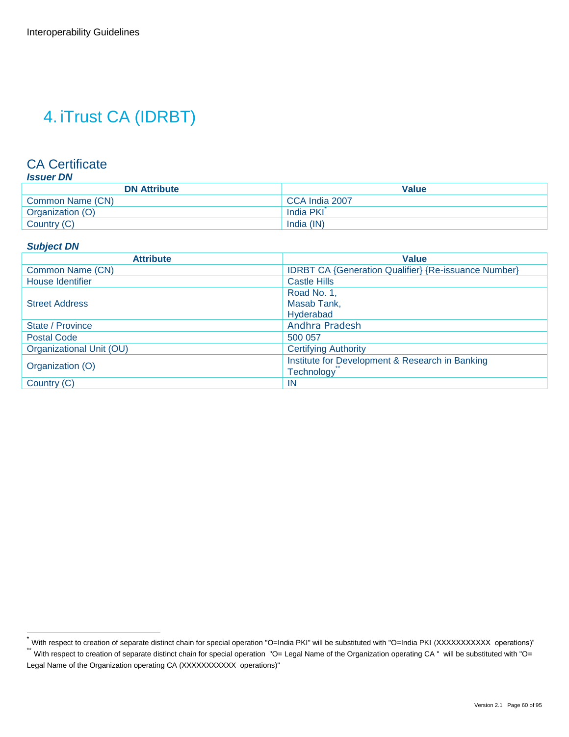# 4. iTrust CA (IDRBT)

## CA Certificate

***Issuer DN***

| DN Attribute | Value |
|---|---|
| Common Name (CN) | CCA India 2007 |
| Organization (O) | India PKI[*] |
| Country (C) | India (IN) |

***Subject DN***

| Attribute | Value |
|---|---|
| Common Name (CN) | IDRBT CA {Generation Qualifier} {Re-issuance Number} |
| House Identifier | Castle Hills |
| Street Address | Road No. 1,<br>Masab Tank,<br>Hyderabad |
| State / Province | Andhra Pradesh |
| Postal Code | 500 057 |
| Organizational Unit (OU) | Certifying Authority |
| Organization (O) | Institute for Development & Research in Banking Technology[**] |
| Country (C) | IN |

---

[*] With respect to creation of separate distinct chain for special operation "O=India PKI" will be substituted with "O=India PKI (XXXXXXXXXXX operations)"

[**] With respect to creation of separate distinct chain for special operation "O= Legal Name of the Organization operating CA " will be substituted with "O= Legal Name of the Organization operating CA (XXXXXXXXXXX operations)"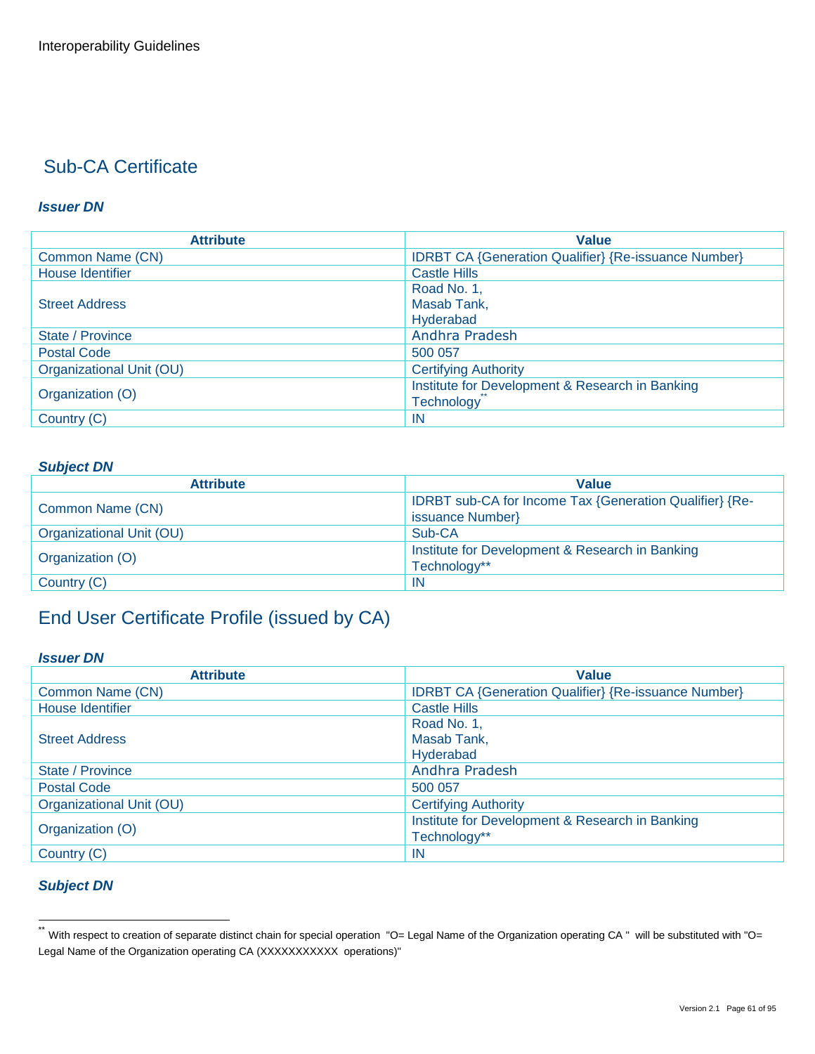## Sub-CA Certificate

***Issuer DN***

| Attribute | Value |
|---|---|
| Common Name (CN) | IDRBT CA {Generation Qualifier} {Re-issuance Number} |
| House Identifier | Castle Hills |
| Street Address | Road No. 1, Masab Tank, Hyderabad |
| State / Province | Andhra Pradesh |
| Postal Code | 500 057 |
| Organizational Unit (OU) | Certifying Authority |
| Organization (O) | Institute for Development & Research in Banking Technology** |
| Country (C) | IN |

***Subject DN***

| Attribute | Value |
|---|---|
| Common Name (CN) | IDRBT sub-CA for Income Tax {Generation Qualifier} {Re-issuance Number} |
| Organizational Unit (OU) | Sub-CA |
| Organization (O) | Institute for Development & Research in Banking Technology** |
| Country (C) | IN |

## End User Certificate Profile (issued by CA)

***Issuer DN***

| Attribute | Value |
|---|---|
| Common Name (CN) | IDRBT CA {Generation Qualifier} {Re-issuance Number} |
| House Identifier | Castle Hills |
| Street Address | Road No. 1, Masab Tank, Hyderabad |
| State / Province | Andhra Pradesh |
| Postal Code | 500 057 |
| Organizational Unit (OU) | Certifying Authority |
| Organization (O) | Institute for Development & Research in Banking Technology** |
| Country (C) | IN |

***Subject DN***

---

** With respect to creation of separate distinct chain for special operation "O= Legal Name of the Organization operating CA " will be substituted with "O= Legal Name of the Organization operating CA (XXXXXXXXXXX operations)"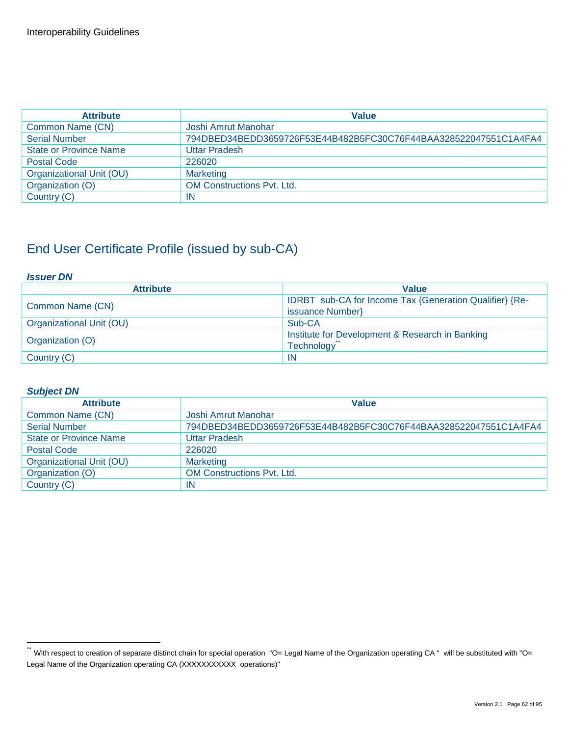| Attribute | Value |
|---|---|
| Common Name (CN) | Joshi Amrut Manohar |
| Serial Number | 794DBED34BEDD3659726F53E44B482B5FC30C76F44BAA328522047551C1A4FA4 |
| State or Province Name | Uttar Pradesh |
| Postal Code | 226020 |
| Organizational Unit (OU) | Marketing |
| Organization (O) | OM Constructions Pvt. Ltd. |
| Country (C) | IN |

## End User Certificate Profile (issued by sub-CA)

***Issuer DN***

| Attribute | Value |
|---|---|
| Common Name (CN) | IDRBT sub-CA for Income Tax {Generation Qualifier} {Re-issuance Number} |
| Organizational Unit (OU) | Sub-CA |
| Organization (O) | Institute for Development & Research in Banking Technology[**] |
| Country (C) | IN |

***Subject DN***

| Attribute | Value |
|---|---|
| Common Name (CN) | Joshi Amrut Manohar |
| Serial Number | 794DBED34BEDD3659726F53E44B482B5FC30C76F44BAA328522047551C1A4FA4 |
| State or Province Name | Uttar Pradesh |
| Postal Code | 226020 |
| Organizational Unit (OU) | Marketing |
| Organization (O) | OM Constructions Pvt. Ltd. |
| Country (C) | IN |

---

[**] With respect to creation of separate distinct chain for special operation "O= Legal Name of the Organization operating CA " will be substituted with "O= Legal Name of the Organization operating CA (XXXXXXXXXXX operations)"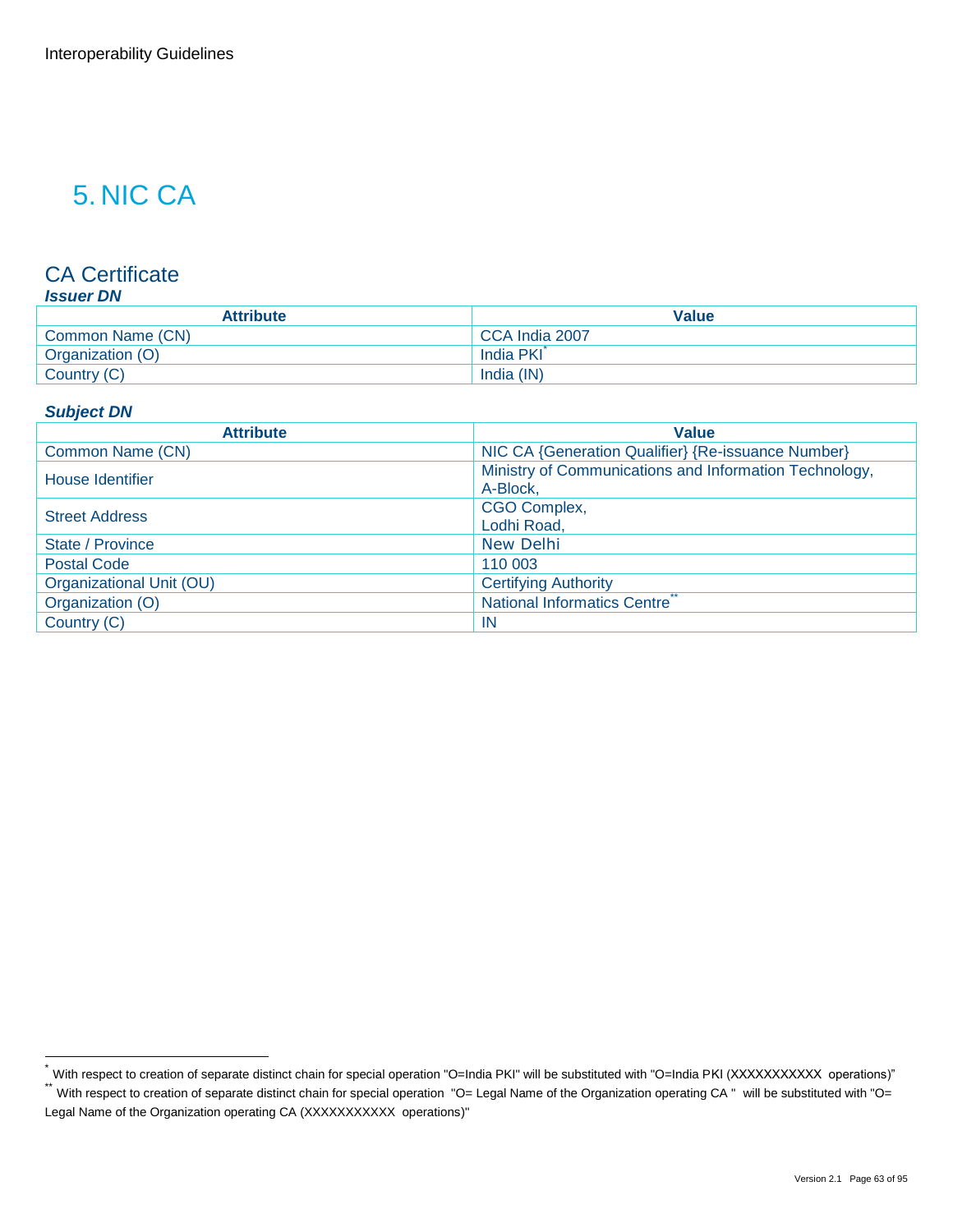# 5. NIC CA

## CA Certificate

### *Issuer DN*

| Attribute | Value |
|---|---|
| Common Name (CN) | CCA India 2007 |
| Organization (O) | India PKI* |
| Country (C) | India (IN) |

### *Subject DN*

| Attribute | Value |
|---|---|
| Common Name (CN) | NIC CA {Generation Qualifier} {Re-issuance Number} |
| House Identifier | Ministry of Communications and Information Technology, A-Block, |
| Street Address | CGO Complex, Lodhi Road, |
| State / Province | New Delhi |
| Postal Code | 110 003 |
| Organizational Unit (OU) | Certifying Authority |
| Organization (O) | National Informatics Centre** |
| Country (C) | IN |

---

* With respect to creation of separate distinct chain for special operation "O=India PKI" will be substituted with "O=India PKI (XXXXXXXXXXX operations)"

** With respect to creation of separate distinct chain for special operation "O= Legal Name of the Organization operating CA " will be substituted with "O= Legal Name of the Organization operating CA (XXXXXXXXXXX operations)"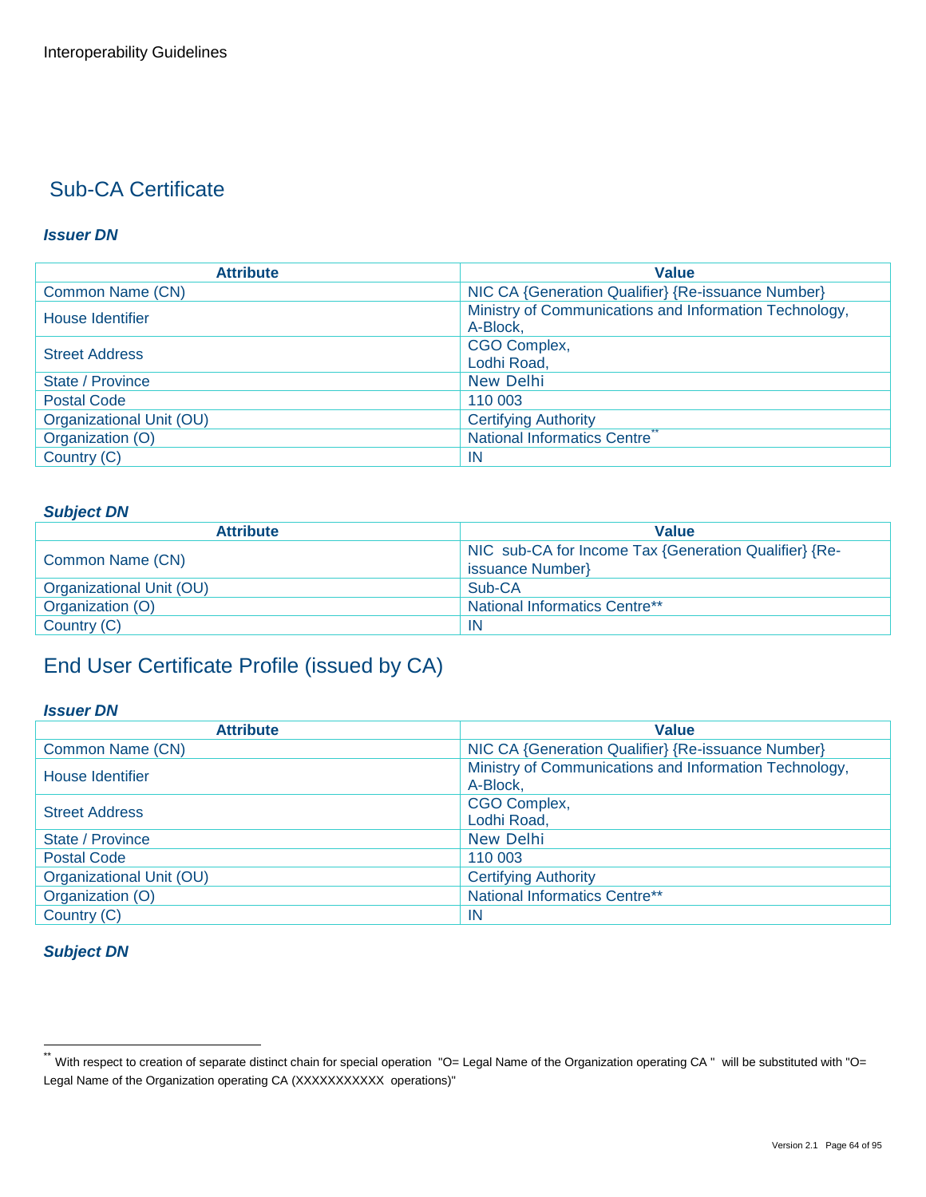## Sub-CA Certificate

***Issuer DN***

| Attribute | Value |
|---|---|
| Common Name (CN) | NIC CA {Generation Qualifier} {Re-issuance Number} |
| House Identifier | Ministry of Communications and Information Technology, A-Block, |
| Street Address | CGO Complex, Lodhi Road, |
| State / Province | New Delhi |
| Postal Code | 110 003 |
| Organizational Unit (OU) | Certifying Authority |
| Organization (O) | National Informatics Centre** |
| Country (C) | IN |

***Subject DN***

| Attribute | Value |
|---|---|
| Common Name (CN) | NIC sub-CA for Income Tax {Generation Qualifier} {Re-issuance Number} |
| Organizational Unit (OU) | Sub-CA |
| Organization (O) | National Informatics Centre** |
| Country (C) | IN |

## End User Certificate Profile (issued by CA)

***Issuer DN***

| Attribute | Value |
|---|---|
| Common Name (CN) | NIC CA {Generation Qualifier} {Re-issuance Number} |
| House Identifier | Ministry of Communications and Information Technology, A-Block, |
| Street Address | CGO Complex, Lodhi Road, |
| State / Province | New Delhi |
| Postal Code | 110 003 |
| Organizational Unit (OU) | Certifying Authority |
| Organization (O) | National Informatics Centre** |
| Country (C) | IN |

***Subject DN***

---

** With respect to creation of separate distinct chain for special operation "O= Legal Name of the Organization operating CA " will be substituted with "O= Legal Name of the Organization operating CA (XXXXXXXXXXX operations)"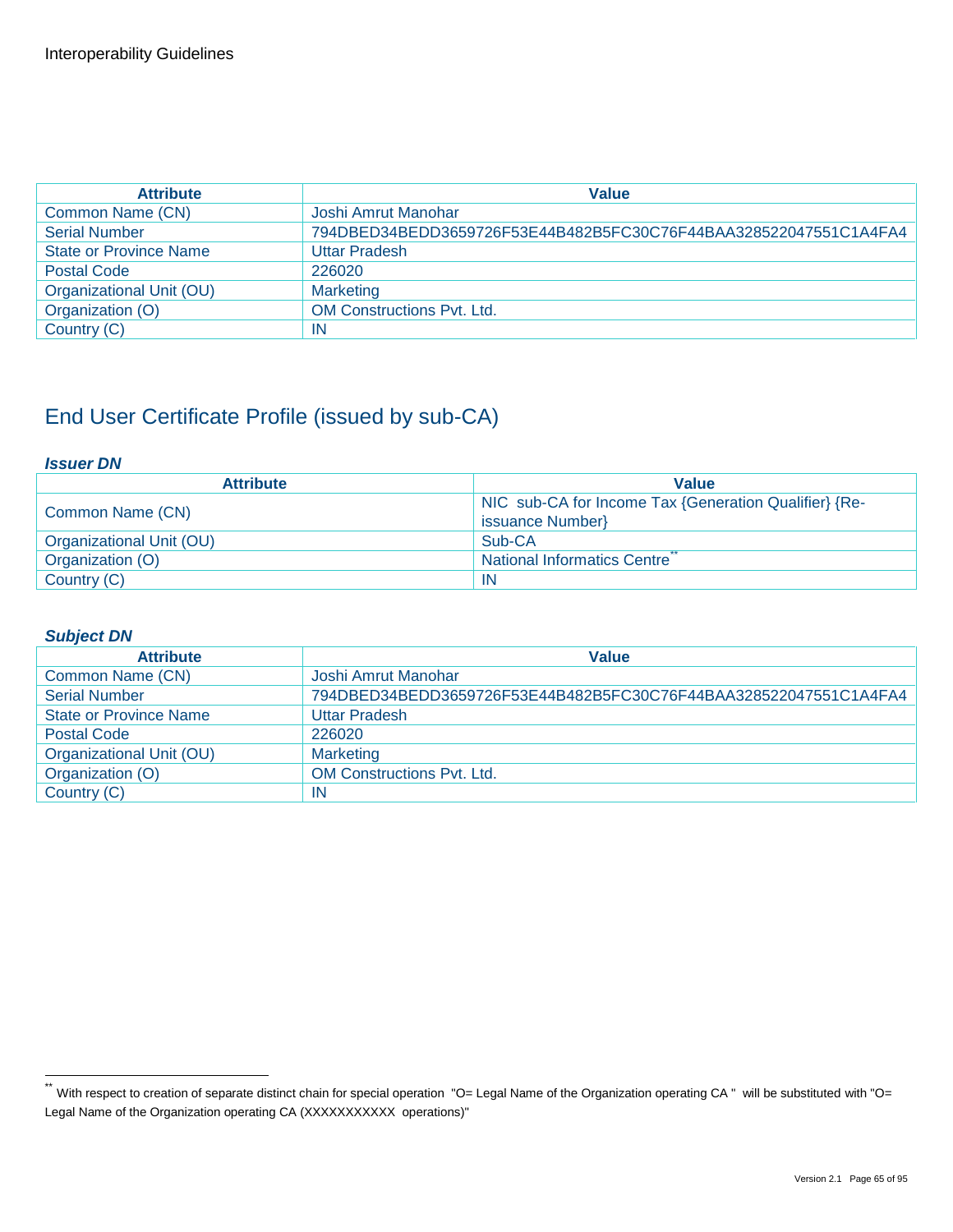| Attribute | Value |
| --- | --- |
| Common Name (CN) | Joshi Amrut Manohar |
| Serial Number | 794DBED34BEDD3659726F53E44B482B5FC30C76F44BAA328522047551C1A4FA4 |
| State or Province Name | Uttar Pradesh |
| Postal Code | 226020 |
| Organizational Unit (OU) | Marketing |
| Organization (O) | OM Constructions Pvt. Ltd. |
| Country (C) | IN |

## End User Certificate Profile (issued by sub-CA)

***Issuer DN***

| Attribute | Value |
| --- | --- |
| Common Name (CN) | NIC sub-CA for Income Tax {Generation Qualifier} {Re-issuance Number} |
| Organizational Unit (OU) | Sub-CA |
| Organization (O) | National Informatics Centre** |
| Country (C) | IN |

***Subject DN***

| Attribute | Value |
| --- | --- |
| Common Name (CN) | Joshi Amrut Manohar |
| Serial Number | 794DBED34BEDD3659726F53E44B482B5FC30C76F44BAA328522047551C1A4FA4 |
| State or Province Name | Uttar Pradesh |
| Postal Code | 226020 |
| Organizational Unit (OU) | Marketing |
| Organization (O) | OM Constructions Pvt. Ltd. |
| Country (C) | IN |

---

** With respect to creation of separate distinct chain for special operation "O= Legal Name of the Organization operating CA " will be substituted with "O= Legal Name of the Organization operating CA (XXXXXXXXXXX operations)"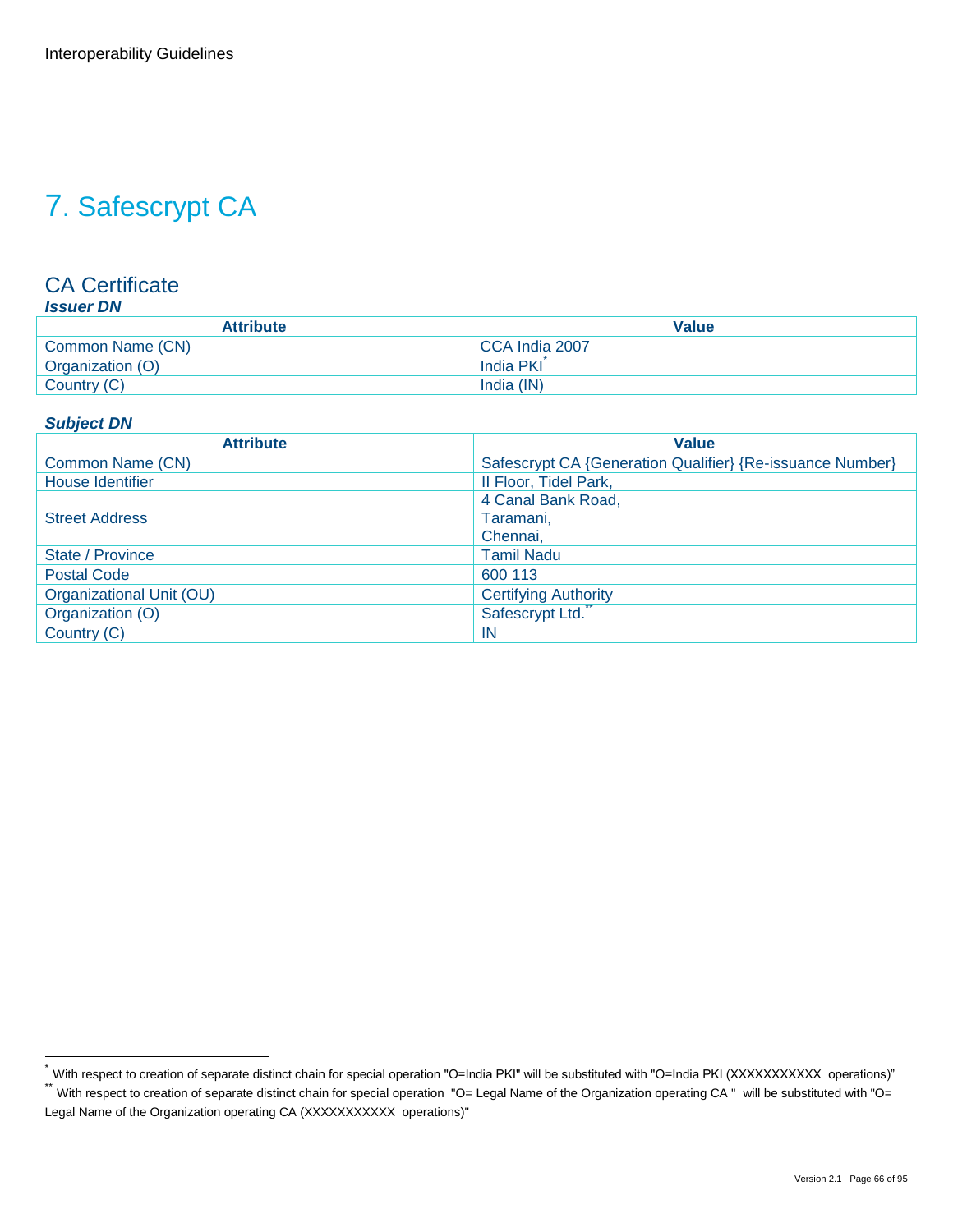# 7. Safescrypt CA

## CA Certificate

### *Issuer DN*

| Attribute | Value |
|---|---|
| Common Name (CN) | CCA India 2007 |
| Organization (O) | India PKI[*] |
| Country (C) | India (IN) |

### *Subject DN*

| Attribute | Value |
|---|---|
| Common Name (CN) | Safescrypt CA {Generation Qualifier} {Re-issuance Number} |
| House Identifier | II Floor, Tidel Park, |
| Street Address | 4 Canal Bank Road, Taramani, Chennai, |
| State / Province | Tamil Nadu |
| Postal Code | 600 113 |
| Organizational Unit (OU) | Certifying Authority |
| Organization (O) | Safescrypt Ltd.[**] |
| Country (C) | IN |

---

[*] With respect to creation of separate distinct chain for special operation "O=India PKI" will be substituted with "O=India PKI (XXXXXXXXXXX operations)"

[**] With respect to creation of separate distinct chain for special operation "O= Legal Name of the Organization operating CA " will be substituted with "O= Legal Name of the Organization operating CA (XXXXXXXXXXX operations)"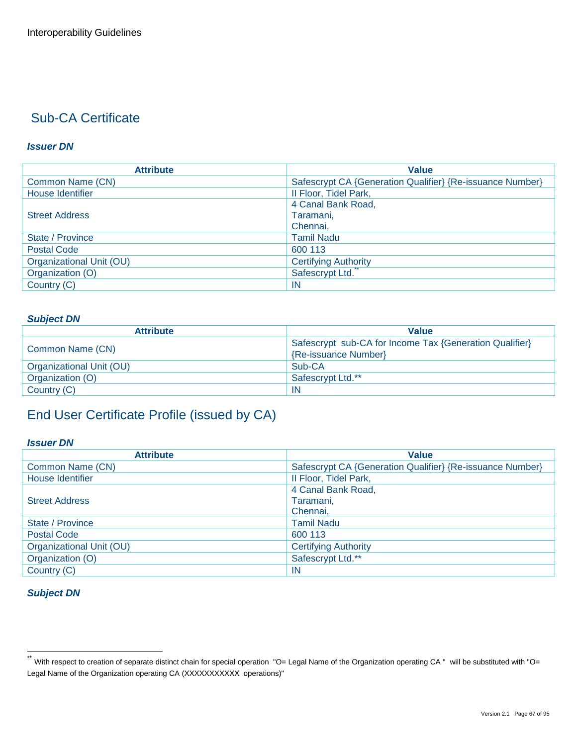## Sub-CA Certificate

***Issuer DN***

| Attribute | Value |
|---|---|
| Common Name (CN) | Safescrypt CA {Generation Qualifier} {Re-issuance Number} |
| House Identifier | II Floor, Tidel Park, |
| Street Address | 4 Canal Bank Road,<br>Taramani,<br>Chennai, |
| State / Province | Tamil Nadu |
| Postal Code | 600 113 |
| Organizational Unit (OU) | Certifying Authority |
| Organization (O) | Safescrypt Ltd.** |
| Country (C) | IN |

***Subject DN***

| Attribute | Value |
|---|---|
| Common Name (CN) | Safescrypt sub-CA for Income Tax {Generation Qualifier} {Re-issuance Number} |
| Organizational Unit (OU) | Sub-CA |
| Organization (O) | Safescrypt Ltd.** |
| Country (C) | IN |

## End User Certificate Profile (issued by CA)

***Issuer DN***

| Attribute | Value |
|---|---|
| Common Name (CN) | Safescrypt CA {Generation Qualifier} {Re-issuance Number} |
| House Identifier | II Floor, Tidel Park, |
| Street Address | 4 Canal Bank Road,<br>Taramani,<br>Chennai, |
| State / Province | Tamil Nadu |
| Postal Code | 600 113 |
| Organizational Unit (OU) | Certifying Authority |
| Organization (O) | Safescrypt Ltd.** |
| Country (C) | IN |

***Subject DN***

---

** With respect to creation of separate distinct chain for special operation "O= Legal Name of the Organization operating CA " will be substituted with "O= Legal Name of the Organization operating CA (XXXXXXXXXXX operations)"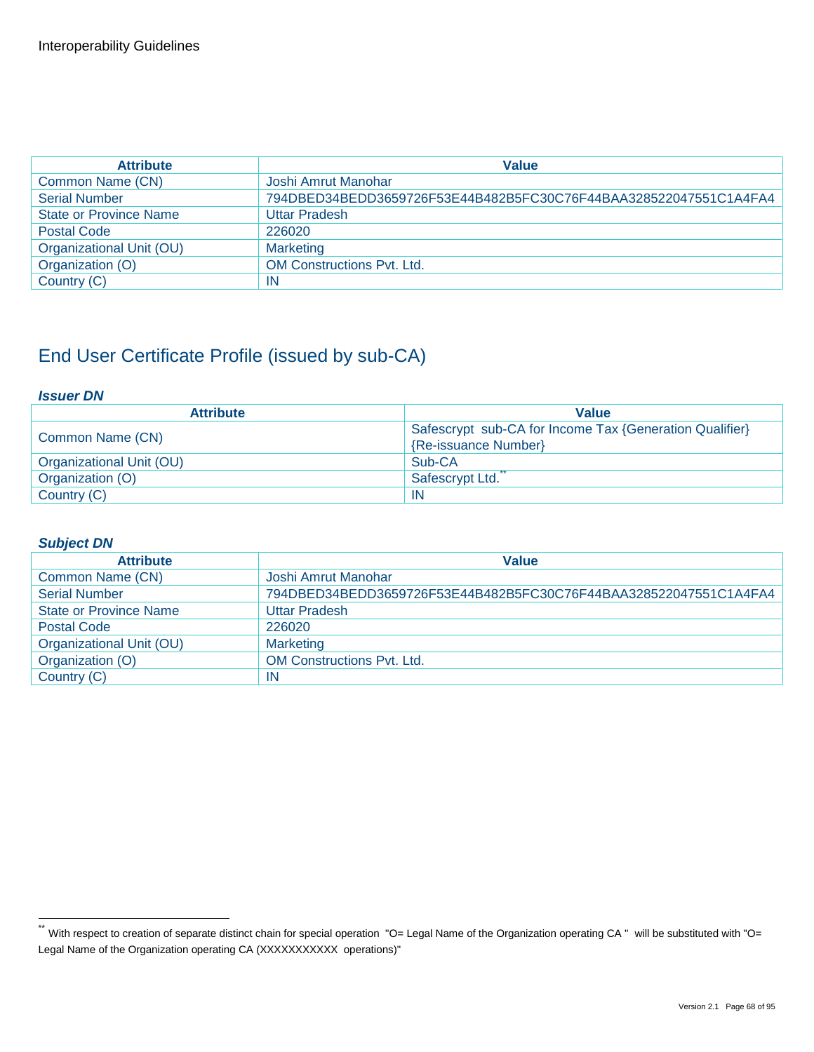| Attribute | Value |
|---|---|
| Common Name (CN) | Joshi Amrut Manohar |
| Serial Number | 794DBED34BEDD3659726F53E44B482B5FC30C76F44BAA328522047551C1A4FA4 |
| State or Province Name | Uttar Pradesh |
| Postal Code | 226020 |
| Organizational Unit (OU) | Marketing |
| Organization (O) | OM Constructions Pvt. Ltd. |
| Country (C) | IN |

## End User Certificate Profile (issued by sub-CA)

***Issuer DN***

| Attribute | Value |
|---|---|
| Common Name (CN) | Safescrypt sub-CA for Income Tax {Generation Qualifier} {Re-issuance Number} |
| Organizational Unit (OU) | Sub-CA |
| Organization (O) | Safescrypt Ltd.[**] |
| Country (C) | IN |

***Subject DN***

| Attribute | Value |
|---|---|
| Common Name (CN) | Joshi Amrut Manohar |
| Serial Number | 794DBED34BEDD3659726F53E44B482B5FC30C76F44BAA328522047551C1A4FA4 |
| State or Province Name | Uttar Pradesh |
| Postal Code | 226020 |
| Organizational Unit (OU) | Marketing |
| Organization (O) | OM Constructions Pvt. Ltd. |
| Country (C) | IN |

[**] With respect to creation of separate distinct chain for special operation "O= Legal Name of the Organization operating CA " will be substituted with "O= Legal Name of the Organization operating CA (XXXXXXXXXXX operations)"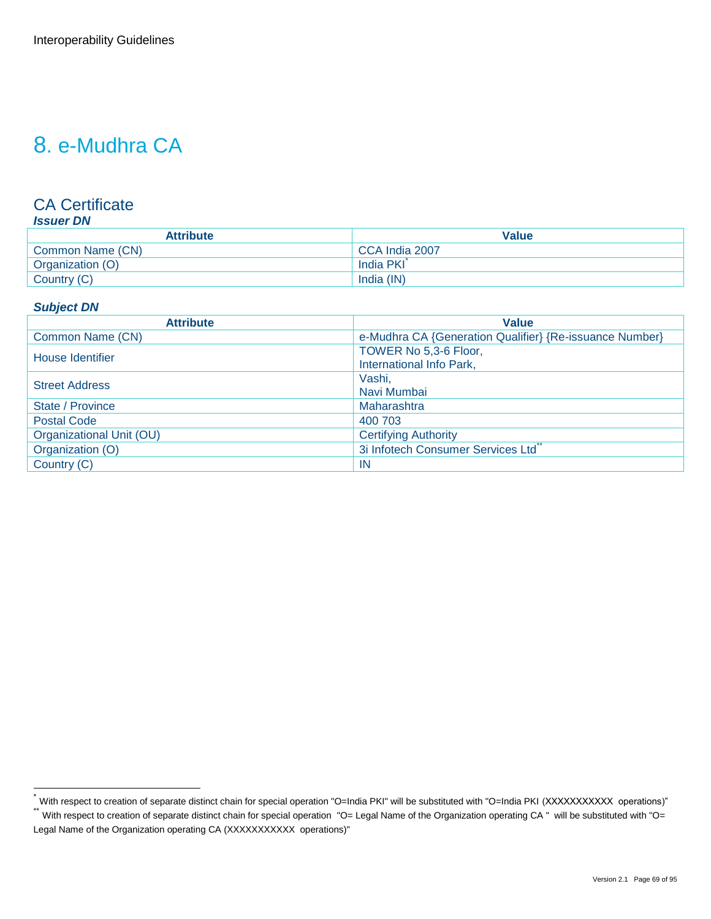# 8. e-Mudhra CA

## CA Certificate

***Issuer DN***

| Attribute | Value |
|---|---|
| Common Name (CN) | CCA India 2007 |
| Organization (O) | India PKI* |
| Country (C) | India (IN) |

***Subject DN***

| Attribute | Value |
|---|---|
| Common Name (CN) | e-Mudhra CA {Generation Qualifier} {Re-issuance Number} |
| House Identifier | TOWER No 5,3-6 Floor, International Info Park, |
| Street Address | Vashi, Navi Mumbai |
| State / Province | Maharashtra |
| Postal Code | 400 703 |
| Organizational Unit (OU) | Certifying Authority |
| Organization (O) | 3i Infotech Consumer Services Ltd** |
| Country (C) | IN |

---

* With respect to creation of separate distinct chain for special operation "O=India PKI" will be substituted with "O=India PKI (XXXXXXXXXXX operations)"

** With respect to creation of separate distinct chain for special operation "O= Legal Name of the Organization operating CA " will be substituted with "O= Legal Name of the Organization operating CA (XXXXXXXXXXX operations)"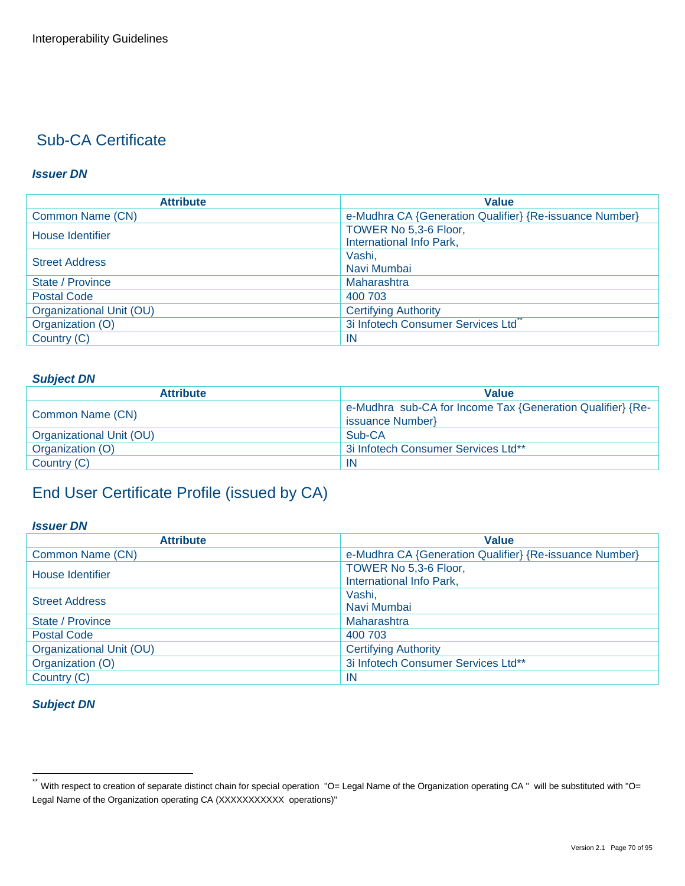## Sub-CA Certificate

***Issuer DN***

| Attribute | Value |
|---|---|
| Common Name (CN) | e-Mudhra CA {Generation Qualifier} {Re-issuance Number} |
| House Identifier | TOWER No 5,3-6 Floor, International Info Park, |
| Street Address | Vashi, Navi Mumbai |
| State / Province | Maharashtra |
| Postal Code | 400 703 |
| Organizational Unit (OU) | Certifying Authority |
| Organization (O) | 3i Infotech Consumer Services Ltd** |
| Country (C) | IN |

***Subject DN***

| Attribute | Value |
|---|---|
| Common Name (CN) | e-Mudhra sub-CA for Income Tax {Generation Qualifier} {Re-issuance Number} |
| Organizational Unit (OU) | Sub-CA |
| Organization (O) | 3i Infotech Consumer Services Ltd** |
| Country (C) | IN |

## End User Certificate Profile (issued by CA)

***Issuer DN***

| Attribute | Value |
|---|---|
| Common Name (CN) | e-Mudhra CA {Generation Qualifier} {Re-issuance Number} |
| House Identifier | TOWER No 5,3-6 Floor, International Info Park, |
| Street Address | Vashi, Navi Mumbai |
| State / Province | Maharashtra |
| Postal Code | 400 703 |
| Organizational Unit (OU) | Certifying Authority |
| Organization (O) | 3i Infotech Consumer Services Ltd** |
| Country (C) | IN |

***Subject DN***

---

** With respect to creation of separate distinct chain for special operation "O= Legal Name of the Organization operating CA " will be substituted with "O= Legal Name of the Organization operating CA (XXXXXXXXXXX operations)"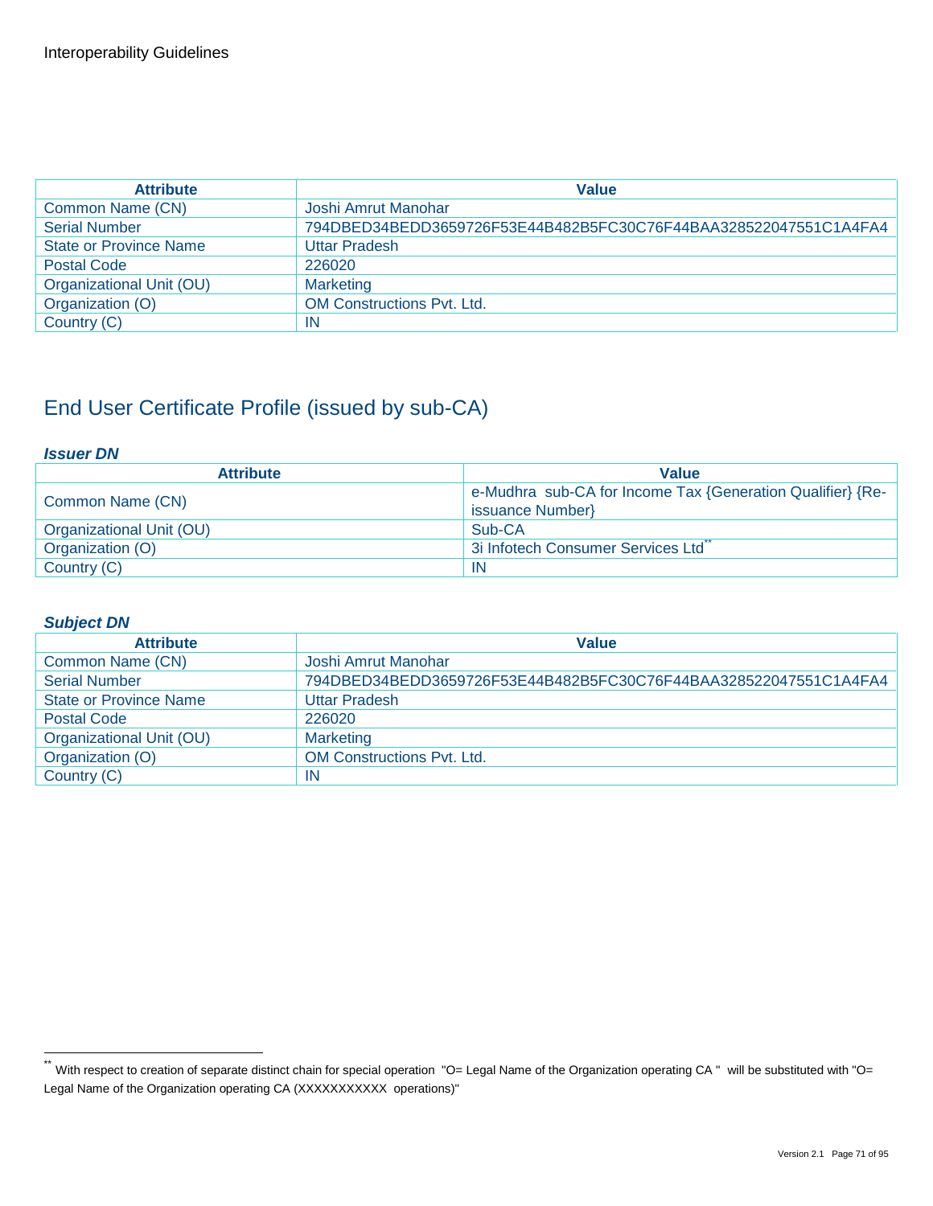| Attribute | Value |
| --- | --- |
| Common Name (CN) | Joshi Amrut Manohar |
| Serial Number | 794DBED34BEDD3659726F53E44B482B5FC30C76F44BAA328522047551C1A4FA4 |
| State or Province Name | Uttar Pradesh |
| Postal Code | 226020 |
| Organizational Unit (OU) | Marketing |
| Organization (O) | OM Constructions Pvt. Ltd. |
| Country (C) | IN |

## End User Certificate Profile (issued by sub-CA)

***Issuer DN***

| Attribute | Value |
| --- | --- |
| Common Name (CN) | e-Mudhra sub-CA for Income Tax {Generation Qualifier} {Re-issuance Number} |
| Organizational Unit (OU) | Sub-CA |
| Organization (O) | 3i Infotech Consumer Services Ltd** |
| Country (C) | IN |

***Subject DN***

| Attribute | Value |
| --- | --- |
| Common Name (CN) | Joshi Amrut Manohar |
| Serial Number | 794DBED34BEDD3659726F53E44B482B5FC30C76F44BAA328522047551C1A4FA4 |
| State or Province Name | Uttar Pradesh |
| Postal Code | 226020 |
| Organizational Unit (OU) | Marketing |
| Organization (O) | OM Constructions Pvt. Ltd. |
| Country (C) | IN |

** With respect to creation of separate distinct chain for special operation "O= Legal Name of the Organization operating CA " will be substituted with "O= Legal Name of the Organization operating CA (XXXXXXXXXXX operations)"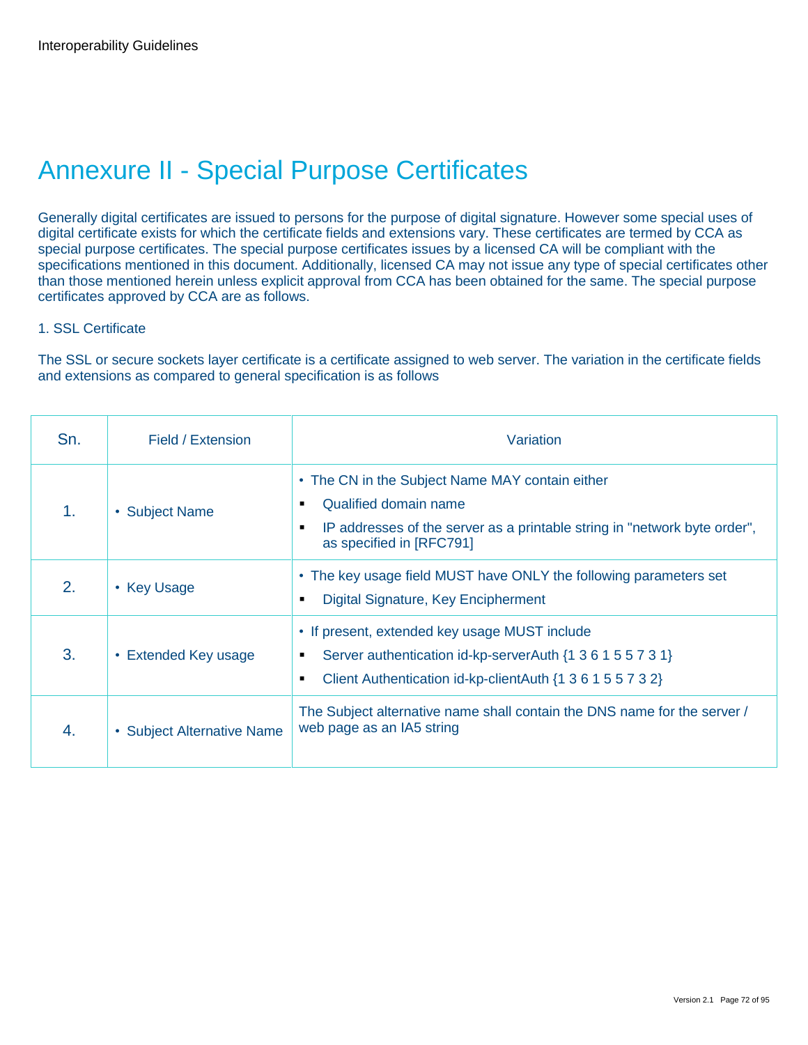# Annexure II - Special Purpose Certificates

Generally digital certificates are issued to persons for the purpose of digital signature. However some special uses of digital certificate exists for which the certificate fields and extensions vary. These certificates are termed by CCA as special purpose certificates. The special purpose certificates issues by a licensed CA will be compliant with the specifications mentioned in this document. Additionally, licensed CA may not issue any type of special certificates other than those mentioned herein unless explicit approval from CCA has been obtained for the same. The special purpose certificates approved by CCA are as follows.

1. SSL Certificate

The SSL or secure sockets layer certificate is a certificate assigned to web server. The variation in the certificate fields and extensions as compared to general specification is as follows

| Sn. | Field / Extension | Variation |
|---|---|---|
| 1. | • Subject Name | • The CN in the Subject Name MAY contain either<br>▪ Qualified domain name<br>▪ IP addresses of the server as a printable string in "network byte order", as specified in [RFC791] |
| 2. | • Key Usage | • The key usage field MUST have ONLY the following parameters set<br>▪ Digital Signature, Key Encipherment |
| 3. | • Extended Key usage | • If present, extended key usage MUST include<br>▪ Server authentication id-kp-serverAuth {1 3 6 1 5 5 7 3 1}<br>▪ Client Authentication id-kp-clientAuth {1 3 6 1 5 5 7 3 2} |
| 4. | • Subject Alternative Name | The Subject alternative name shall contain the DNS name for the server / web page as an IA5 string |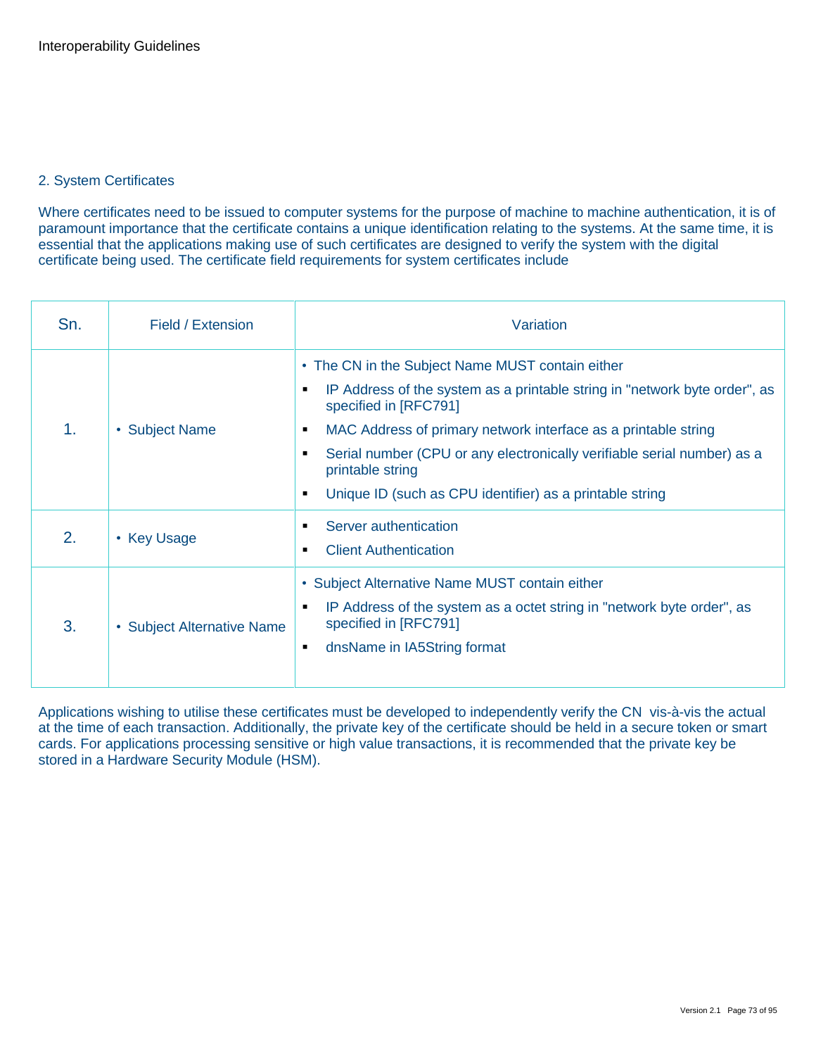## 2. System Certificates

Where certificates need to be issued to computer systems for the purpose of machine to machine authentication, it is of paramount importance that the certificate contains a unique identification relating to the systems. At the same time, it is essential that the applications making use of such certificates are designed to verify the system with the digital certificate being used. The certificate field requirements for system certificates include

| Sn. | Field / Extension | Variation |
|---|---|---|
| 1. | • Subject Name | • The CN in the Subject Name MUST contain either<br>▪ IP Address of the system as a printable string in "network byte order", as specified in [RFC791]<br>▪ MAC Address of primary network interface as a printable string<br>▪ Serial number (CPU or any electronically verifiable serial number) as a printable string<br>▪ Unique ID (such as CPU identifier) as a printable string |
| 2. | • Key Usage | ▪ Server authentication<br>▪ Client Authentication |
| 3. | • Subject Alternative Name | • Subject Alternative Name MUST contain either<br>▪ IP Address of the system as a octet string in "network byte order", as specified in [RFC791]<br>▪ dnsName in IA5String format |

Applications wishing to utilise these certificates must be developed to independently verify the CN vis-à-vis the actual at the time of each transaction. Additionally, the private key of the certificate should be held in a secure token or smart cards. For applications processing sensitive or high value transactions, it is recommended that the private key be stored in a Hardware Security Module (HSM).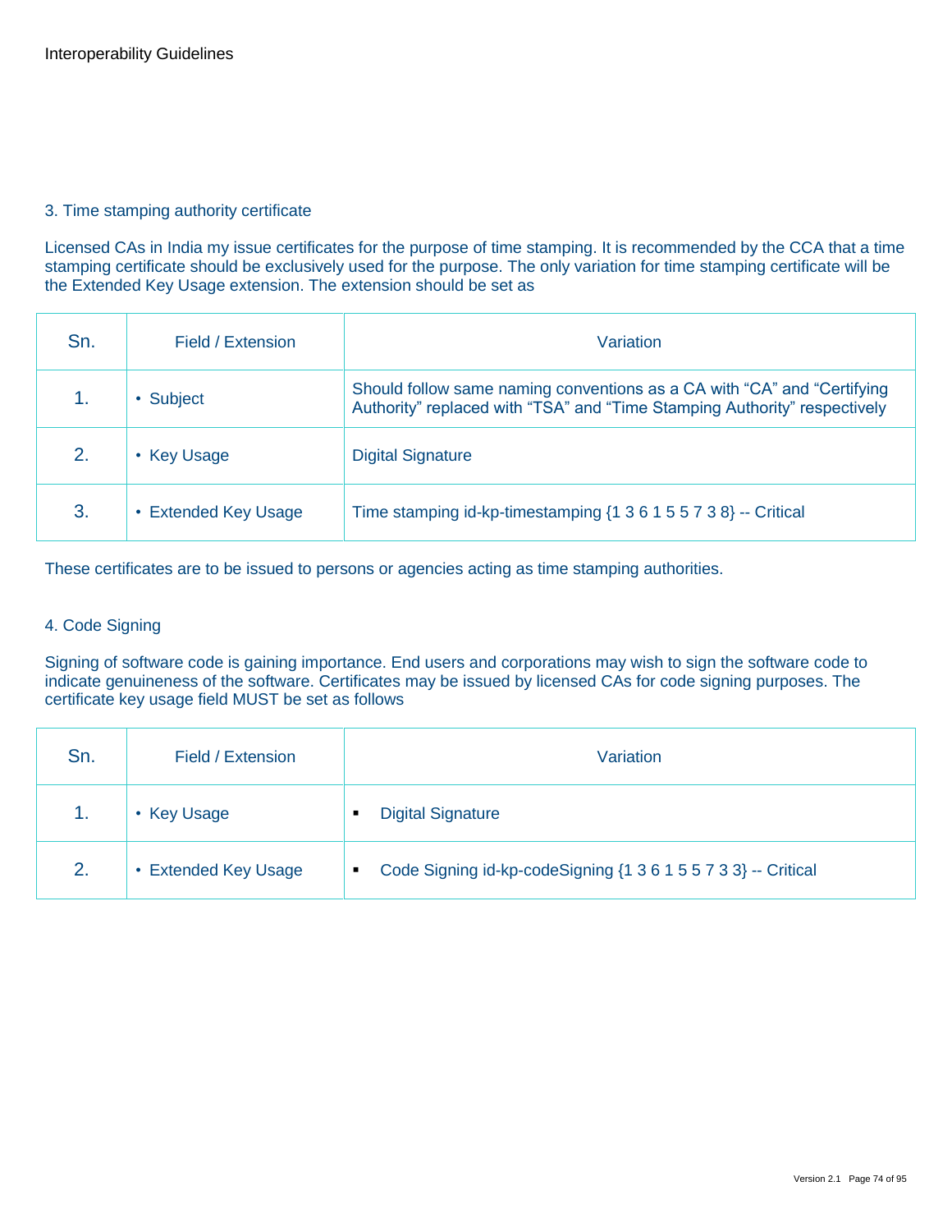### 3. Time stamping authority certificate

Licensed CAs in India my issue certificates for the purpose of time stamping. It is recommended by the CCA that a time stamping certificate should be exclusively used for the purpose. The only variation for time stamping certificate will be the Extended Key Usage extension. The extension should be set as

| Sn. | Field / Extension | Variation |
|---|---|---|
| 1. | • Subject | Should follow same naming conventions as a CA with “CA” and “Certifying Authority” replaced with “TSA” and “Time Stamping Authority” respectively |
| 2. | • Key Usage | Digital Signature |
| 3. | • Extended Key Usage | Time stamping id-kp-timestamping {1 3 6 1 5 5 7 3 8} -- Critical |

These certificates are to be issued to persons or agencies acting as time stamping authorities.

### 4. Code Signing

Signing of software code is gaining importance. End users and corporations may wish to sign the software code to indicate genuineness of the software. Certificates may be issued by licensed CAs for code signing purposes. The certificate key usage field MUST be set as follows

| Sn. | Field / Extension | Variation |
|---|---|---|
| 1. | • Key Usage | ▪ Digital Signature |
| 2. | • Extended Key Usage | ▪ Code Signing id-kp-codeSigning {1 3 6 1 5 5 7 3 3} -- Critical |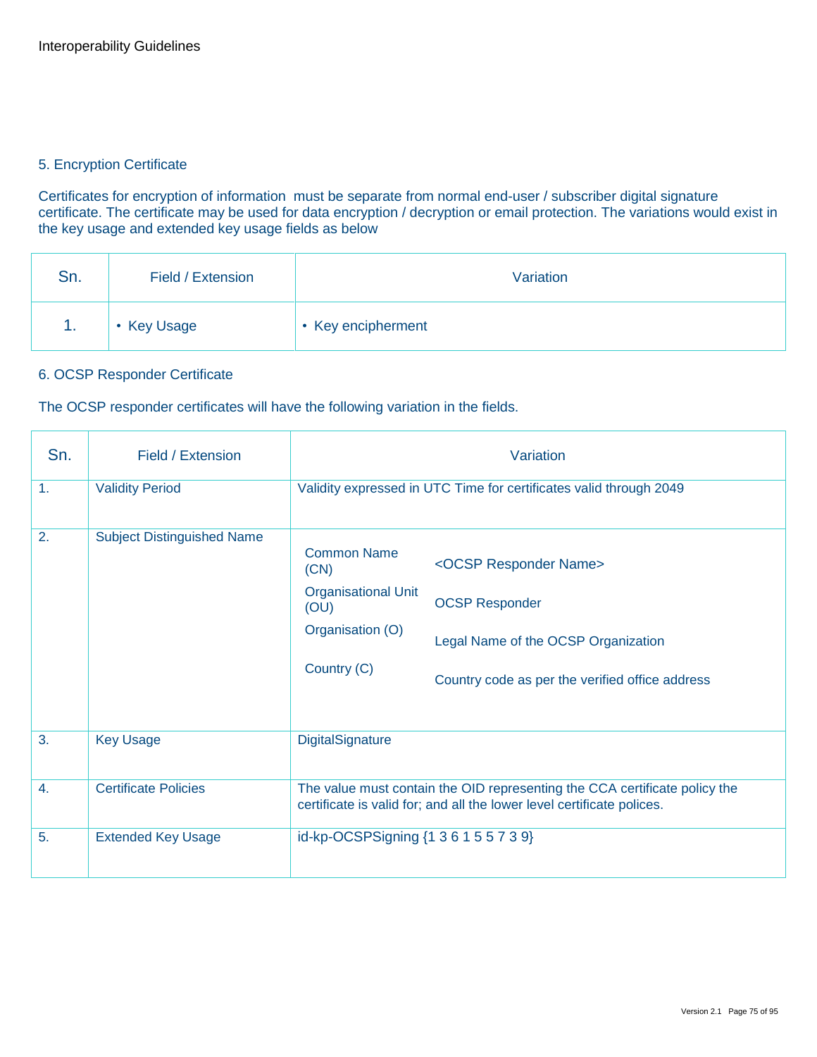## 5. Encryption Certificate

Certificates for encryption of information must be separate from normal end-user / subscriber digital signature certificate. The certificate may be used for data encryption / decryption or email protection. The variations would exist in the key usage and extended key usage fields as below

| Sn. | Field / Extension | Variation |
|---|---|---|
| 1. | • Key Usage | • Key encipherment |

## 6. OCSP Responder Certificate

The OCSP responder certificates will have the following variation in the fields.

| Sn. | Field / Extension | Variation |
|---|---|---|
| 1. | Validity Period | Validity expressed in UTC Time for certificates valid through 2049 |
| 2. | Subject Distinguished Name | Common Name (CN): <OCSP Responder Name><br>Organisational Unit (OU): OCSP Responder<br>Organisation (O): Legal Name of the OCSP Organization<br>Country (C): Country code as per the verified office address |
| 3. | Key Usage | DigitalSignature |
| 4. | Certificate Policies | The value must contain the OID representing the CCA certificate policy the certificate is valid for; and all the lower level certificate polices. |
| 5. | Extended Key Usage | id-kp-OCSPSigning {1 3 6 1 5 5 7 3 9} |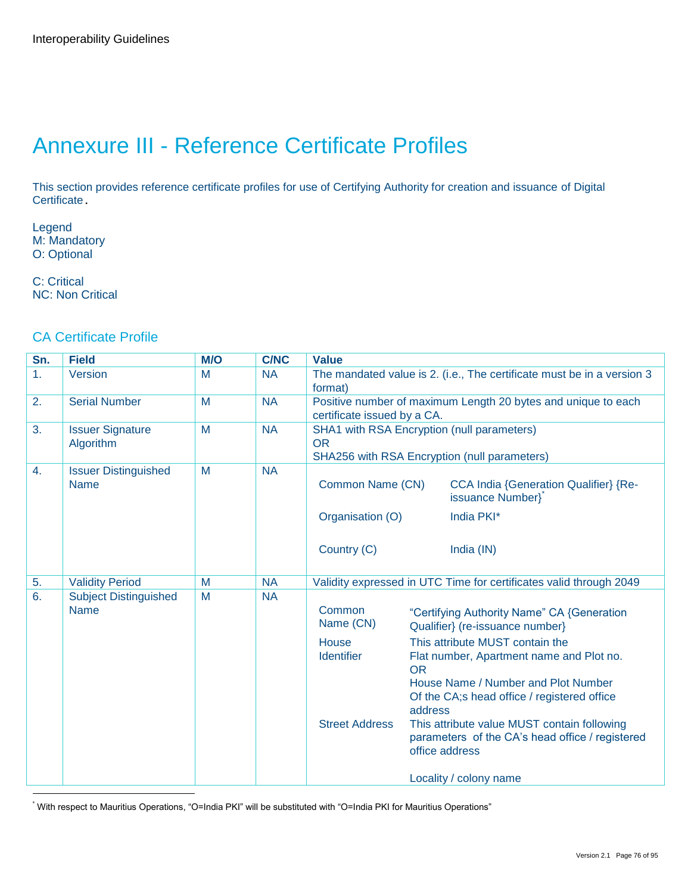# Annexure III - Reference Certificate Profiles

This section provides reference certificate profiles for use of Certifying Authority for creation and issuance of Digital Certificate.

Legend
M: Mandatory
O: Optional

C: Critical
NC: Non Critical

## CA Certificate Profile

| Sn. | Field | M/O | C/NC | Value |
|---|---|---|---|---|
| 1. | Version | M | NA | The mandated value is 2. (i.e., The certificate must be in a version 3 format) |
| 2. | Serial Number | M | NA | Positive number of maximum Length 20 bytes and unique to each certificate issued by a CA. |
| 3. | Issuer Signature Algorithm | M | NA | SHA1 with RSA Encryption (null parameters)<br>OR<br>SHA256 with RSA Encryption (null parameters) |
| 4. | Issuer Distinguished Name | M | NA | Common Name (CN): CCA India {Generation Qualifier} {Re-issuance Number}[*]<br>Organisation (O): India PKI*<br>Country (C): India (IN) |
| 5. | Validity Period | M | NA | Validity expressed in UTC Time for certificates valid through 2049 |
| 6. | Subject Distinguished Name | M | NA | Common Name (CN): "Certifying Authority Name" CA {Generation Qualifier} (re-issuance number)<br>House Identifier: This attribute MUST contain the Flat number, Apartment name and Plot no. OR House Name / Number and Plot Number Of the CA;s head office / registered office address<br>Street Address: This attribute value MUST contain following parameters of the CA's head office / registered office address<br><br>Locality / colony name |

[*] With respect to Mauritius Operations, "O=India PKI" will be substituted with "O=India PKI for Mauritius Operations"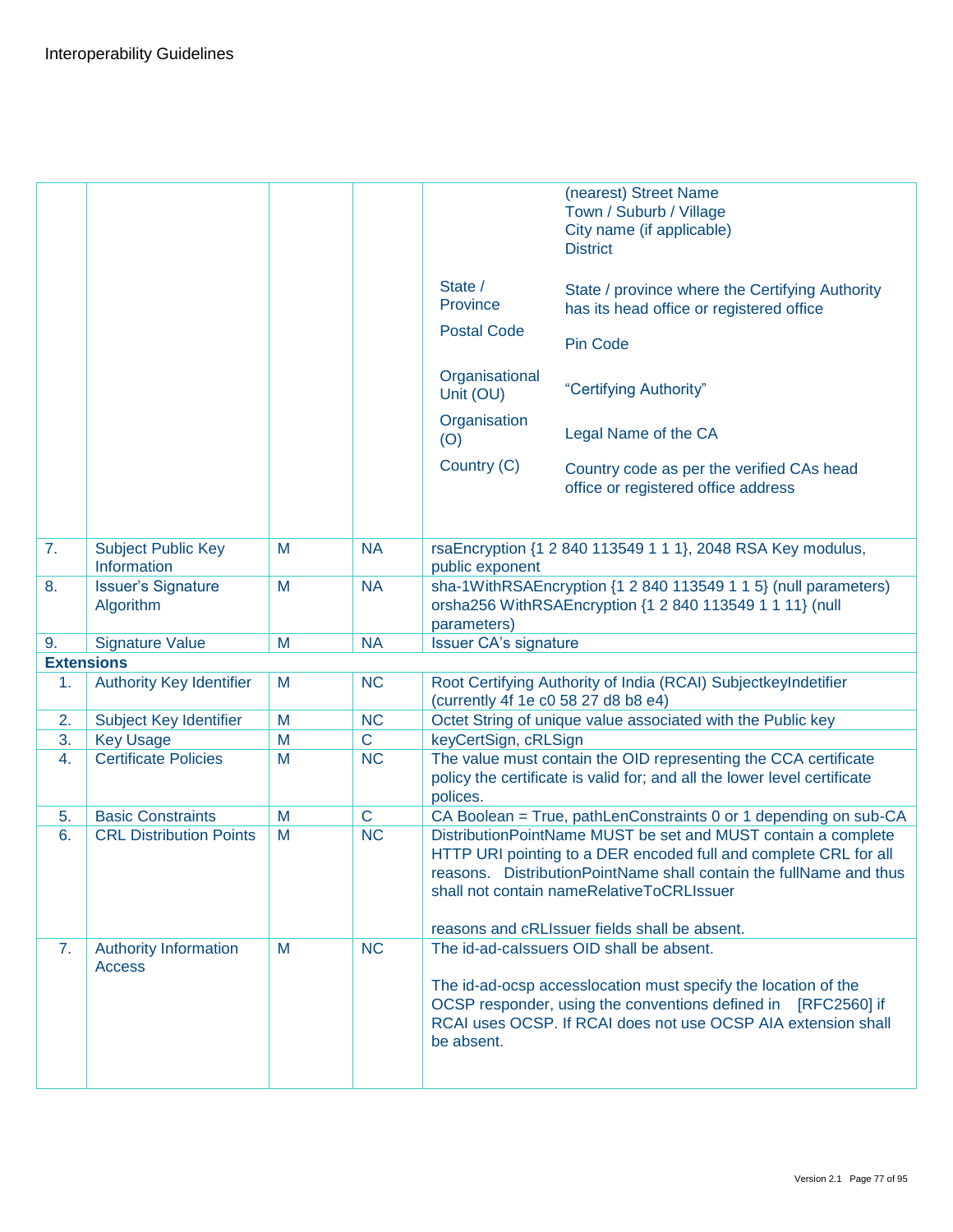| | | | | |
|---|---|---|---|---|
| | | | | (nearest) Street Name<br>Town / Suburb / Village<br>City name (if applicable)<br>District<br><br>State / Province: State / province where the Certifying Authority has its head office or registered office<br>Postal Code: Pin Code<br>Organisational Unit (OU): "Certifying Authority"<br>Organisation (O): Legal Name of the CA<br>Country (C): Country code as per the verified CAs head office or registered office address |
| 7. | Subject Public Key Information | M | NA | rsaEncryption {1 2 840 113549 1 1 1}, 2048 RSA Key modulus, public exponent |
| 8. | Issuer's Signature Algorithm | M | NA | sha-1WithRSAEncryption {1 2 840 113549 1 1 5} (null parameters) orsha256 WithRSAEncryption {1 2 840 113549 1 1 11} (null parameters) |
| 9. | Signature Value | M | NA | Issuer CA's signature |
| **Extensions** | | | | |
| 1. | Authority Key Identifier | M | NC | Root Certifying Authority of India (RCAI) SubjectkeyIndetifier (currently 4f 1e c0 58 27 d8 b8 e4) |
| 2. | Subject Key Identifier | M | NC | Octet String of unique value associated with the Public key |
| 3. | Key Usage | M | C | keyCertSign, cRLSign |
| 4. | Certificate Policies | M | NC | The value must contain the OID representing the CCA certificate policy the certificate is valid for; and all the lower level certificate polices. |
| 5. | Basic Constraints | M | C | CA Boolean = True, pathLenConstraints 0 or 1 depending on sub-CA |
| 6. | CRL Distribution Points | M | NC | DistributionPointName MUST be set and MUST contain a complete HTTP URI pointing to a DER encoded full and complete CRL for all reasons. DistributionPointName shall contain the fullName and thus shall not contain nameRelativeToCRLIssuer<br><br>reasons and cRLIssuer fields shall be absent. |
| 7. | Authority Information Access | M | NC | The id-ad-caIssuers OID shall be absent.<br><br>The id-ad-ocsp accesslocation must specify the location of the OCSP responder, using the conventions defined in [RFC2560] if RCAI uses OCSP. If RCAI does not use OCSP AIA extension shall be absent. |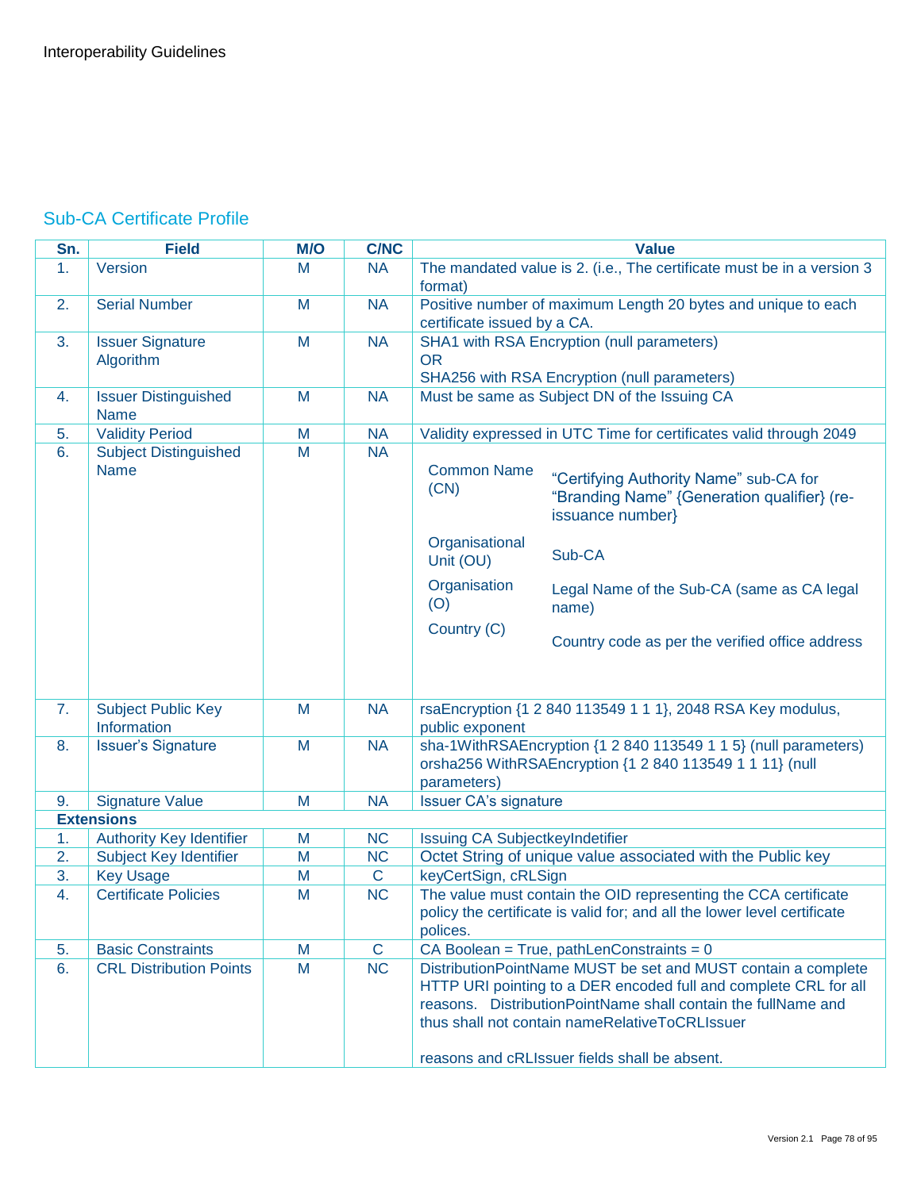## Sub-CA Certificate Profile

| Sn. | Field | M/O | C/NC | Value |
|---|---|---|---|---|
| 1. | Version | M | NA | The mandated value is 2. (i.e., The certificate must be in a version 3 format) |
| 2. | Serial Number | M | NA | Positive number of maximum Length 20 bytes and unique to each certificate issued by a CA. |
| 3. | Issuer Signature Algorithm | M | NA | SHA1 with RSA Encryption (null parameters)<br>OR<br>SHA256 with RSA Encryption (null parameters) |
| 4. | Issuer Distinguished Name | M | NA | Must be same as Subject DN of the Issuing CA |
| 5. | Validity Period | M | NA | Validity expressed in UTC Time for certificates valid through 2049 |
| 6. | Subject Distinguished Name | M | NA | Common Name (CN): "Certifying Authority Name" sub-CA for "Branding Name" {Generation qualifier} (re-issuance number}<br>Organisational Unit (OU): Sub-CA<br>Organisation (O): Legal Name of the Sub-CA (same as CA legal name)<br>Country (C): Country code as per the verified office address |
| 7. | Subject Public Key Information | M | NA | rsaEncryption {1 2 840 113549 1 1 1}, 2048 RSA Key modulus, public exponent |
| 8. | Issuer's Signature | M | NA | sha-1WithRSAEncryption {1 2 840 113549 1 1 5} (null parameters) orsha256 WithRSAEncryption {1 2 840 113549 1 1 11} (null parameters) |
| 9. | Signature Value | M | NA | Issuer CA's signature |
| **Extensions** | | | | |
| 1. | Authority Key Identifier | M | NC | Issuing CA SubjectkeyIndetifier |
| 2. | Subject Key Identifier | M | NC | Octet String of unique value associated with the Public key |
| 3. | Key Usage | M | C | keyCertSign, cRLSign |
| 4. | Certificate Policies | M | NC | The value must contain the OID representing the CCA certificate policy the certificate is valid for; and all the lower level certificate polices. |
| 5. | Basic Constraints | M | C | CA Boolean = True, pathLenConstraints = 0 |
| 6. | CRL Distribution Points | M | NC | DistributionPointName MUST be set and MUST contain a complete HTTP URI pointing to a DER encoded full and complete CRL for all reasons. DistributionPointName shall contain the fullName and thus shall not contain nameRelativeToCRLIssuer<br><br>reasons and cRLIssuer fields shall be absent. |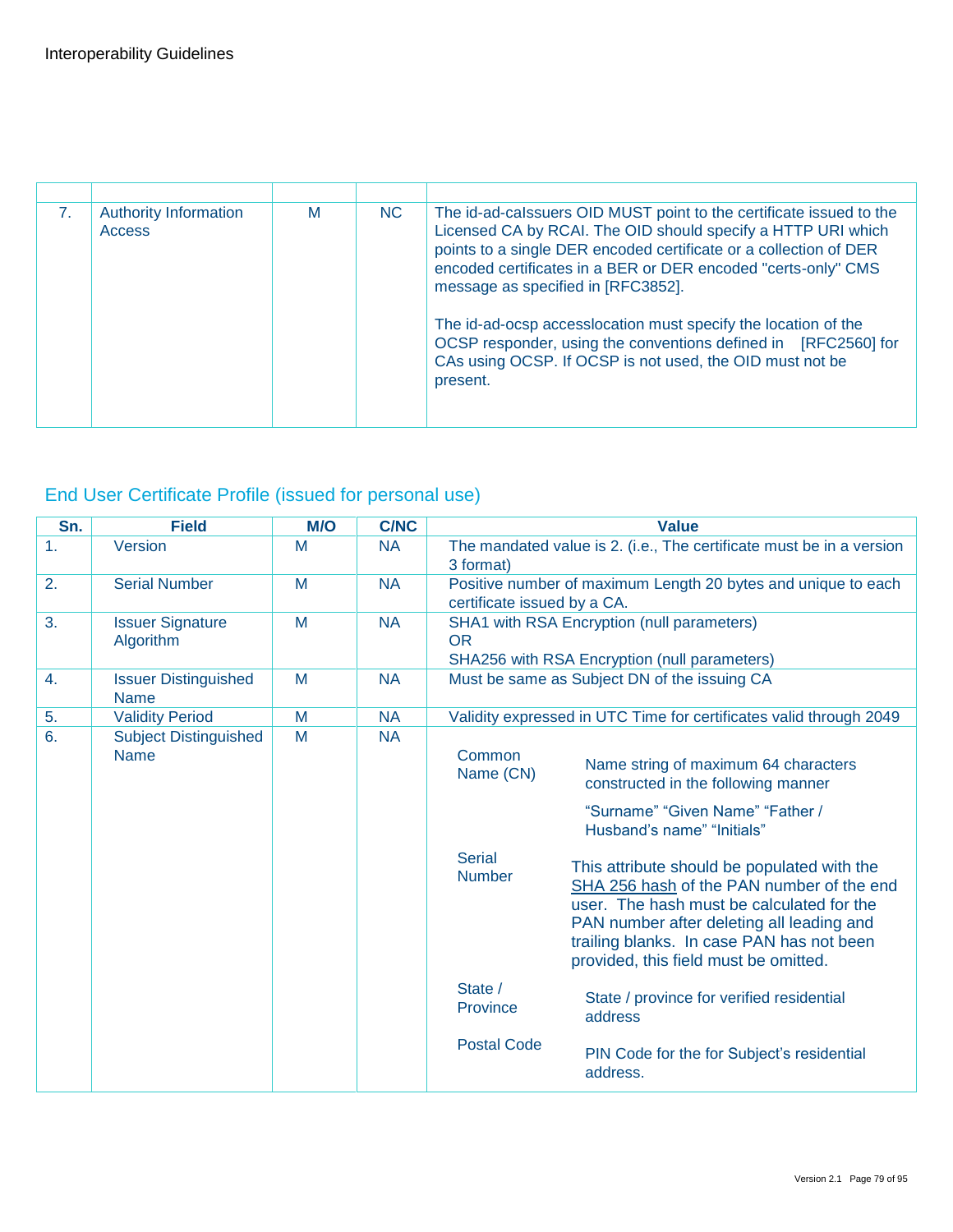Interoperability Guidelines

| | | | | |
|---|---|---|---|---|
| 7. | Authority Information Access | M | NC | The id-ad-caIssuers OID MUST point to the certificate issued to the Licensed CA by RCAI. The OID should specify a HTTP URI which points to a single DER encoded certificate or a collection of DER encoded certificates in a BER or DER encoded "certs-only" CMS message as specified in [RFC3852].<br><br>The id-ad-ocsp accesslocation must specify the location of the OCSP responder, using the conventions defined in [RFC2560] for CAs using OCSP. If OCSP is not used, the OID must not be present. |

## End User Certificate Profile (issued for personal use)

| Sn. | Field | M/O | C/NC | Value |
|---|---|---|---|---|
| 1. | Version | M | NA | The mandated value is 2. (i.e., The certificate must be in a version 3 format) |
| 2. | Serial Number | M | NA | Positive number of maximum Length 20 bytes and unique to each certificate issued by a CA. |
| 3. | Issuer Signature Algorithm | M | NA | SHA1 with RSA Encryption (null parameters)<br>OR<br>SHA256 with RSA Encryption (null parameters) |
| 4. | Issuer Distinguished Name | M | NA | Must be same as Subject DN of the issuing CA |
| 5. | Validity Period | M | NA | Validity expressed in UTC Time for certificates valid through 2049 |
| 6. | Subject Distinguished Name | M | NA | **Common Name (CN)**: Name string of maximum 64 characters constructed in the following manner<br>"Surname" "Given Name" "Father / Husband's name" "Initials"<br><br>**Serial Number**: This attribute should be populated with the SHA 256 hash of the PAN number of the end user. The hash must be calculated for the PAN number after deleting all leading and trailing blanks. In case PAN has not been provided, this field must be omitted.<br><br>**State / Province**: State / province for verified residential address<br><br>**Postal Code**: PIN Code for the for Subject's residential address. |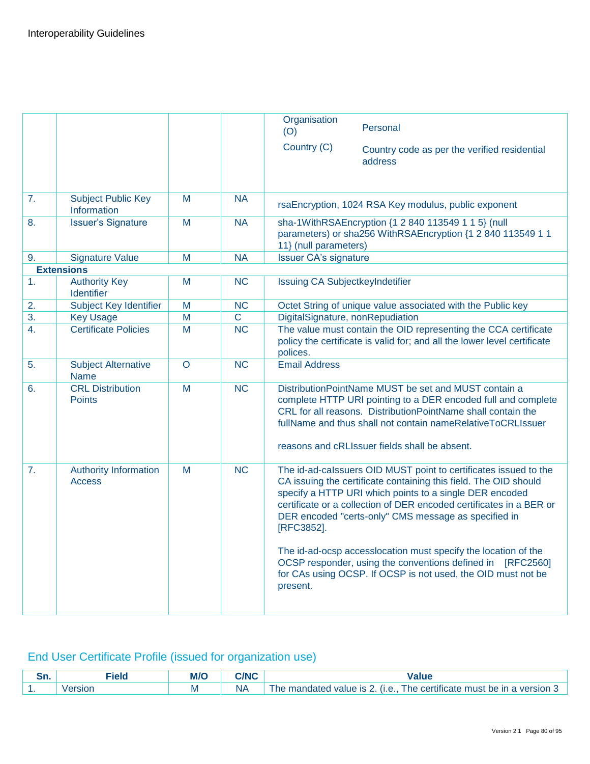| | | | | |
|---|---|---|---|---|
| | | | | Organisation (O) Personal<br>Country (C) Country code as per the verified residential address |
| 7. | Subject Public Key Information | M | NA | rsaEncryption, 1024 RSA Key modulus, public exponent |
| 8. | Issuer's Signature | M | NA | sha-1WithRSAEncryption {1 2 840 113549 1 1 5} (null parameters) or sha256 WithRSAEncryption {1 2 840 113549 1 1 11} (null parameters) |
| 9. | Signature Value | M | NA | Issuer CA's signature |
| **Extensions** | | | | |
| 1. | Authority Key Identifier | M | NC | Issuing CA SubjectkeyIndetifier |
| 2. | Subject Key Identifier | M | NC | Octet String of unique value associated with the Public key |
| 3. | Key Usage | M | C | DigitalSignature, nonRepudiation |
| 4. | Certificate Policies | M | NC | The value must contain the OID representing the CCA certificate policy the certificate is valid for; and all the lower level certificate polices. |
| 5. | Subject Alternative Name | O | NC | Email Address |
| 6. | CRL Distribution Points | M | NC | DistributionPointName MUST be set and MUST contain a complete HTTP URI pointing to a DER encoded full and complete CRL for all reasons. DistributionPointName shall contain the fullName and thus shall not contain nameRelativeToCRLIssuer<br><br>reasons and cRLIssuer fields shall be absent. |
| 7. | Authority Information Access | M | NC | The id-ad-caIssuers OID MUST point to certificates issued to the CA issuing the certificate containing this field. The OID should specify a HTTP URI which points to a single DER encoded certificate or a collection of DER encoded certificates in a BER or DER encoded "certs-only" CMS message as specified in [RFC3852].<br><br>The id-ad-ocsp accesslocation must specify the location of the OCSP responder, using the conventions defined in [RFC2560] for CAs using OCSP. If OCSP is not used, the OID must not be present. |

## End User Certificate Profile (issued for organization use)

| Sn. | Field | M/O | C/NC | Value |
|---|---|---|---|---|
| 1. | Version | M | NA | The mandated value is 2. (i.e., The certificate must be in a version 3 |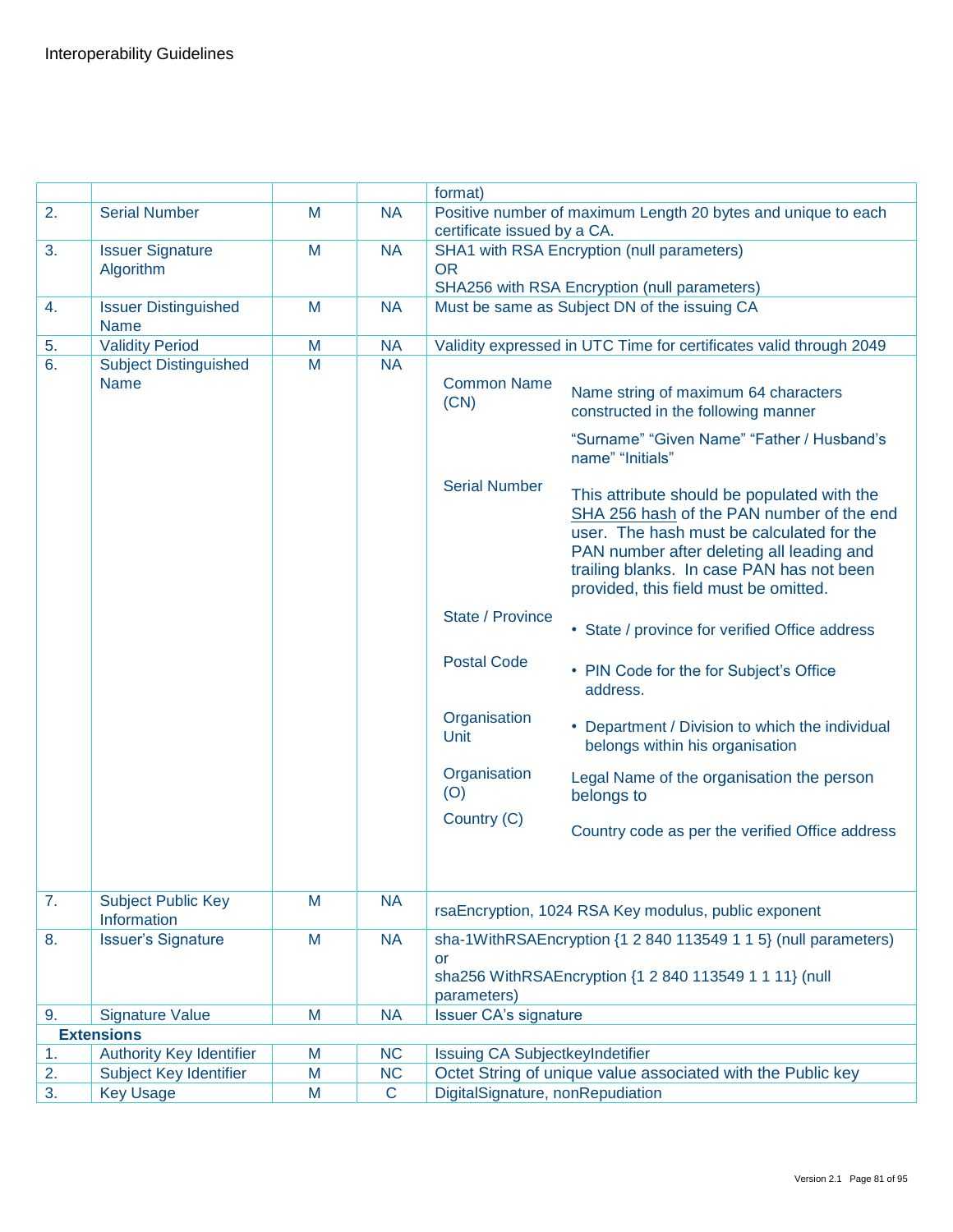| | | | | |
|---|---|---|---|---|
| | | | | format) |
| 2. | Serial Number | M | NA | Positive number of maximum Length 20 bytes and unique to each certificate issued by a CA. |
| 3. | Issuer Signature Algorithm | M | NA | SHA1 with RSA Encryption (null parameters)<br>OR<br>SHA256 with RSA Encryption (null parameters) |
| 4. | Issuer Distinguished Name | M | NA | Must be same as Subject DN of the issuing CA |
| 5. | Validity Period | M | NA | Validity expressed in UTC Time for certificates valid through 2049 |
| 6. | Subject Distinguished Name | M | NA | **Common Name (CN)**: Name string of maximum 64 characters constructed in the following manner<br>"Surname" "Given Name" "Father / Husband's name" "Initials"<br>**Serial Number**: This attribute should be populated with the SHA 256 hash of the PAN number of the end user. The hash must be calculated for the PAN number after deleting all leading and trailing blanks. In case PAN has not been provided, this field must be omitted.<br>**State / Province**: • State / province for verified Office address<br>**Postal Code**: • PIN Code for the for Subject's Office address.<br>**Organisation Unit**: • Department / Division to which the individual belongs within his organisation<br>**Organisation (O)**: Legal Name of the organisation the person belongs to<br>**Country (C)**: Country code as per the verified Office address |
| 7. | Subject Public Key Information | M | NA | rsaEncryption, 1024 RSA Key modulus, public exponent |
| 8. | Issuer's Signature | M | NA | sha-1WithRSAEncryption {1 2 840 113549 1 1 5} (null parameters)<br>or<br>sha256 WithRSAEncryption {1 2 840 113549 1 1 11} (null parameters) |
| 9. | Signature Value | M | NA | Issuer CA's signature |
| **Extensions** | | | | |
| 1. | Authority Key Identifier | M | NC | Issuing CA SubjectkeyIndetifier |
| 2. | Subject Key Identifier | M | NC | Octet String of unique value associated with the Public key |
| 3. | Key Usage | M | C | DigitalSignature, nonRepudiation |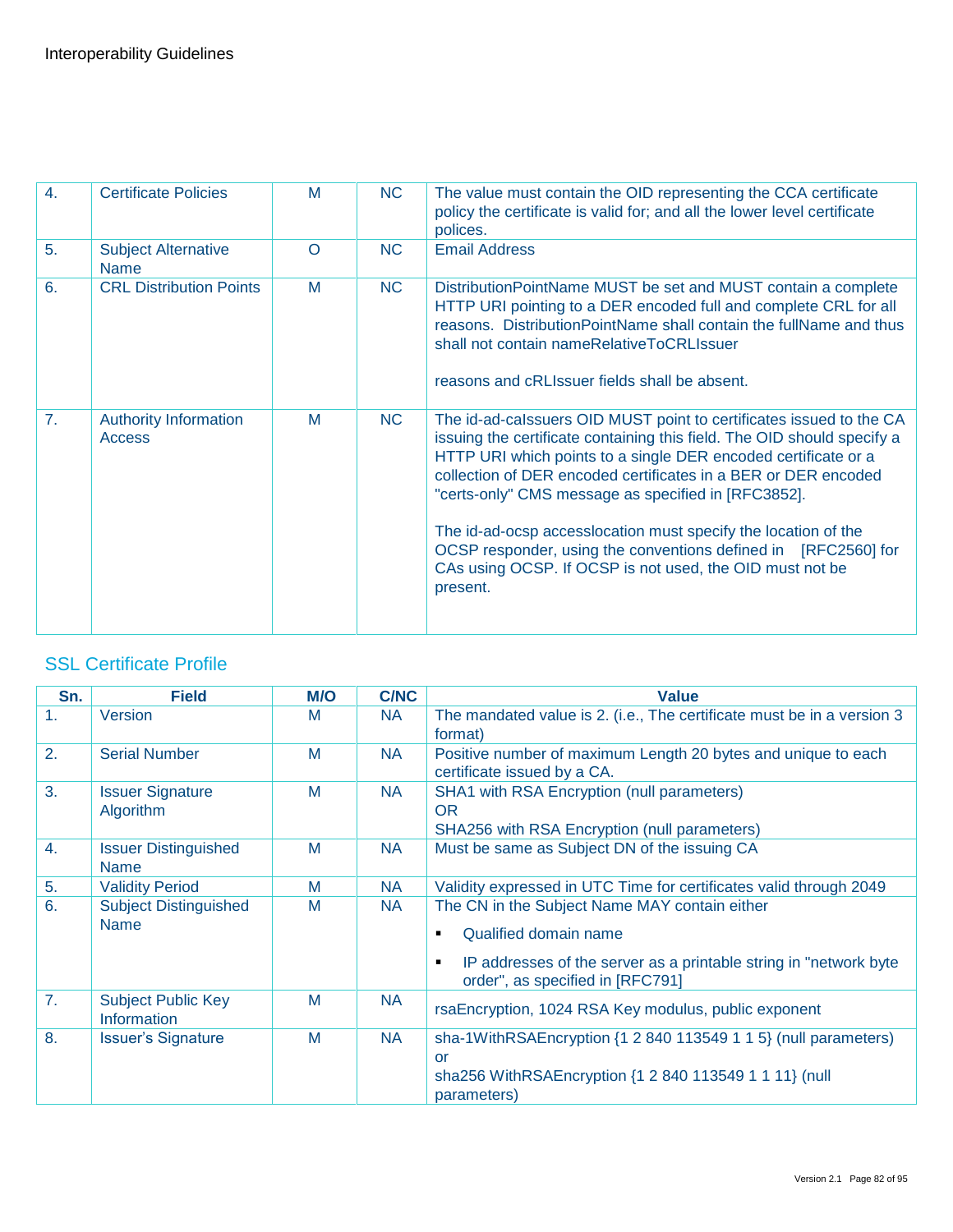| 4. | Certificate Policies | M | NC | The value must contain the OID representing the CCA certificate policy the certificate is valid for; and all the lower level certificate polices. |
|---|---|---|---|---|
| 5. | Subject Alternative Name | O | NC | Email Address |
| 6. | CRL Distribution Points | M | NC | DistributionPointName MUST be set and MUST contain a complete HTTP URI pointing to a DER encoded full and complete CRL for all reasons. DistributionPointName shall contain the fullName and thus shall not contain nameRelativeToCRLIssuer<br><br>reasons and cRLIssuer fields shall be absent. |
| 7. | Authority Information Access | M | NC | The id-ad-caIssuers OID MUST point to certificates issued to the CA issuing the certificate containing this field. The OID should specify a HTTP URI which points to a single DER encoded certificate or a collection of DER encoded certificates in a BER or DER encoded "certs-only" CMS message as specified in [RFC3852].<br><br>The id-ad-ocsp accesslocation must specify the location of the OCSP responder, using the conventions defined in [RFC2560] for CAs using OCSP. If OCSP is not used, the OID must not be present. |

## SSL Certificate Profile

| Sn. | Field | M/O | C/NC | Value |
|---|---|---|---|---|
| 1. | Version | M | NA | The mandated value is 2. (i.e., The certificate must be in a version 3 format) |
| 2. | Serial Number | M | NA | Positive number of maximum Length 20 bytes and unique to each certificate issued by a CA. |
| 3. | Issuer Signature Algorithm | M | NA | SHA1 with RSA Encryption (null parameters)<br>OR<br>SHA256 with RSA Encryption (null parameters) |
| 4. | Issuer Distinguished Name | M | NA | Must be same as Subject DN of the issuing CA |
| 5. | Validity Period | M | NA | Validity expressed in UTC Time for certificates valid through 2049 |
| 6. | Subject Distinguished Name | M | NA | The CN in the Subject Name MAY contain either<br>▪ Qualified domain name<br>▪ IP addresses of the server as a printable string in "network byte order", as specified in [RFC791] |
| 7. | Subject Public Key Information | M | NA | rsaEncryption, 1024 RSA Key modulus, public exponent |
| 8. | Issuer's Signature | M | NA | sha-1WithRSAEncryption {1 2 840 113549 1 1 5} (null parameters)<br>or<br>sha256 WithRSAEncryption {1 2 840 113549 1 1 11} (null parameters) |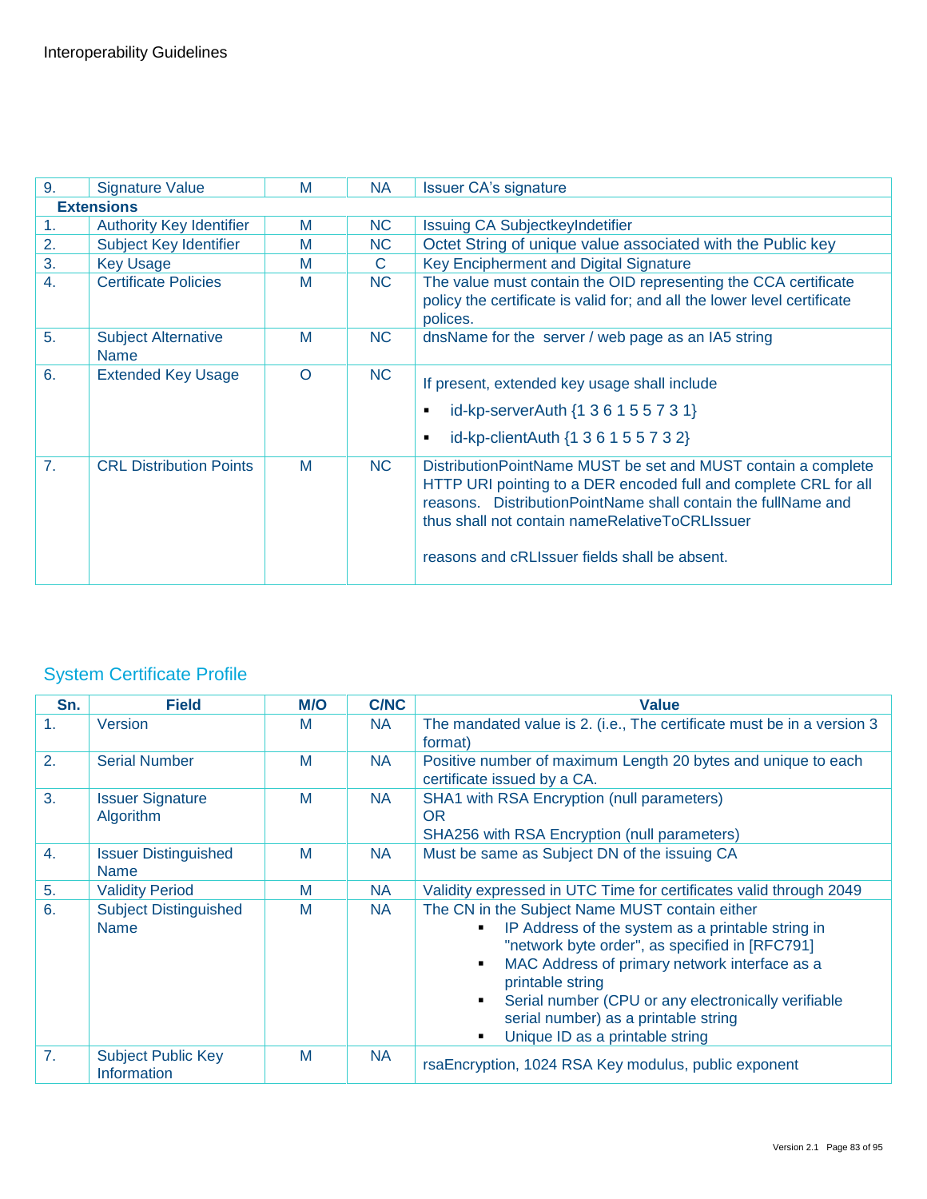| | | | | |
|---|---|---|---|---|
| 9. | Signature Value | M | NA | Issuer CA's signature |
| **Extensions** | | | | |
| 1. | Authority Key Identifier | M | NC | Issuing CA SubjectkeyIndetifier |
| 2. | Subject Key Identifier | M | NC | Octet String of unique value associated with the Public key |
| 3. | Key Usage | M | C | Key Encipherment and Digital Signature |
| 4. | Certificate Policies | M | NC | The value must contain the OID representing the CCA certificate policy the certificate is valid for; and all the lower level certificate polices. |
| 5. | Subject Alternative Name | M | NC | dnsName for the server / web page as an IA5 string |
| 6. | Extended Key Usage | O | NC | If present, extended key usage shall include<br>▪ id-kp-serverAuth {1 3 6 1 5 5 7 3 1}<br>▪ id-kp-clientAuth {1 3 6 1 5 5 7 3 2} |
| 7. | CRL Distribution Points | M | NC | DistributionPointName MUST be set and MUST contain a complete HTTP URI pointing to a DER encoded full and complete CRL for all reasons. DistributionPointName shall contain the fullName and thus shall not contain nameRelativeToCRLIssuer<br><br>reasons and cRLIssuer fields shall be absent. |

## System Certificate Profile

| Sn. | Field | M/O | C/NC | Value |
|---|---|---|---|---|
| 1. | Version | M | NA | The mandated value is 2. (i.e., The certificate must be in a version 3 format) |
| 2. | Serial Number | M | NA | Positive number of maximum Length 20 bytes and unique to each certificate issued by a CA. |
| 3. | Issuer Signature Algorithm | M | NA | SHA1 with RSA Encryption (null parameters)<br>OR<br>SHA256 with RSA Encryption (null parameters) |
| 4. | Issuer Distinguished Name | M | NA | Must be same as Subject DN of the issuing CA |
| 5. | Validity Period | M | NA | Validity expressed in UTC Time for certificates valid through 2049 |
| 6. | Subject Distinguished Name | M | NA | The CN in the Subject Name MUST contain either<br>▪ IP Address of the system as a printable string in "network byte order", as specified in [RFC791]<br>▪ MAC Address of primary network interface as a printable string<br>▪ Serial number (CPU or any electronically verifiable serial number) as a printable string<br>▪ Unique ID as a printable string |
| 7. | Subject Public Key Information | M | NA | rsaEncryption, 1024 RSA Key modulus, public exponent |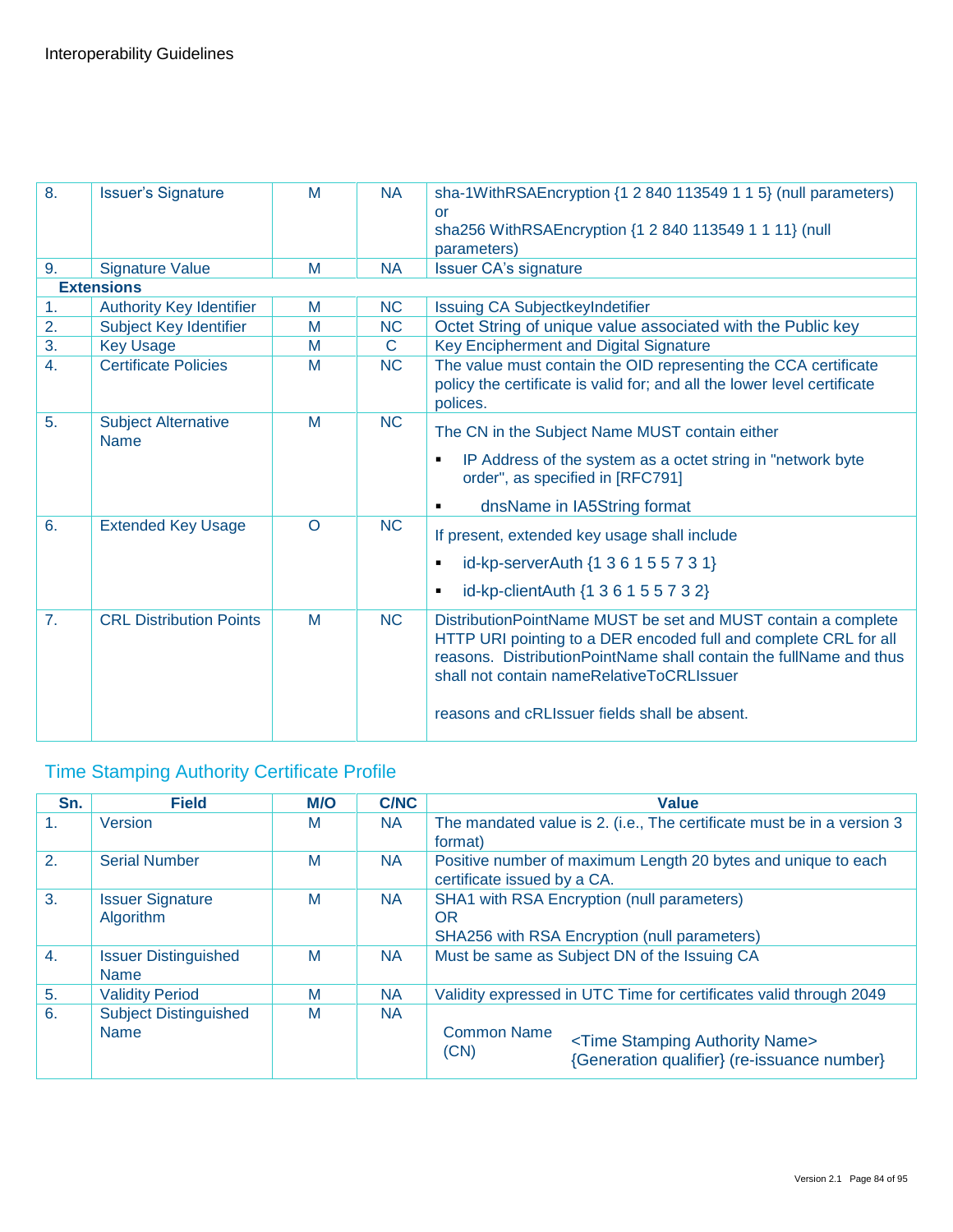| | | | | |
|---|---|---|---|---|
| 8. | Issuer's Signature | M | NA | sha-1WithRSAEncryption {1 2 840 113549 1 1 5} (null parameters) or sha256 WithRSAEncryption {1 2 840 113549 1 1 11} (null parameters) |
| 9. | Signature Value | M | NA | Issuer CA's signature |
| **Extensions** | | | | |
| 1. | Authority Key Identifier | M | NC | Issuing CA SubjectkeyIndetifier |
| 2. | Subject Key Identifier | M | NC | Octet String of unique value associated with the Public key |
| 3. | Key Usage | M | C | Key Encipherment and Digital Signature |
| 4. | Certificate Policies | M | NC | The value must contain the OID representing the CCA certificate policy the certificate is valid for; and all the lower level certificate polices. |
| 5. | Subject Alternative Name | M | NC | The CN in the Subject Name MUST contain either<br>▪ IP Address of the system as a octet string in "network byte order", as specified in [RFC791]<br>▪ dnsName in IA5String format |
| 6. | Extended Key Usage | O | NC | If present, extended key usage shall include<br>▪ id-kp-serverAuth {1 3 6 1 5 5 7 3 1}<br>▪ id-kp-clientAuth {1 3 6 1 5 5 7 3 2} |
| 7. | CRL Distribution Points | M | NC | DistributionPointName MUST be set and MUST contain a complete HTTP URI pointing to a DER encoded full and complete CRL for all reasons. DistributionPointName shall contain the fullName and thus shall not contain nameRelativeToCRLIssuer<br><br>reasons and cRLIssuer fields shall be absent. |

## Time Stamping Authority Certificate Profile

| Sn. | Field | M/O | C/NC | Value |
|---|---|---|---|---|
| 1. | Version | M | NA | The mandated value is 2. (i.e., The certificate must be in a version 3 format) |
| 2. | Serial Number | M | NA | Positive number of maximum Length 20 bytes and unique to each certificate issued by a CA. |
| 3. | Issuer Signature Algorithm | M | NA | SHA1 with RSA Encryption (null parameters)<br>OR<br>SHA256 with RSA Encryption (null parameters) |
| 4. | Issuer Distinguished Name | M | NA | Must be same as Subject DN of the Issuing CA |
| 5. | Validity Period | M | NA | Validity expressed in UTC Time for certificates valid through 2049 |
| 6. | Subject Distinguished Name | M | NA | Common Name (CN): <Time Stamping Authority Name> {Generation qualifier} (re-issuance number} |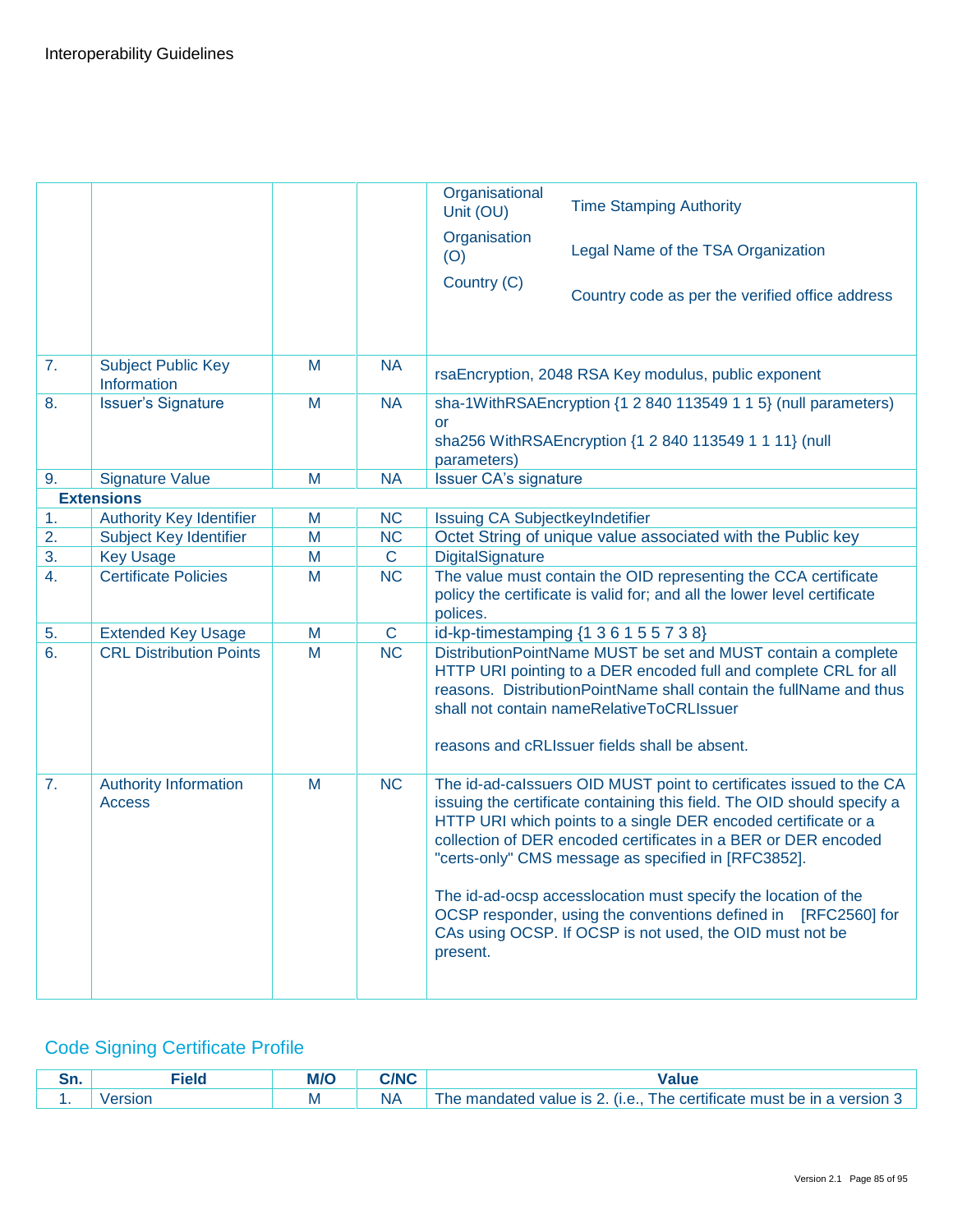| | | | | |
|---|---|---|---|---|
| | | | | Organisational Unit (OU) — Time Stamping Authority<br>Organisation (O) — Legal Name of the TSA Organization<br>Country (C) — Country code as per the verified office address |
| 7. | Subject Public Key Information | M | NA | rsaEncryption, 2048 RSA Key modulus, public exponent |
| 8. | Issuer's Signature | M | NA | sha-1WithRSAEncryption {1 2 840 113549 1 1 5} (null parameters) or<br>sha256 WithRSAEncryption {1 2 840 113549 1 1 11} (null parameters) |
| 9. | Signature Value | M | NA | Issuer CA's signature |
| **Extensions** | | | | |
| 1. | Authority Key Identifier | M | NC | Issuing CA SubjectkeyIndetifier |
| 2. | Subject Key Identifier | M | NC | Octet String of unique value associated with the Public key |
| 3. | Key Usage | M | C | DigitalSignature |
| 4. | Certificate Policies | M | NC | The value must contain the OID representing the CCA certificate policy the certificate is valid for; and all the lower level certificate polices. |
| 5. | Extended Key Usage | M | C | id-kp-timestamping {1 3 6 1 5 5 7 3 8} |
| 6. | CRL Distribution Points | M | NC | DistributionPointName MUST be set and MUST contain a complete HTTP URI pointing to a DER encoded full and complete CRL for all reasons. DistributionPointName shall contain the fullName and thus shall not contain nameRelativeToCRLIssuer<br><br>reasons and cRLIssuer fields shall be absent. |
| 7. | Authority Information Access | M | NC | The id-ad-caIssuers OID MUST point to certificates issued to the CA issuing the certificate containing this field. The OID should specify a HTTP URI which points to a single DER encoded certificate or a collection of DER encoded certificates in a BER or DER encoded "certs-only" CMS message as specified in [RFC3852].<br><br>The id-ad-ocsp accesslocation must specify the location of the OCSP responder, using the conventions defined in [RFC2560] for CAs using OCSP. If OCSP is not used, the OID must not be present. |

## Code Signing Certificate Profile

| Sn. | Field | M/O | C/NC | Value |
|---|---|---|---|---|
| 1. | Version | M | NA | The mandated value is 2. (i.e., The certificate must be in a version 3 |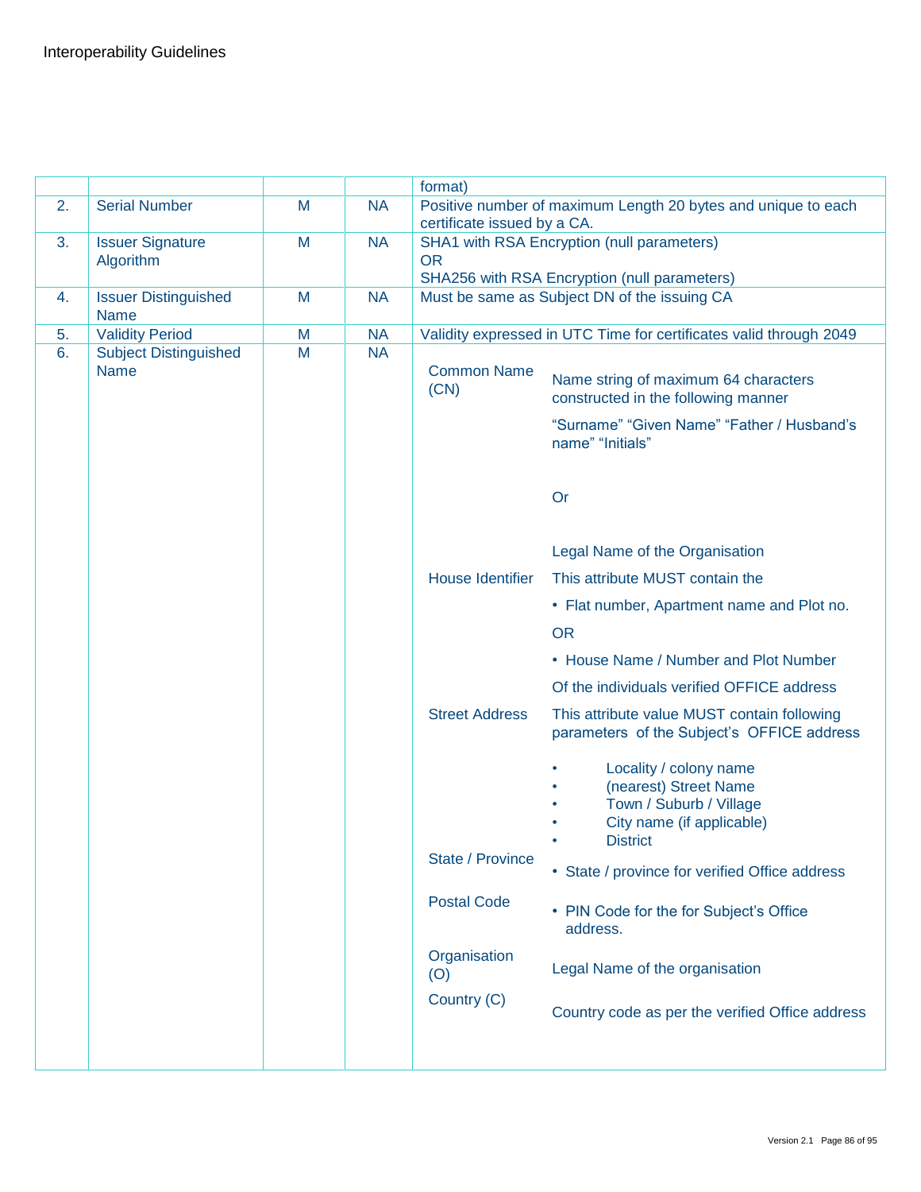| | | | | |
|---|---|---|---|---|
| | | | | format) |
| 2. | Serial Number | M | NA | Positive number of maximum Length 20 bytes and unique to each certificate issued by a CA. |
| 3. | Issuer Signature Algorithm | M | NA | SHA1 with RSA Encryption (null parameters)<br>OR<br>SHA256 with RSA Encryption (null parameters) |
| 4. | Issuer Distinguished Name | M | NA | Must be same as Subject DN of the issuing CA |
| 5. | Validity Period | M | NA | Validity expressed in UTC Time for certificates valid through 2049 |
| 6. | Subject Distinguished Name | M | NA | **Common Name (CN)**: Name string of maximum 64 characters constructed in the following manner<br>"Surname" "Given Name" "Father / Husband's name" "Initials"<br>Or<br>Legal Name of the Organisation<br><br>**House Identifier**: This attribute MUST contain the<br>• Flat number, Apartment name and Plot no.<br>OR<br>• House Name / Number and Plot Number<br>Of the individuals verified OFFICE address<br><br>**Street Address**: This attribute value MUST contain following parameters of the Subject's OFFICE address<br>• Locality / colony name<br>• (nearest) Street Name<br>• Town / Suburb / Village<br>• City name (if applicable)<br>• District<br><br>**State / Province**: • State / province for verified Office address<br><br>**Postal Code**: • PIN Code for the for Subject's Office address.<br><br>**Organisation (O)**: Legal Name of the organisation<br><br>**Country (C)**: Country code as per the verified Office address |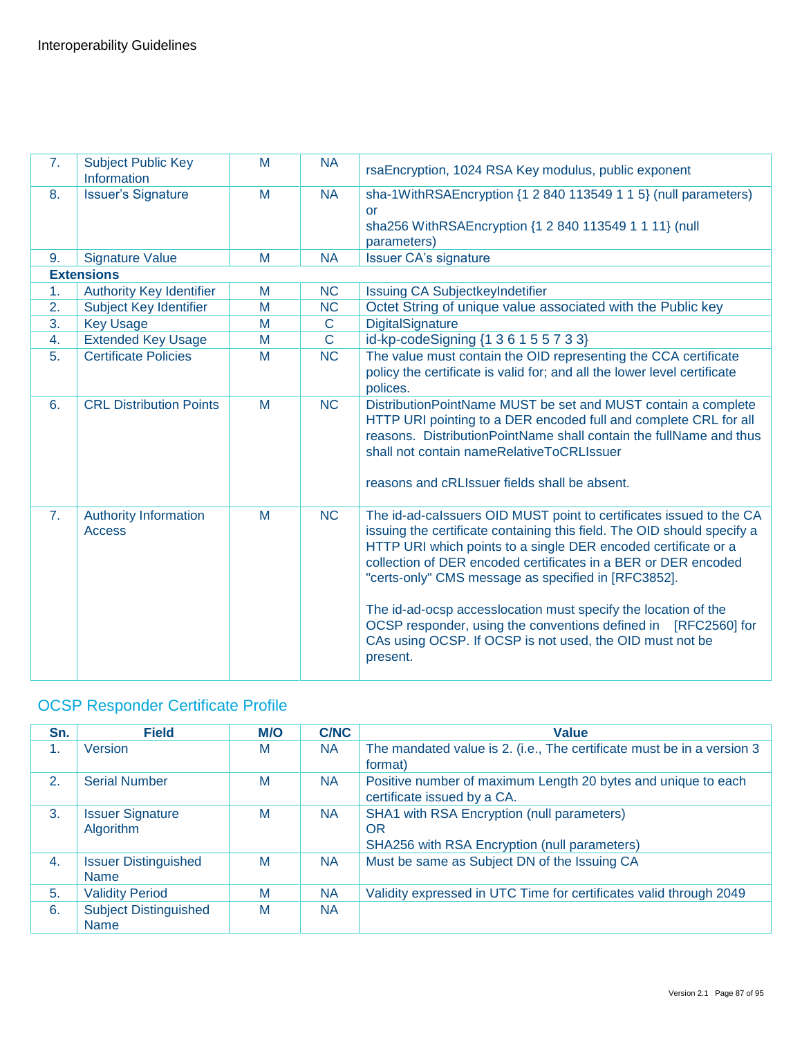| | | | | |
|---|---|---|---|---|
| 7. | Subject Public Key Information | M | NA | rsaEncryption, 1024 RSA Key modulus, public exponent |
| 8. | Issuer's Signature | M | NA | sha-1WithRSAEncryption {1 2 840 113549 1 1 5} (null parameters) or sha256 WithRSAEncryption {1 2 840 113549 1 1 11} (null parameters) |
| 9. | Signature Value | M | NA | Issuer CA's signature |
| **Extensions** | | | | |
| 1. | Authority Key Identifier | M | NC | Issuing CA SubjectkeyIndetifier |
| 2. | Subject Key Identifier | M | NC | Octet String of unique value associated with the Public key |
| 3. | Key Usage | M | C | DigitalSignature |
| 4. | Extended Key Usage | M | C | id-kp-codeSigning {1 3 6 1 5 5 7 3 3} |
| 5. | Certificate Policies | M | NC | The value must contain the OID representing the CCA certificate policy the certificate is valid for; and all the lower level certificate polices. |
| 6. | CRL Distribution Points | M | NC | DistributionPointName MUST be set and MUST contain a complete HTTP URI pointing to a DER encoded full and complete CRL for all reasons. DistributionPointName shall contain the fullName and thus shall not contain nameRelativeToCRLIssuer<br><br>reasons and cRLIssuer fields shall be absent. |
| 7. | Authority Information Access | M | NC | The id-ad-caIssuers OID MUST point to certificates issued to the CA issuing the certificate containing this field. The OID should specify a HTTP URI which points to a single DER encoded certificate or a collection of DER encoded certificates in a BER or DER encoded "certs-only" CMS message as specified in [RFC3852].<br><br>The id-ad-ocsp accesslocation must specify the location of the OCSP responder, using the conventions defined in [RFC2560] for CAs using OCSP. If OCSP is not used, the OID must not be present. |

## OCSP Responder Certificate Profile

| Sn. | Field | M/O | C/NC | Value |
|---|---|---|---|---|
| 1. | Version | M | NA | The mandated value is 2. (i.e., The certificate must be in a version 3 format) |
| 2. | Serial Number | M | NA | Positive number of maximum Length 20 bytes and unique to each certificate issued by a CA. |
| 3. | Issuer Signature Algorithm | M | NA | SHA1 with RSA Encryption (null parameters)<br>OR<br>SHA256 with RSA Encryption (null parameters) |
| 4. | Issuer Distinguished Name | M | NA | Must be same as Subject DN of the Issuing CA |
| 5. | Validity Period | M | NA | Validity expressed in UTC Time for certificates valid through 2049 |
| 6. | Subject Distinguished Name | M | NA | |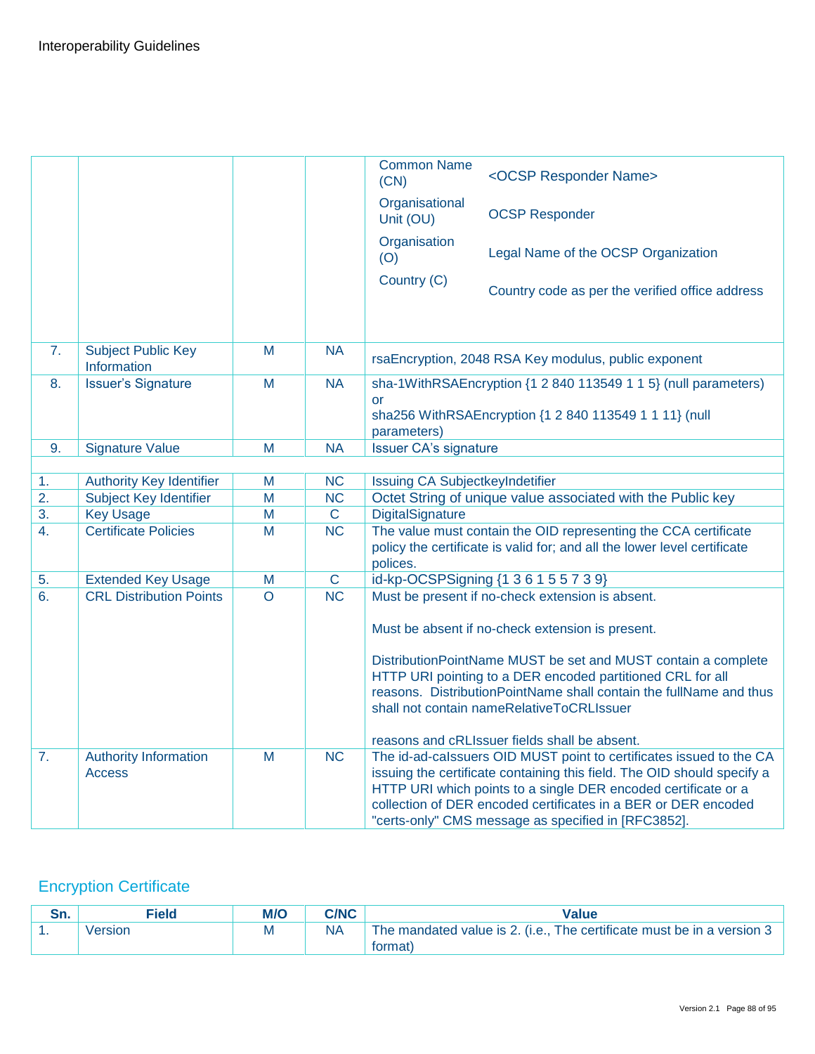| | | | | |
|---|---|---|---|---|
| | | | | Common Name (CN) — <OCSP Responder Name><br>Organisational Unit (OU) — OCSP Responder<br>Organisation (O) — Legal Name of the OCSP Organization<br>Country (C) — Country code as per the verified office address |
| 7. | Subject Public Key Information | M | NA | rsaEncryption, 2048 RSA Key modulus, public exponent |
| 8. | Issuer's Signature | M | NA | sha-1WithRSAEncryption {1 2 840 113549 1 1 5} (null parameters) or<br>sha256 WithRSAEncryption {1 2 840 113549 1 1 11} (null parameters) |
| 9. | Signature Value | M | NA | Issuer CA's signature |
| | | | | |
| 1. | Authority Key Identifier | M | NC | Issuing CA SubjectkeyIndetifier |
| 2. | Subject Key Identifier | M | NC | Octet String of unique value associated with the Public key |
| 3. | Key Usage | M | C | DigitalSignature |
| 4. | Certificate Policies | M | NC | The value must contain the OID representing the CCA certificate policy the certificate is valid for; and all the lower level certificate polices. |
| 5. | Extended Key Usage | M | C | id-kp-OCSPSigning {1 3 6 1 5 5 7 3 9} |
| 6. | CRL Distribution Points | O | NC | Must be present if no-check extension is absent.<br><br>Must be absent if no-check extension is present.<br><br>DistributionPointName MUST be set and MUST contain a complete HTTP URI pointing to a DER encoded partitioned CRL for all reasons. DistributionPointName shall contain the fullName and thus shall not contain nameRelativeToCRLIssuer<br><br>reasons and cRLIssuer fields shall be absent. |
| 7. | Authority Information Access | M | NC | The id-ad-caIssuers OID MUST point to certificates issued to the CA issuing the certificate containing this field. The OID should specify a HTTP URI which points to a single DER encoded certificate or a collection of DER encoded certificates in a BER or DER encoded "certs-only" CMS message as specified in [RFC3852]. |

## Encryption Certificate

| Sn. | Field | M/O | C/NC | Value |
|---|---|---|---|---|
| 1. | Version | M | NA | The mandated value is 2. (i.e., The certificate must be in a version 3 format) |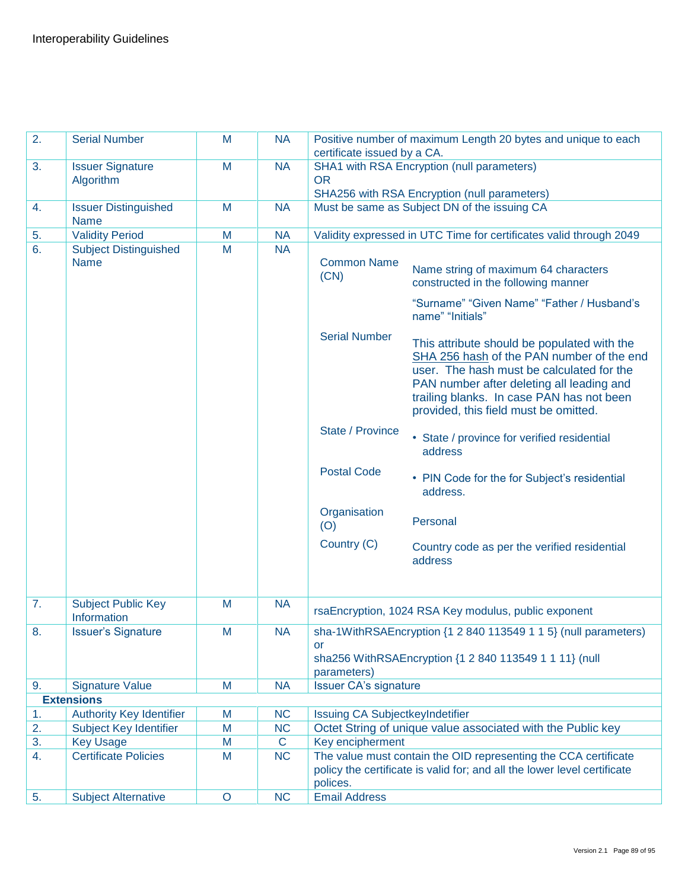| 2. | Serial Number | M | NA | Positive number of maximum Length 20 bytes and unique to each certificate issued by a CA. |
|---|---|---|---|---|
| 3. | Issuer Signature Algorithm | M | NA | SHA1 with RSA Encryption (null parameters)<br>OR<br>SHA256 with RSA Encryption (null parameters) |
| 4. | Issuer Distinguished Name | M | NA | Must be same as Subject DN of the issuing CA |
| 5. | Validity Period | M | NA | Validity expressed in UTC Time for certificates valid through 2049 |
| 6. | Subject Distinguished Name | M | NA | **Common Name (CN)**: Name string of maximum 64 characters constructed in the following manner<br>"Surname" "Given Name" "Father / Husband's name" "Initials"<br>**Serial Number**: This attribute should be populated with the SHA 256 hash of the PAN number of the end user. The hash must be calculated for the PAN number after deleting all leading and trailing blanks. In case PAN has not been provided, this field must be omitted.<br>**State / Province**: • State / province for verified residential address<br>**Postal Code**: • PIN Code for the for Subject's residential address.<br>**Organisation (O)**: Personal<br>**Country (C)**: Country code as per the verified residential address |
| 7. | Subject Public Key Information | M | NA | rsaEncryption, 1024 RSA Key modulus, public exponent |
| 8. | Issuer's Signature | M | NA | sha-1WithRSAEncryption {1 2 840 113549 1 1 5} (null parameters)<br>or<br>sha256 WithRSAEncryption {1 2 840 113549 1 1 11} (null parameters) |
| 9. | Signature Value | M | NA | Issuer CA's signature |
| **Extensions** | | | | |
| 1. | Authority Key Identifier | M | NC | Issuing CA SubjectkeyIndetifier |
| 2. | Subject Key Identifier | M | NC | Octet String of unique value associated with the Public key |
| 3. | Key Usage | M | C | Key encipherment |
| 4. | Certificate Policies | M | NC | The value must contain the OID representing the CCA certificate policy the certificate is valid for; and all the lower level certificate polices. |
| 5. | Subject Alternative | O | NC | Email Address |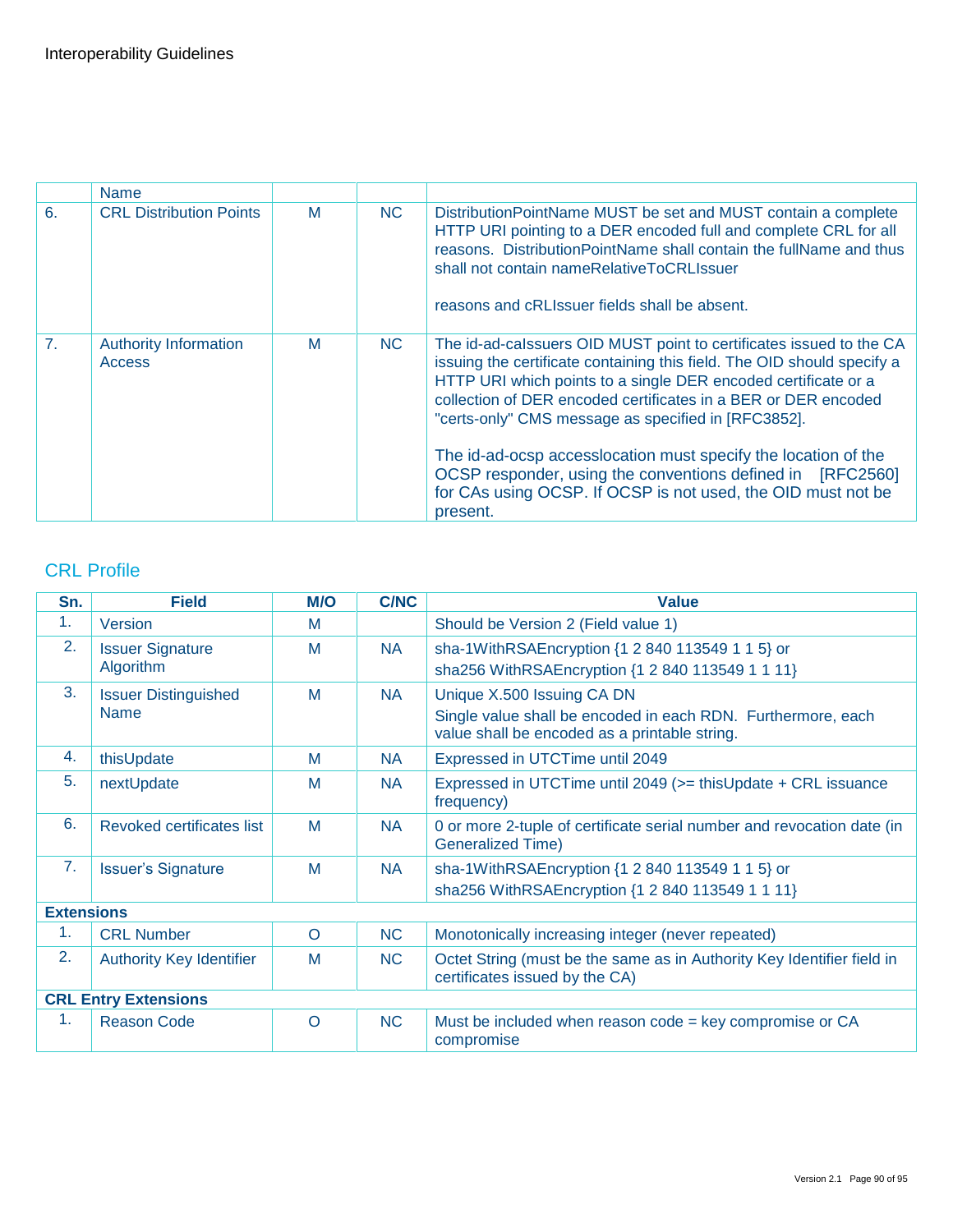| | Name | | | |
|---|---|---|---|---|
| 6. | CRL Distribution Points | M | NC | DistributionPointName MUST be set and MUST contain a complete HTTP URI pointing to a DER encoded full and complete CRL for all reasons. DistributionPointName shall contain the fullName and thus shall not contain nameRelativeToCRLIssuer<br><br>reasons and cRLIssuer fields shall be absent. |
| 7. | Authority Information Access | M | NC | The id-ad-caIssuers OID MUST point to certificates issued to the CA issuing the certificate containing this field. The OID should specify a HTTP URI which points to a single DER encoded certificate or a collection of DER encoded certificates in a BER or DER encoded "certs-only" CMS message as specified in [RFC3852].<br><br>The id-ad-ocsp accesslocation must specify the location of the OCSP responder, using the conventions defined in [RFC2560] for CAs using OCSP. If OCSP is not used, the OID must not be present. |

## CRL Profile

| Sn. | Field | M/O | C/NC | Value |
|---|---|---|---|---|
| 1. | Version | M | | Should be Version 2 (Field value 1) |
| 2. | Issuer Signature Algorithm | M | NA | sha-1WithRSAEncryption {1 2 840 113549 1 1 5} or<br>sha256 WithRSAEncryption {1 2 840 113549 1 1 11} |
| 3. | Issuer Distinguished Name | M | NA | Unique X.500 Issuing CA DN<br>Single value shall be encoded in each RDN. Furthermore, each value shall be encoded as a printable string. |
| 4. | thisUpdate | M | NA | Expressed in UTCTime until 2049 |
| 5. | nextUpdate | M | NA | Expressed in UTCTime until 2049 (>= thisUpdate + CRL issuance frequency) |
| 6. | Revoked certificates list | M | NA | 0 or more 2-tuple of certificate serial number and revocation date (in Generalized Time) |
| 7. | Issuer's Signature | M | NA | sha-1WithRSAEncryption {1 2 840 113549 1 1 5} or<br>sha256 WithRSAEncryption {1 2 840 113549 1 1 11} |
| **Extensions** | | | | |
| 1. | CRL Number | O | NC | Monotonically increasing integer (never repeated) |
| 2. | Authority Key Identifier | M | NC | Octet String (must be the same as in Authority Key Identifier field in certificates issued by the CA) |
| **CRL Entry Extensions** | | | | |
| 1. | Reason Code | O | NC | Must be included when reason code = key compromise or CA compromise |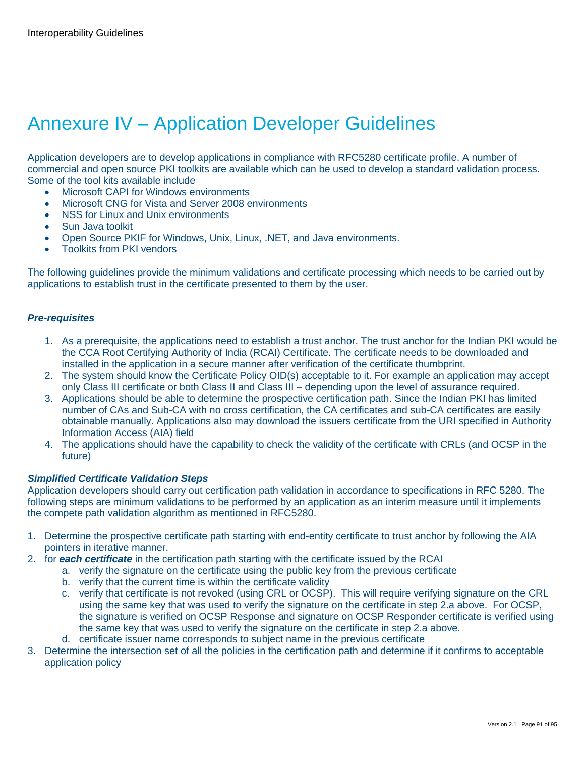# Annexure IV – Application Developer Guidelines

Application developers are to develop applications in compliance with RFC5280 certificate profile. A number of commercial and open source PKI toolkits are available which can be used to develop a standard validation process. Some of the tool kits available include

- Microsoft CAPI for Windows environments
- Microsoft CNG for Vista and Server 2008 environments
- NSS for Linux and Unix environments
- Sun Java toolkit
- Open Source PKIF for Windows, Unix, Linux, .NET, and Java environments.
- Toolkits from PKI vendors

The following guidelines provide the minimum validations and certificate processing which needs to be carried out by applications to establish trust in the certificate presented to them by the user.

***Pre-requisites***

1. As a prerequisite, the applications need to establish a trust anchor. The trust anchor for the Indian PKI would be the CCA Root Certifying Authority of India (RCAI) Certificate. The certificate needs to be downloaded and installed in the application in a secure manner after verification of the certificate thumbprint.
2. The system should know the Certificate Policy OID(s) acceptable to it. For example an application may accept only Class III certificate or both Class II and Class III – depending upon the level of assurance required.
3. Applications should be able to determine the prospective certification path. Since the Indian PKI has limited number of CAs and Sub-CA with no cross certification, the CA certificates and sub-CA certificates are easily obtainable manually. Applications also may download the issuers certificate from the URI specified in Authority Information Access (AIA) field
4. The applications should have the capability to check the validity of the certificate with CRLs (and OCSP in the future)

***Simplified Certificate Validation Steps***

Application developers should carry out certification path validation in accordance to specifications in RFC 5280. The following steps are minimum validations to be performed by an application as an interim measure until it implements the compete path validation algorithm as mentioned in RFC5280.

1. Determine the prospective certificate path starting with end-entity certificate to trust anchor by following the AIA pointers in iterative manner.
2. for ***each certificate*** in the certification path starting with the certificate issued by the RCAI
   a. verify the signature on the certificate using the public key from the previous certificate
   b. verify that the current time is within the certificate validity
   c. verify that certificate is not revoked (using CRL or OCSP). This will require verifying signature on the CRL using the same key that was used to verify the signature on the certificate in step 2.a above. For OCSP, the signature is verified on OCSP Response and signature on OCSP Responder certificate is verified using the same key that was used to verify the signature on the certificate in step 2.a above.
   d. certificate issuer name corresponds to subject name in the previous certificate
3. Determine the intersection set of all the policies in the certification path and determine if it confirms to acceptable application policy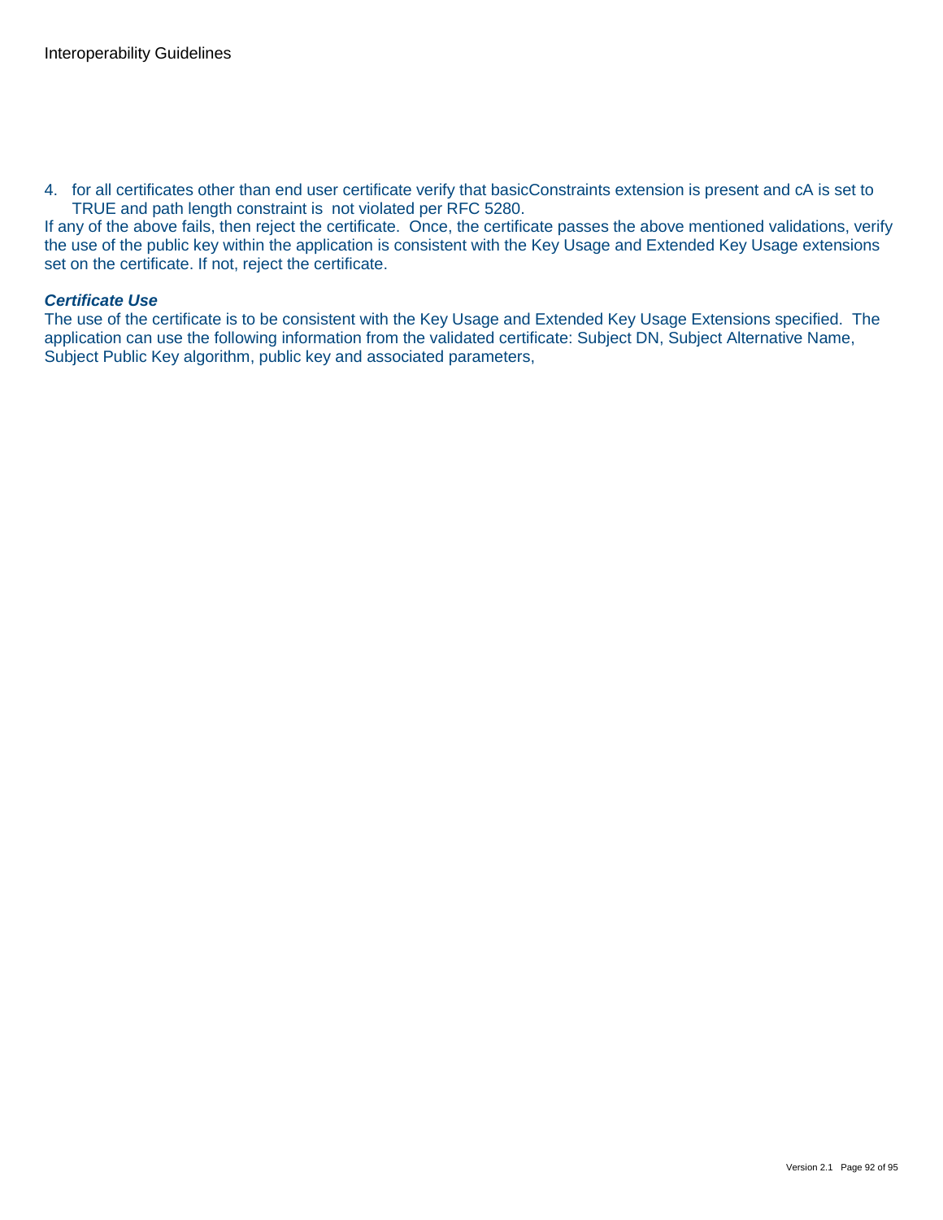4. for all certificates other than end user certificate verify that basicConstraints extension is present and cA is set to TRUE and path length constraint is not violated per RFC 5280.

If any of the above fails, then reject the certificate. Once, the certificate passes the above mentioned validations, verify the use of the public key within the application is consistent with the Key Usage and Extended Key Usage extensions set on the certificate. If not, reject the certificate.

***Certificate Use***

The use of the certificate is to be consistent with the Key Usage and Extended Key Usage Extensions specified. The application can use the following information from the validated certificate: Subject DN, Subject Alternative Name, Subject Public Key algorithm, public key and associated parameters,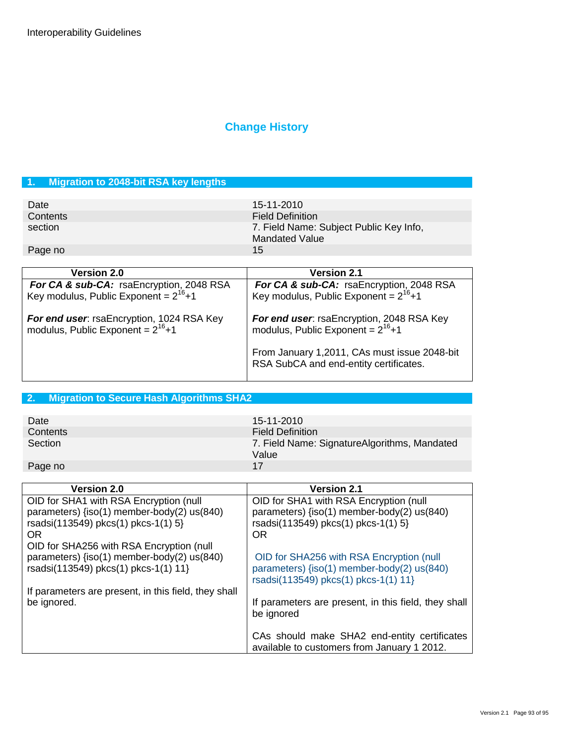## Change History

### 1. Migration to 2048-bit RSA key lengths

| | |
|---|---|
| Date | 15-11-2010 |
| Contents | Field Definition |
| section | 7. Field Name: Subject Public Key Info, Mandated Value |
| Page no | 15 |

| Version 2.0 | Version 2.1 |
|---|---|
| ***For CA & sub-CA:*** rsaEncryption, 2048 RSA Key modulus, Public Exponent = $2^{16}$+1<br><br>***For end user***: rsaEncryption, 1024 RSA Key modulus, Public Exponent = $2^{16}$+1 | ***For CA & sub-CA:*** rsaEncryption, 2048 RSA Key modulus, Public Exponent = $2^{16}$+1<br><br>***For end user***: rsaEncryption, 2048 RSA Key modulus, Public Exponent = $2^{16}$+1<br><br>From January 1,2011, CAs must issue 2048-bit RSA SubCA and end-entity certificates. |

### 2. Migration to Secure Hash Algorithms SHA2

| | |
|---|---|
| Date | 15-11-2010 |
| Contents | Field Definition |
| Section | 7. Field Name: SignatureAlgorithms, Mandated Value |
| Page no | 17 |

| Version 2.0 | Version 2.1 |
|---|---|
| OID for SHA1 with RSA Encryption (null parameters) {iso(1) member-body(2) us(840) rsadsi(113549) pkcs(1) pkcs-1(1) 5}<br>OR<br>OID for SHA256 with RSA Encryption (null parameters) {iso(1) member-body(2) us(840) rsadsi(113549) pkcs(1) pkcs-1(1) 11}<br><br>If parameters are present, in this field, they shall be ignored. | OID for SHA1 with RSA Encryption (null parameters) {iso(1) member-body(2) us(840) rsadsi(113549) pkcs(1) pkcs-1(1) 5}<br>OR<br><br>OID for SHA256 with RSA Encryption (null parameters) {iso(1) member-body(2) us(840) rsadsi(113549) pkcs(1) pkcs-1(1) 11}<br><br>If parameters are present, in this field, they shall be ignored<br><br>CAs should make SHA2 end-entity certificates available to customers from January 1 2012. |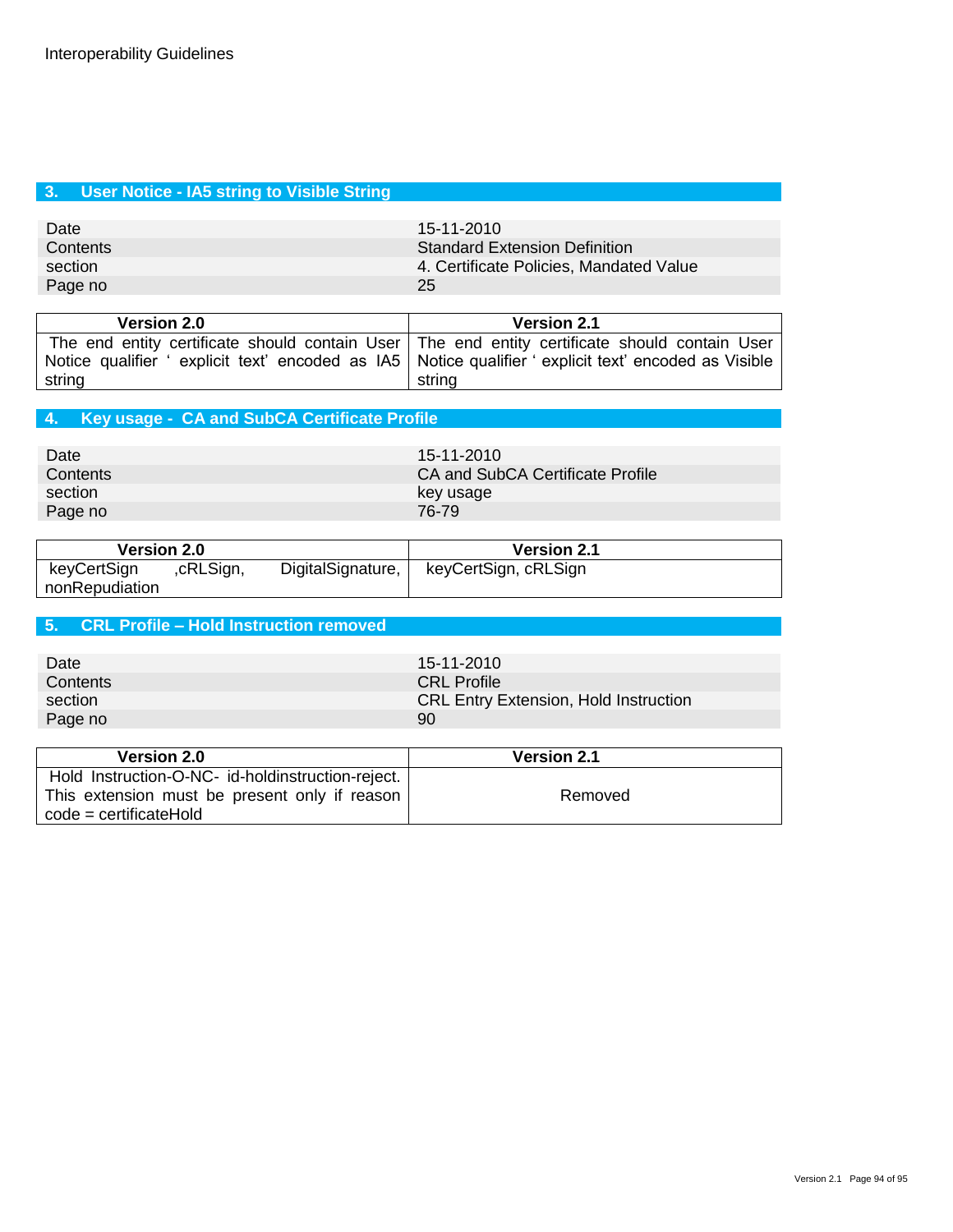## 3. User Notice - IA5 string to Visible String

| | |
|---|---|
| Date | 15-11-2010 |
| Contents | Standard Extension Definition |
| section | 4. Certificate Policies, Mandated Value |
| Page no | 25 |

| Version 2.0 | Version 2.1 |
|---|---|
| The end entity certificate should contain User Notice qualifier ' explicit text' encoded as IA5 string | The end entity certificate should contain User Notice qualifier ' explicit text' encoded as Visible string |

## 4. Key usage - CA and SubCA Certificate Profile

| | |
|---|---|
| Date | 15-11-2010 |
| Contents | CA and SubCA Certificate Profile |
| section | key usage |
| Page no | 76-79 |

| Version 2.0 | Version 2.1 |
|---|---|
| keyCertSign ,cRLSign, DigitalSignature, nonRepudiation | keyCertSign, cRLSign |

## 5. CRL Profile – Hold Instruction removed

| | |
|---|---|
| Date | 15-11-2010 |
| Contents | CRL Profile |
| section | CRL Entry Extension, Hold Instruction |
| Page no | 90 |

| Version 2.0 | Version 2.1 |
|---|---|
| Hold Instruction-O-NC- id-holdinstruction-reject. This extension must be present only if reason code = certificateHold | Removed |